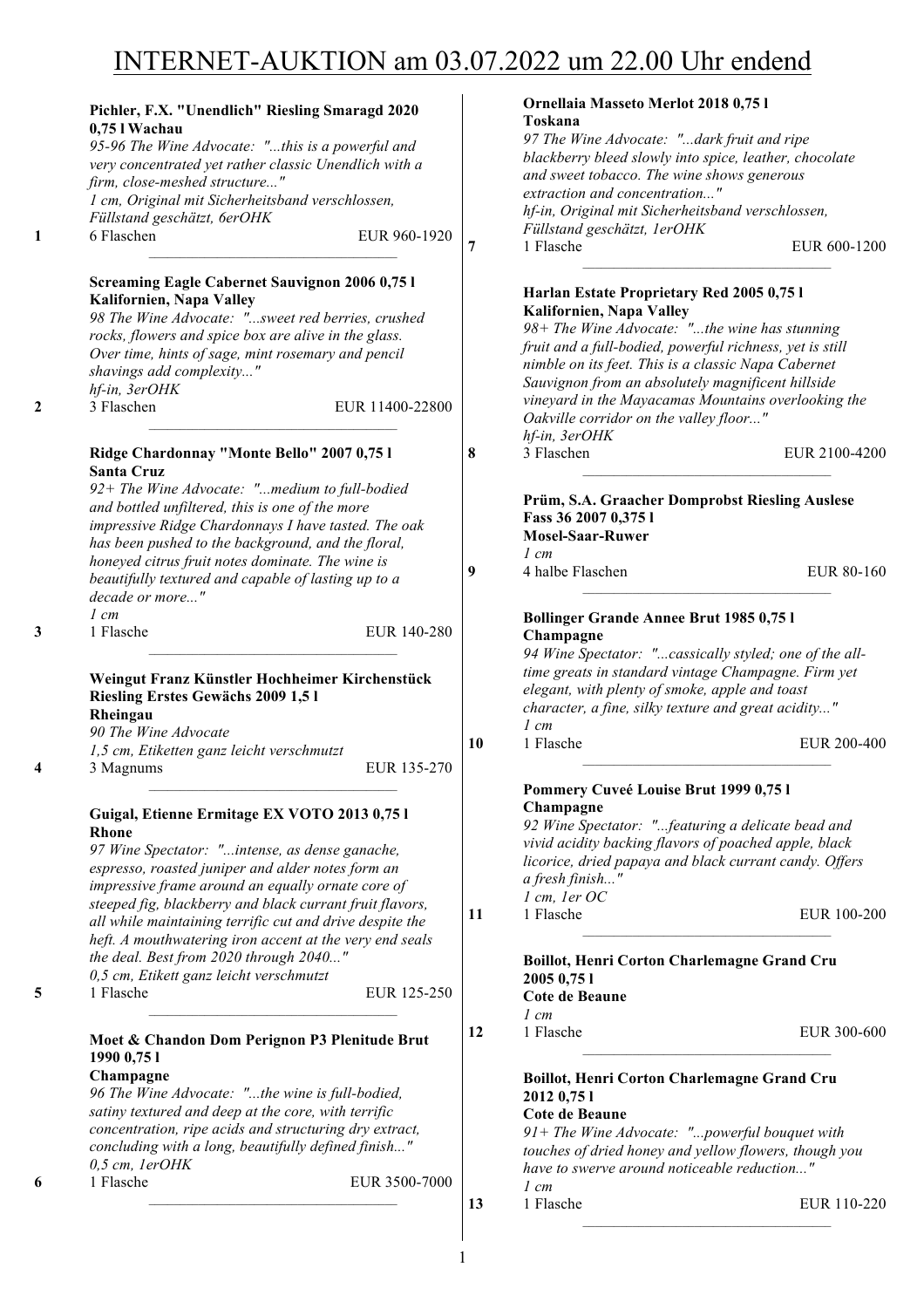# INTERNET-AUKTION am 03.07.2022 um 22.00 Uhr endend

**Pichler, F.X. "Unendlich" Riesling Smaragd 2020 0,75 l Wachau**
*95-96 The Wine Advocate: "...this is a powerful and very concentrated yet rather classic Unendlich with a firm, close-meshed structure..."*
*1 cm, Original mit Sicherheitsband verschlossen, Füllstand geschätzt, 6erOHK*
**1** 6 Flaschen EUR 960-1920

---

**Screaming Eagle Cabernet Sauvignon 2006 0,75 l Kalifornien, Napa Valley**
*98 The Wine Advocate: "...sweet red berries, crushed rocks, flowers and spice box are alive in the glass. Over time, hints of sage, mint rosemary and pencil shavings add complexity..."*
*hf-in, 3erOHK*
**2** 3 Flaschen EUR 11400-22800

---

**Ridge Chardonnay "Monte Bello" 2007 0,75 l Santa Cruz**
*92+ The Wine Advocate: "...medium to full-bodied and bottled unfiltered, this is one of the more impressive Ridge Chardonnays I have tasted. The oak has been pushed to the background, and the floral, honeyed citrus fruit notes dominate. The wine is beautifully textured and capable of lasting up to a decade or more..."*
*1 cm*
**3** 1 Flasche EUR 140-280

---

**Weingut Franz Künstler Hochheimer Kirchenstück Riesling Erstes Gewächs 2009 1,5 l Rheingau**
*90 The Wine Advocate*
*1,5 cm, Etiketten ganz leicht verschmutzt*
**4** 3 Magnums EUR 135-270

---

**Guigal, Etienne Ermitage EX VOTO 2013 0,75 l Rhone**
*97 Wine Spectator: "...intense, as dense ganache, espresso, roasted juniper and alder notes form an impressive frame around an equally ornate core of steeped fig, blackberry and black currant fruit flavors, all while maintaining terrific cut and drive despite the heft. A mouthwatering iron accent at the very end seals the deal. Best from 2020 through 2040..."*
*0,5 cm, Etikett ganz leicht verschmutzt*
**5** 1 Flasche EUR 125-250

---

**Moet & Chandon Dom Perignon P3 Plenitude Brut 1990 0,75 l Champagne**
*96 The Wine Advocate: "...the wine is full-bodied, satiny textured and deep at the core, with terrific concentration, ripe acids and structuring dry extract, concluding with a long, beautifully defined finish..."*
*0,5 cm, 1erOHK*
**6** 1 Flasche EUR 3500-7000

---

**Ornellaia Masseto Merlot 2018 0,75 l Toskana**
*97 The Wine Advocate: "...dark fruit and ripe blackberry bleed slowly into spice, leather, chocolate and sweet tobacco. The wine shows generous extraction and concentration..."*
*hf-in, Original mit Sicherheitsband verschlossen, Füllstand geschätzt, 1erOHK*
**7** 1 Flasche EUR 600-1200

---

**Harlan Estate Proprietary Red 2005 0,75 l Kalifornien, Napa Valley**
*98+ The Wine Advocate: "...the wine has stunning fruit and a full-bodied, powerful richness, yet is still nimble on its feet. This is a classic Napa Cabernet Sauvignon from an absolutely magnificent hillside vineyard in the Mayacamas Mountains overlooking the Oakville corridor on the valley floor..."*
*hf-in, 3erOHK*
**8** 3 Flaschen EUR 2100-4200

---

**Prüm, S.A. Graacher Domprobst Riesling Auslese Fass 36 2007 0,375 l Mosel-Saar-Ruwer**
*1 cm*
**9** 4 halbe Flaschen EUR 80-160

---

**Bollinger Grande Annee Brut 1985 0,75 l Champagne**
*94 Wine Spectator: "...cassically styled; one of the all-time greats in standard vintage Champagne. Firm yet elegant, with plenty of smoke, apple and toast character, a fine, silky texture and great acidity..."*
*1 cm*
**10** 1 Flasche EUR 200-400

---

**Pommery Cuveé Louise Brut 1999 0,75 l Champagne**
*92 Wine Spectator: "...featuring a delicate bead and vivid acidity backing flavors of poached apple, black licorice, dried papaya and black currant candy. Offers a fresh finish..."*
*1 cm, 1er OC*
**11** 1 Flasche EUR 100-200

---

**Boillot, Henri Corton Charlemagne Grand Cru 2005 0,75 l Cote de Beaune**
*1 cm*
**12** 1 Flasche EUR 300-600

---

**Boillot, Henri Corton Charlemagne Grand Cru 2012 0,75 l Cote de Beaune**
*91+ The Wine Advocate: "...powerful bouquet with touches of dried honey and yellow flowers, though you have to swerve around noticeable reduction..."*
*1 cm*
**13** 1 Flasche EUR 110-220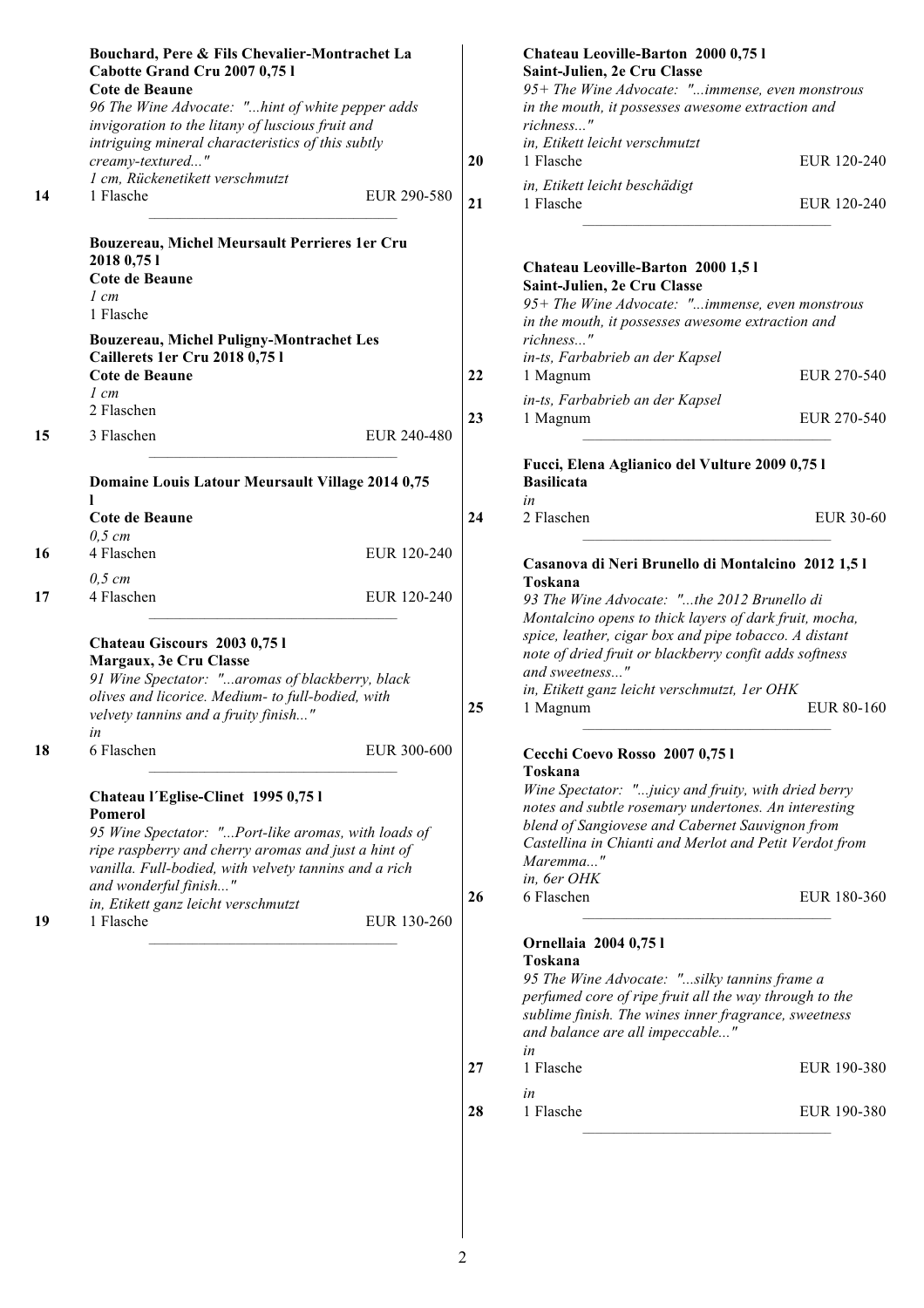**Bouchard, Pere & Fils Chevalier-Montrachet La Cabotte Grand Cru 2007 0,75 l**
**Cote de Beaune**
*96 The Wine Advocate: "...hint of white pepper adds invigoration to the litany of luscious fruit and intriguing mineral characteristics of this subtly creamy-textured..."*
*1 cm, Rückenetikett verschmutzt*

14 | 1 Flasche | EUR 290-580

---

**Bouzereau, Michel Meursault Perrieres 1er Cru 2018 0,75 l**
**Cote de Beaune**
*1 cm*
1 Flasche

**Bouzereau, Michel Puligny-Montrachet Les Caillerets 1er Cru 2018 0,75 l**
**Cote de Beaune**
*1 cm*
2 Flaschen

15 | 3 Flaschen | EUR 240-480

---

**Domaine Louis Latour Meursault Village 2014 0,75 l**
**Cote de Beaune**
*0,5 cm*

16 | 4 Flaschen | EUR 120-240

*0,5 cm*

17 | 4 Flaschen | EUR 120-240

---

**Chateau Giscours 2003 0,75 l**
**Margaux, 3e Cru Classe**
*91 Wine Spectator: "...aromas of blackberry, black olives and licorice. Medium- to full-bodied, with velvety tannins and a fruity finish..."*
*in*

18 | 6 Flaschen | EUR 300-600

---

**Chateau l´Eglise-Clinet 1995 0,75 l**
**Pomerol**
*95 Wine Spectator: "...Port-like aromas, with loads of ripe raspberry and cherry aromas and just a hint of vanilla. Full-bodied, with velvety tannins and a rich and wonderful finish..."*
*in, Etikett ganz leicht verschmutzt*

19 | 1 Flasche | EUR 130-260

---

**Chateau Leoville-Barton 2000 0,75 l**
**Saint-Julien, 2e Cru Classe**
*95+ The Wine Advocate: "...immense, even monstrous in the mouth, it possesses awesome extraction and richness..."*
*in, Etikett leicht verschmutzt*

20 | 1 Flasche | EUR 120-240

*in, Etikett leicht beschädigt*

21 | 1 Flasche | EUR 120-240

---

**Chateau Leoville-Barton 2000 1,5 l**
**Saint-Julien, 2e Cru Classe**
*95+ The Wine Advocate: "...immense, even monstrous in the mouth, it possesses awesome extraction and richness..."*
*in-ts, Farbabrieb an der Kapsel*

22 | 1 Magnum | EUR 270-540

*in-ts, Farbabrieb an der Kapsel*

23 | 1 Magnum | EUR 270-540

---

**Fucci, Elena Aglianico del Vulture 2009 0,75 l**
**Basilicata**
*in*

24 | 2 Flaschen | EUR 30-60

---

**Casanova di Neri Brunello di Montalcino 2012 1,5 l**
**Toskana**
*93 The Wine Advocate: "...the 2012 Brunello di Montalcino opens to thick layers of dark fruit, mocha, spice, leather, cigar box and pipe tobacco. A distant note of dried fruit or blackberry confit adds softness and sweetness..."*
*in, Etikett ganz leicht verschmutzt, 1er OHK*

25 | 1 Magnum | EUR 80-160

---

**Cecchi Coevo Rosso 2007 0,75 l**
**Toskana**
*Wine Spectator: "...juicy and fruity, with dried berry notes and subtle rosemary undertones. An interesting blend of Sangiovese and Cabernet Sauvignon from Castellina in Chianti and Merlot and Petit Verdot from Maremma..."*
*in, 6er OHK*

26 | 6 Flaschen | EUR 180-360

---

**Ornellaia 2004 0,75 l**
**Toskana**
*95 The Wine Advocate: "...silky tannins frame a perfumed core of ripe fruit all the way through to the sublime finish. The wines inner fragrance, sweetness and balance are all impeccable..."*
*in*

27 | 1 Flasche | EUR 190-380

*in*

28 | 1 Flasche | EUR 190-380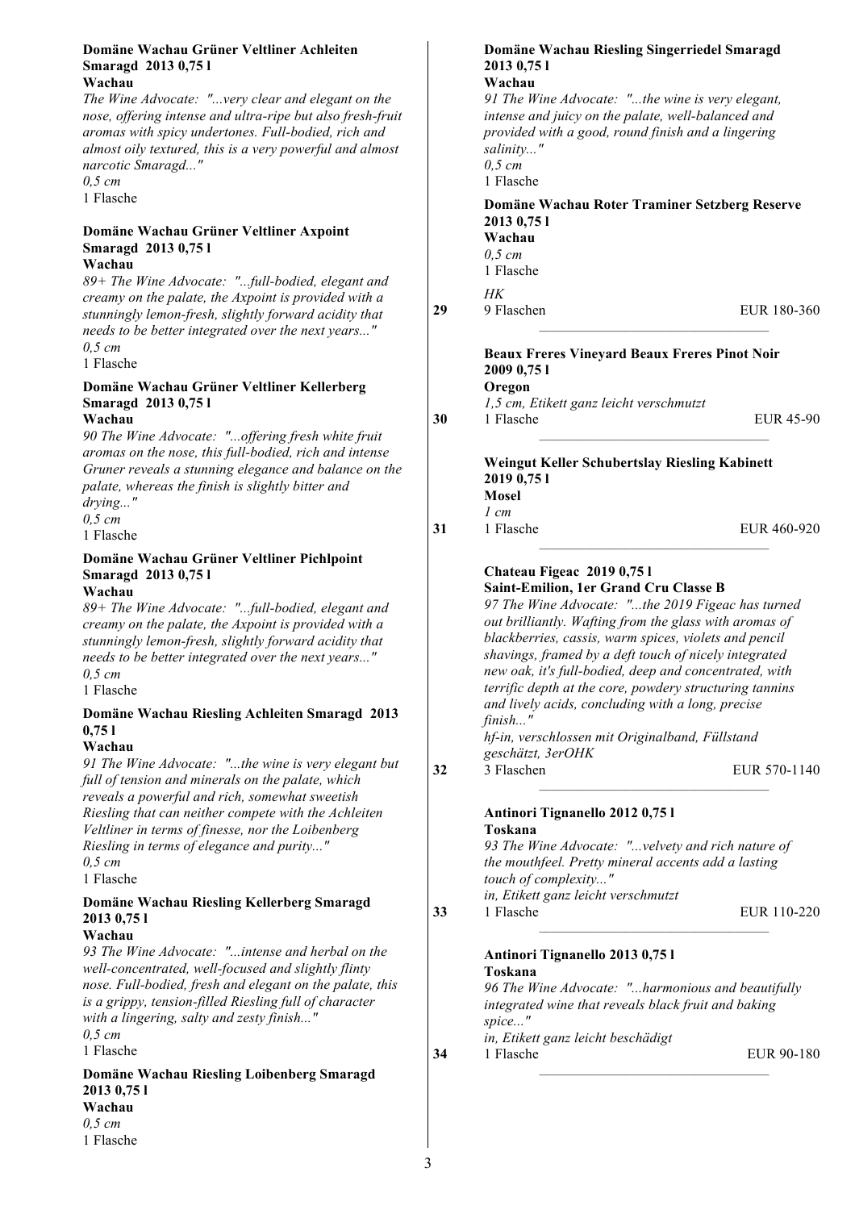**Domäne Wachau Grüner Veltliner Achleiten Smaragd 2013 0,75 l**
**Wachau**
*The Wine Advocate: "...very clear and elegant on the nose, offering intense and ultra-ripe but also fresh-fruit aromas with spicy undertones. Full-bodied, rich and almost oily textured, this is a very powerful and almost narcotic Smaragd..."*
*0,5 cm*
1 Flasche

**Domäne Wachau Grüner Veltliner Axpoint Smaragd 2013 0,75 l**
**Wachau**
*89+ The Wine Advocate: "...full-bodied, elegant and creamy on the palate, the Axpoint is provided with a stunningly lemon-fresh, slightly forward acidity that needs to be better integrated over the next years..."*
*0,5 cm*
1 Flasche

**Domäne Wachau Grüner Veltliner Kellerberg Smaragd 2013 0,75 l**
**Wachau**
*90 The Wine Advocate: "...offering fresh white fruit aromas on the nose, this full-bodied, rich and intense Gruner reveals a stunning elegance and balance on the palate, whereas the finish is slightly bitter and drying..."*
*0,5 cm*
1 Flasche

**Domäne Wachau Grüner Veltliner Pichlpoint Smaragd 2013 0,75 l**
**Wachau**
*89+ The Wine Advocate: "...full-bodied, elegant and creamy on the palate, the Axpoint is provided with a stunningly lemon-fresh, slightly forward acidity that needs to be better integrated over the next years..."*
*0,5 cm*
1 Flasche

**Domäne Wachau Riesling Achleiten Smaragd 2013 0,75 l**
**Wachau**
*91 The Wine Advocate: "...the wine is very elegant but full of tension and minerals on the palate, which reveals a powerful and rich, somewhat sweetish Riesling that can neither compete with the Achleiten Veltliner in terms of finesse, nor the Loibenberg Riesling in terms of elegance and purity..."*
*0,5 cm*
1 Flasche

**Domäne Wachau Riesling Kellerberg Smaragd 2013 0,75 l**
**Wachau**
*93 The Wine Advocate: "...intense and herbal on the well-concentrated, well-focused and slightly flinty nose. Full-bodied, fresh and elegant on the palate, this is a grippy, tension-filled Riesling full of character with a lingering, salty and zesty finish..."*
*0,5 cm*
1 Flasche

**Domäne Wachau Riesling Loibenberg Smaragd 2013 0,75 l**
**Wachau**
*0,5 cm*
1 Flasche

**Domäne Wachau Riesling Singerriedel Smaragd 2013 0,75 l**
**Wachau**
*91 The Wine Advocate: "...the wine is very elegant, intense and juicy on the palate, well-balanced and provided with a good, round finish and a lingering salinity..."*
*0,5 cm*
1 Flasche

**Domäne Wachau Roter Traminer Setzberg Reserve 2013 0,75 l**
**Wachau**
*0,5 cm*
1 Flasche

*HK*
**29** 9 Flaschen EUR 180-360

---

**Beaux Freres Vineyard Beaux Freres Pinot Noir 2009 0,75 l**
**Oregon**
*1,5 cm, Etikett ganz leicht verschmutzt*
**30** 1 Flasche EUR 45-90

---

**Weingut Keller Schubertslay Riesling Kabinett 2019 0,75 l**
**Mosel**
*1 cm*
**31** 1 Flasche EUR 460-920

---

**Chateau Figeac 2019 0,75 l**
**Saint-Emilion, 1er Grand Cru Classe B**
*97 The Wine Advocate: "...the 2019 Figeac has turned out brilliantly. Wafting from the glass with aromas of blackberries, cassis, warm spices, violets and pencil shavings, framed by a deft touch of nicely integrated new oak, it's full-bodied, deep and concentrated, with terrific depth at the core, powdery structuring tannins and lively acids, concluding with a long, precise finish..."*
*hf-in, verschlossen mit Originalband, Füllstand geschätzt, 3erOHK*
**32** 3 Flaschen EUR 570-1140

---

**Antinori Tignanello 2012 0,75 l**
**Toskana**
*93 The Wine Advocate: "...velvety and rich nature of the mouthfeel. Pretty mineral accents add a lasting touch of complexity..."*
*in, Etikett ganz leicht verschmutzt*
**33** 1 Flasche EUR 110-220

---

**Antinori Tignanello 2013 0,75 l**
**Toskana**
*96 The Wine Advocate: "...harmonious and beautifully integrated wine that reveals black fruit and baking spice..."*
*in, Etikett ganz leicht beschädigt*
**34** 1 Flasche EUR 90-180

---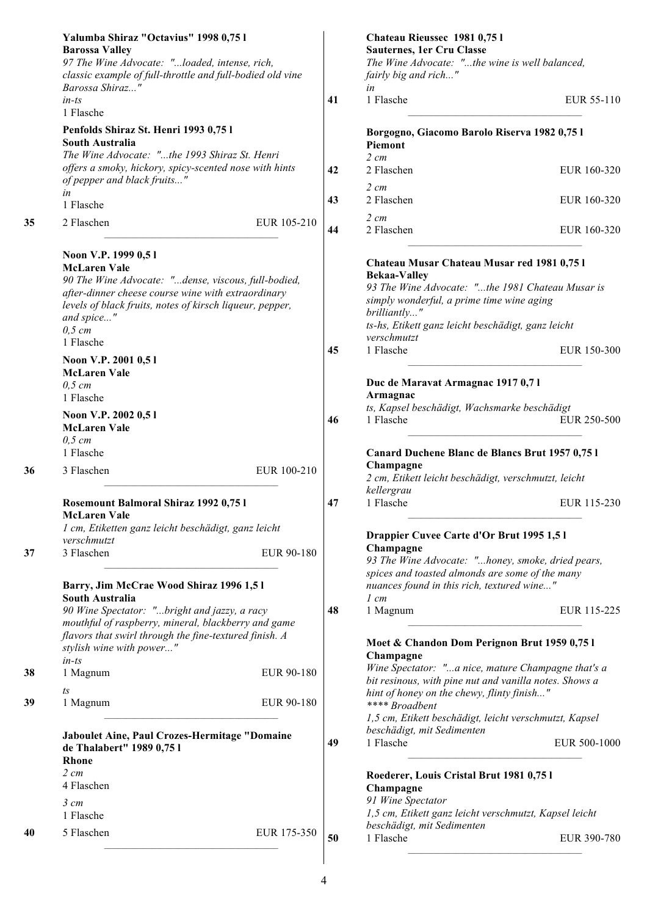**Yalumba Shiraz "Octavius" 1998 0,75 l**
**Barossa Valley**
*97 The Wine Advocate: "...loaded, intense, rich, classic example of full-throttle and full-bodied old vine Barossa Shiraz..."*
*in-ts*
1 Flasche

**Penfolds Shiraz St. Henri 1993 0,75 l**
**South Australia**
*The Wine Advocate: "...the 1993 Shiraz St. Henri offers a smoky, hickory, spicy-scented nose with hints of pepper and black fruits..."*
*in*
1 Flasche

**35** 2 Flaschen EUR 105-210

---

**Noon V.P. 1999 0,5 l**
**McLaren Vale**
*90 The Wine Advocate: "...dense, viscous, full-bodied, after-dinner cheese course wine with extraordinary levels of black fruits, notes of kirsch liqueur, pepper, and spice..."*
*0,5 cm*
1 Flasche

**Noon V.P. 2001 0,5 l**
**McLaren Vale**
*0,5 cm*
1 Flasche

**Noon V.P. 2002 0,5 l**
**McLaren Vale**
*0,5 cm*
1 Flasche

**36** 3 Flaschen EUR 100-210

---

**Rosemount Balmoral Shiraz 1992 0,75 l**
**McLaren Vale**
*1 cm, Etiketten ganz leicht beschädigt, ganz leicht verschmutzt*

**37** 3 Flaschen EUR 90-180

---

**Barry, Jim McCrae Wood Shiraz 1996 1,5 l**
**South Australia**
*90 Wine Spectator: "...bright and jazzy, a racy mouthful of raspberry, mineral, blackberry and game flavors that swirl through the fine-textured finish. A stylish wine with power..."*
*in-ts*

**38** 1 Magnum EUR 90-180

*ts*

**39** 1 Magnum EUR 90-180

---

**Jaboulet Aine, Paul Crozes-Hermitage "Domaine de Thalabert" 1989 0,75 l**
**Rhone**
*2 cm*
4 Flaschen
*3 cm*
1 Flasche

**40** 5 Flaschen EUR 175-350

---

**Chateau Rieussec 1981 0,75 l**
**Sauternes, 1er Cru Classe**
*The Wine Advocate: "...the wine is well balanced, fairly big and rich..."*
*in*

**41** 1 Flasche EUR 55-110

---

**Borgogno, Giacomo Barolo Riserva 1982 0,75 l**
**Piemont**
*2 cm*

**42** 2 Flaschen EUR 160-320

*2 cm*

**43** 2 Flaschen EUR 160-320

*2 cm*

**44** 2 Flaschen EUR 160-320

---

**Chateau Musar Chateau Musar red 1981 0,75 l**
**Bekaa-Valley**
*93 The Wine Advocate: "...the 1981 Chateau Musar is simply wonderful, a prime time wine aging brilliantly..."*
*ts-hs, Etikett ganz leicht beschädigt, ganz leicht verschmutzt*

**45** 1 Flasche EUR 150-300

---

**Duc de Maravat Armagnac 1917 0,7 l**
**Armagnac**
*ts, Kapsel beschädigt, Wachsmarke beschädigt*

**46** 1 Flasche EUR 250-500

---

**Canard Duchene Blanc de Blancs Brut 1957 0,75 l**
**Champagne**
*2 cm, Etikett leicht beschädigt, verschmutzt, leicht kellergrau*

**47** 1 Flasche EUR 115-230

---

**Drappier Cuvee Carte d'Or Brut 1995 1,5 l**
**Champagne**
*93 The Wine Advocate: "...honey, smoke, dried pears, spices and toasted almonds are some of the many nuances found in this rich, textured wine..."*
*1 cm*

**48** 1 Magnum EUR 115-225

---

**Moet & Chandon Dom Perignon Brut 1959 0,75 l**
**Champagne**
*Wine Spectator: "...a nice, mature Champagne that's a bit resinous, with pine nut and vanilla notes. Shows a hint of honey on the chewy, flinty finish..."*
*\*\*\*\* Broadbent*
*1,5 cm, Etikett beschädigt, leicht verschmutzt, Kapsel beschädigt, mit Sedimenten*

**49** 1 Flasche EUR 500-1000

---

**Roederer, Louis Cristal Brut 1981 0,75 l**
**Champagne**
*91 Wine Spectator*
*1,5 cm, Etikett ganz leicht verschmutzt, Kapsel leicht beschädigt, mit Sedimenten*

**50** 1 Flasche EUR 390-780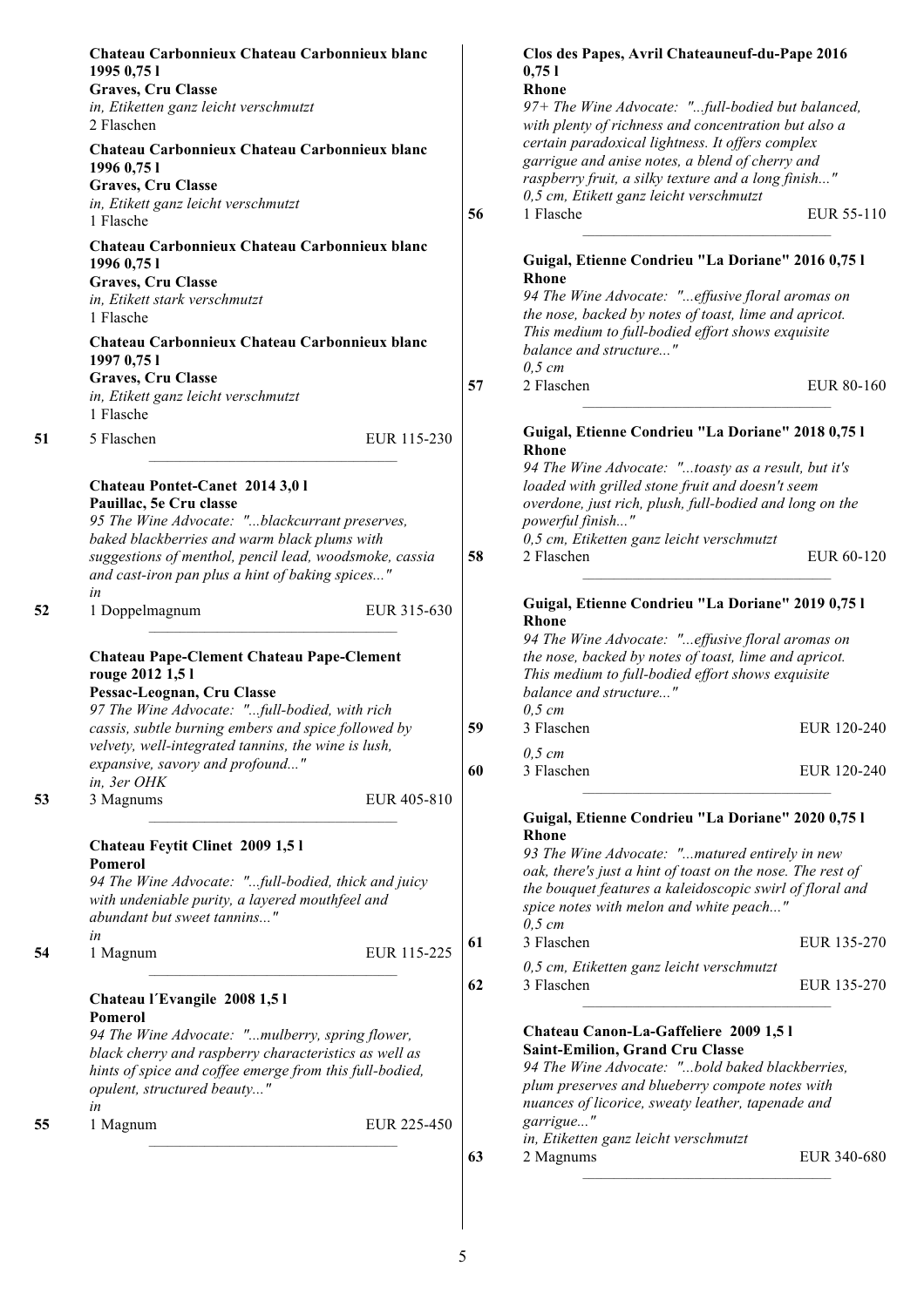**Chateau Carbonnieux Chateau Carbonnieux blanc 1995 0,75 l**
**Graves, Cru Classe**
*in, Etiketten ganz leicht verschmutzt*
2 Flaschen

**Chateau Carbonnieux Chateau Carbonnieux blanc 1996 0,75 l**
**Graves, Cru Classe**
*in, Etikett ganz leicht verschmutzt*
1 Flasche

**Chateau Carbonnieux Chateau Carbonnieux blanc 1996 0,75 l**
**Graves, Cru Classe**
*in, Etikett stark verschmutzt*
1 Flasche

**Chateau Carbonnieux Chateau Carbonnieux blanc 1997 0,75 l**
**Graves, Cru Classe**
*in, Etikett ganz leicht verschmutzt*
1 Flasche

**51** 5 Flaschen EUR 115-230

---

**Chateau Pontet-Canet 2014 3,0 l**
**Pauillac, 5e Cru classe**
*95 The Wine Advocate: "...blackcurrant preserves, baked blackberries and warm black plums with suggestions of menthol, pencil lead, woodsmoke, cassia and cast-iron pan plus a hint of baking spices..."*
*in*

**52** 1 Doppelmagnum EUR 315-630

---

**Chateau Pape-Clement Chateau Pape-Clement rouge 2012 1,5 l**
**Pessac-Leognan, Cru Classe**
*97 The Wine Advocate: "...full-bodied, with rich cassis, subtle burning embers and spice followed by velvety, well-integrated tannins, the wine is lush, expansive, savory and profound..."*
*in, 3er OHK*

**53** 3 Magnums EUR 405-810

---

**Chateau Feytit Clinet 2009 1,5 l**
**Pomerol**
*94 The Wine Advocate: "...full-bodied, thick and juicy with undeniable purity, a layered mouthfeel and abundant but sweet tannins..."*
*in*

**54** 1 Magnum EUR 115-225

---

**Chateau l´Evangile 2008 1,5 l**
**Pomerol**
*94 The Wine Advocate: "...mulberry, spring flower, black cherry and raspberry characteristics as well as hints of spice and coffee emerge from this full-bodied, opulent, structured beauty..."*
*in*

**55** 1 Magnum EUR 225-450

---

**Clos des Papes, Avril Chateauneuf-du-Pape 2016 0,75 l**
**Rhone**
*97+ The Wine Advocate: "...full-bodied but balanced, with plenty of richness and concentration but also a certain paradoxical lightness. It offers complex garrigue and anise notes, a blend of cherry and raspberry fruit, a silky texture and a long finish..."*
*0,5 cm, Etikett ganz leicht verschmutzt*

**56** 1 Flasche EUR 55-110

---

**Guigal, Etienne Condrieu "La Doriane" 2016 0,75 l**
**Rhone**
*94 The Wine Advocate: "...effusive floral aromas on the nose, backed by notes of toast, lime and apricot. This medium to full-bodied effort shows exquisite balance and structure..."*
*0,5 cm*

**57** 2 Flaschen EUR 80-160

---

**Guigal, Etienne Condrieu "La Doriane" 2018 0,75 l**
**Rhone**
*94 The Wine Advocate: "...toasty as a result, but it's loaded with grilled stone fruit and doesn't seem overdone, just rich, plush, full-bodied and long on the powerful finish..."*
*0,5 cm, Etiketten ganz leicht verschmutzt*

**58** 2 Flaschen EUR 60-120

---

**Guigal, Etienne Condrieu "La Doriane" 2019 0,75 l**
**Rhone**
*94 The Wine Advocate: "...effusive floral aromas on the nose, backed by notes of toast, lime and apricot. This medium to full-bodied effort shows exquisite balance and structure..."*
*0,5 cm*

**59** 3 Flaschen EUR 120-240

*0,5 cm*

**60** 3 Flaschen EUR 120-240

---

**Guigal, Etienne Condrieu "La Doriane" 2020 0,75 l**
**Rhone**
*93 The Wine Advocate: "...matured entirely in new oak, there's just a hint of toast on the nose. The rest of the bouquet features a kaleidoscopic swirl of floral and spice notes with melon and white peach..."*
*0,5 cm*

**61** 3 Flaschen EUR 135-270

*0,5 cm, Etiketten ganz leicht verschmutzt*

**62** 3 Flaschen EUR 135-270

---

**Chateau Canon-La-Gaffeliere 2009 1,5 l**
**Saint-Emilion, Grand Cru Classe**
*94 The Wine Advocate: "...bold baked blackberries, plum preserves and blueberry compote notes with nuances of licorice, sweaty leather, tapenade and garrigue..."*
*in, Etiketten ganz leicht verschmutzt*

**63** 2 Magnums EUR 340-680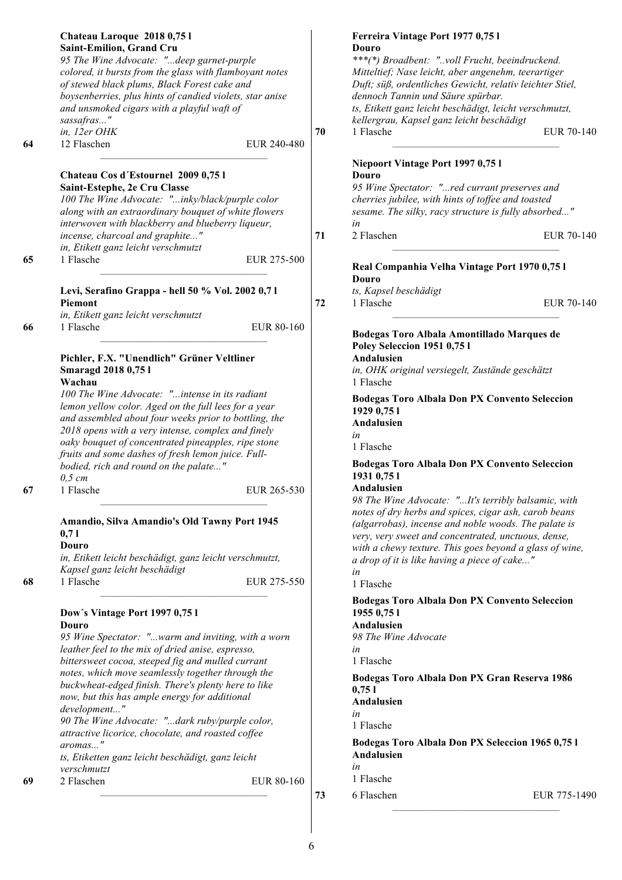**Chateau Laroque 2018 0,75 l**
**Saint-Emilion, Grand Cru**
*95 The Wine Advocate: "...deep garnet-purple colored, it bursts from the glass with flamboyant notes of stewed black plums, Black Forest cake and boysenberries, plus hints of candied violets, star anise and unsmoked cigars with a playful waft of sassafras..."*
*in, 12er OHK*

**64** — 12 Flaschen — EUR 240-480

---

**Chateau Cos d´Estournel 2009 0,75 l**
**Saint-Estephe, 2e Cru Classe**
*100 The Wine Advocate: "...inky/black/purple color along with an extraordinary bouquet of white flowers interwoven with blackberry and blueberry liqueur, incense, charcoal and graphite..."*
*in, Etikett ganz leicht verschmutzt*

**65** — 1 Flasche — EUR 275-500

---

**Levi, Serafino Grappa - hell 50 % Vol. 2002 0,7 l**
**Piemont**
*in, Etikett ganz leicht verschmutzt*

**66** — 1 Flasche — EUR 80-160

---

**Pichler, F.X. "Unendlich" Grüner Veltliner Smaragd 2018 0,75 l**
**Wachau**
*100 The Wine Advocate: "...intense in its radiant lemon yellow color. Aged on the full lees for a year and assembled about four weeks prior to bottling, the 2018 opens with a very intense, complex and finely oaky bouquet of concentrated pineapples, ripe stone fruits and some dashes of fresh lemon juice. Full-bodied, rich and round on the palate..."*
*0,5 cm*

**67** — 1 Flasche — EUR 265-530

---

**Amandio, Silva Amandio's Old Tawny Port 1945 0,7 l**
**Douro**
*in, Etikett leicht beschädigt, ganz leicht verschmutzt, Kapsel ganz leicht beschädigt*

**68** — 1 Flasche — EUR 275-550

---

**Dow´s Vintage Port 1997 0,75 l**
**Douro**
*95 Wine Spectator: "...warm and inviting, with a worn leather feel to the mix of dried anise, espresso, bittersweet cocoa, steeped fig and mulled currant notes, which move seamlessly together through the buckwheat-edged finish. There's plenty here to like now, but this has ample energy for additional development..."*
*90 The Wine Advocate: "...dark ruby/purple color, attractive licorice, chocolate, and roasted coffee aromas..."*
*ts, Etiketten ganz leicht beschädigt, ganz leicht verschmutzt*

**69** — 2 Flaschen — EUR 80-160

---

**Ferreira Vintage Port 1977 0,75 l**
**Douro**
*\*\*\*(\*) Broadbent: "..voll Frucht, beeindruckend. Mitteltief; Nase leicht, aber angenehm, teerartiger Duft; süß, ordentliches Gewicht, relativ leichter Stiel, dennoch Tannin und Säure spürbar.*
*ts, Etikett ganz leicht beschädigt, leicht verschmutzt, kellergrau, Kapsel ganz leicht beschädigt*

**70** — 1 Flasche — EUR 70-140

---

**Niepoort Vintage Port 1997 0,75 l**
**Douro**
*95 Wine Spectator: "...red currant preserves and cherries jubilee, with hints of toffee and toasted sesame. The silky, racy structure is fully absorbed..."*
*in*

**71** — 2 Flaschen — EUR 70-140

---

**Real Companhia Velha Vintage Port 1970 0,75 l**
**Douro**
*ts, Kapsel beschädigt*

**72** — 1 Flasche — EUR 70-140

---

**Bodegas Toro Albala Amontillado Marques de Poley Seleccion 1951 0,75 l**
**Andalusien**
*in, OHK original versiegelt, Zustände geschätzt*
1 Flasche

**Bodegas Toro Albala Don PX Convento Seleccion 1929 0,75 l**
**Andalusien**
*in*
1 Flasche

**Bodegas Toro Albala Don PX Convento Seleccion 1931 0,75 l**
**Andalusien**
*98 The Wine Advocate: "...It's terribly balsamic, with notes of dry herbs and spices, cigar ash, carob beans (algarrobas), incense and noble woods. The palate is very, very sweet and concentrated, unctuous, dense, with a chewy texture. This goes beyond a glass of wine, a drop of it is like having a piece of cake..."*
*in*
1 Flasche

**Bodegas Toro Albala Don PX Convento Seleccion 1955 0,75 l**
**Andalusien**
*98 The Wine Advocate*
*in*
1 Flasche

**Bodegas Toro Albala Don PX Gran Reserva 1986 0,75 l**
**Andalusien**
*in*
1 Flasche

**Bodegas Toro Albala Don PX Seleccion 1965 0,75 l**
**Andalusien**
*in*
1 Flasche

**73** — 6 Flaschen — EUR 775-1490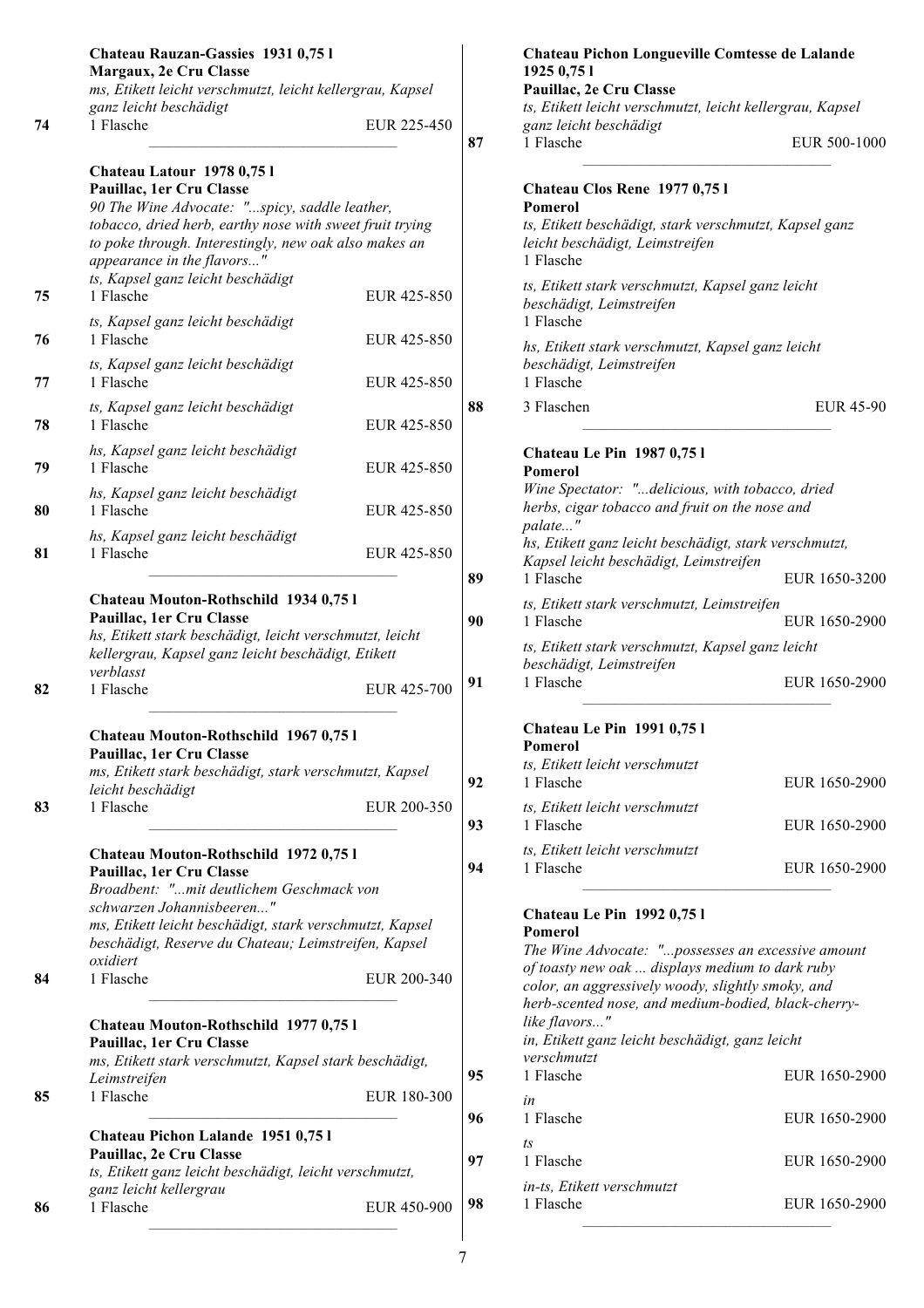**Chateau Rauzan-Gassies 1931 0,75 l**
**Margaux, 2e Cru Classe**
*ms, Etikett leicht verschmutzt, leicht kellergrau, Kapsel ganz leicht beschädigt*

74 1 Flasche EUR 225-450

---

**Chateau Latour 1978 0,75 l**
**Pauillac, 1er Cru Classe**
*90 The Wine Advocate: "...spicy, saddle leather, tobacco, dried herb, earthy nose with sweet fruit trying to poke through. Interestingly, new oak also makes an appearance in the flavors..."*

*ts, Kapsel ganz leicht beschädigt*
75 1 Flasche EUR 425-850

*ts, Kapsel ganz leicht beschädigt*
76 1 Flasche EUR 425-850

*ts, Kapsel ganz leicht beschädigt*
77 1 Flasche EUR 425-850

*ts, Kapsel ganz leicht beschädigt*
78 1 Flasche EUR 425-850

*hs, Kapsel ganz leicht beschädigt*
79 1 Flasche EUR 425-850

*hs, Kapsel ganz leicht beschädigt*
80 1 Flasche EUR 425-850

*hs, Kapsel ganz leicht beschädigt*
81 1 Flasche EUR 425-850

---

**Chateau Mouton-Rothschild 1934 0,75 l**
**Pauillac, 1er Cru Classe**
*hs, Etikett stark beschädigt, leicht verschmutzt, leicht kellergrau, Kapsel ganz leicht beschädigt, Etikett verblasst*

82 1 Flasche EUR 425-700

---

**Chateau Mouton-Rothschild 1967 0,75 l**
**Pauillac, 1er Cru Classe**
*ms, Etikett stark beschädigt, stark verschmutzt, Kapsel leicht beschädigt*

83 1 Flasche EUR 200-350

---

**Chateau Mouton-Rothschild 1972 0,75 l**
**Pauillac, 1er Cru Classe**
*Broadbent: "...mit deutlichem Geschmack von schwarzen Johannisbeeren..."*
*ms, Etikett leicht beschädigt, stark verschmutzt, Kapsel beschädigt, Reserve du Chateau; Leimstreifen, Kapsel oxidiert*

84 1 Flasche EUR 200-340

---

**Chateau Mouton-Rothschild 1977 0,75 l**
**Pauillac, 1er Cru Classe**
*ms, Etikett stark verschmutzt, Kapsel stark beschädigt, Leimstreifen*

85 1 Flasche EUR 180-300

---

**Chateau Pichon Lalande 1951 0,75 l**
**Pauillac, 2e Cru Classe**
*ts, Etikett ganz leicht beschädigt, leicht verschmutzt, ganz leicht kellergrau*

86 1 Flasche EUR 450-900

---

**Chateau Pichon Longueville Comtesse de Lalande 1925 0,75 l**
**Pauillac, 2e Cru Classe**
*ts, Etikett leicht verschmutzt, leicht kellergrau, Kapsel ganz leicht beschädigt*

87 1 Flasche EUR 500-1000

---

**Chateau Clos Rene 1977 0,75 l**
**Pomerol**
*ts, Etikett beschädigt, stark verschmutzt, Kapsel ganz leicht beschädigt, Leimstreifen*
1 Flasche

*ts, Etikett stark verschmutzt, Kapsel ganz leicht beschädigt, Leimstreifen*
1 Flasche

*hs, Etikett stark verschmutzt, Kapsel ganz leicht beschädigt, Leimstreifen*
1 Flasche

88 3 Flaschen EUR 45-90

---

**Chateau Le Pin 1987 0,75 l**
**Pomerol**
*Wine Spectator: "...delicious, with tobacco, dried herbs, cigar tobacco and fruit on the nose and palate..."*

*hs, Etikett ganz leicht beschädigt, stark verschmutzt, Kapsel leicht beschädigt, Leimstreifen*
89 1 Flasche EUR 1650-3200

*ts, Etikett stark verschmutzt, Leimstreifen*
90 1 Flasche EUR 1650-2900

*ts, Etikett stark verschmutzt, Kapsel ganz leicht beschädigt, Leimstreifen*
91 1 Flasche EUR 1650-2900

---

**Chateau Le Pin 1991 0,75 l**
**Pomerol**

*ts, Etikett leicht verschmutzt*
92 1 Flasche EUR 1650-2900

*ts, Etikett leicht verschmutzt*
93 1 Flasche EUR 1650-2900

*ts, Etikett leicht verschmutzt*
94 1 Flasche EUR 1650-2900

---

**Chateau Le Pin 1992 0,75 l**
**Pomerol**
*The Wine Advocate: "...possesses an excessive amount of toasty new oak ... displays medium to dark ruby color, an aggressively woody, slightly smoky, and herb-scented nose, and medium-bodied, black-cherry-like flavors..."*

*in, Etikett ganz leicht beschädigt, ganz leicht verschmutzt*
95 1 Flasche EUR 1650-2900

*in*
96 1 Flasche EUR 1650-2900

*ts*
97 1 Flasche EUR 1650-2900

*in-ts, Etikett verschmutzt*
98 1 Flasche EUR 1650-2900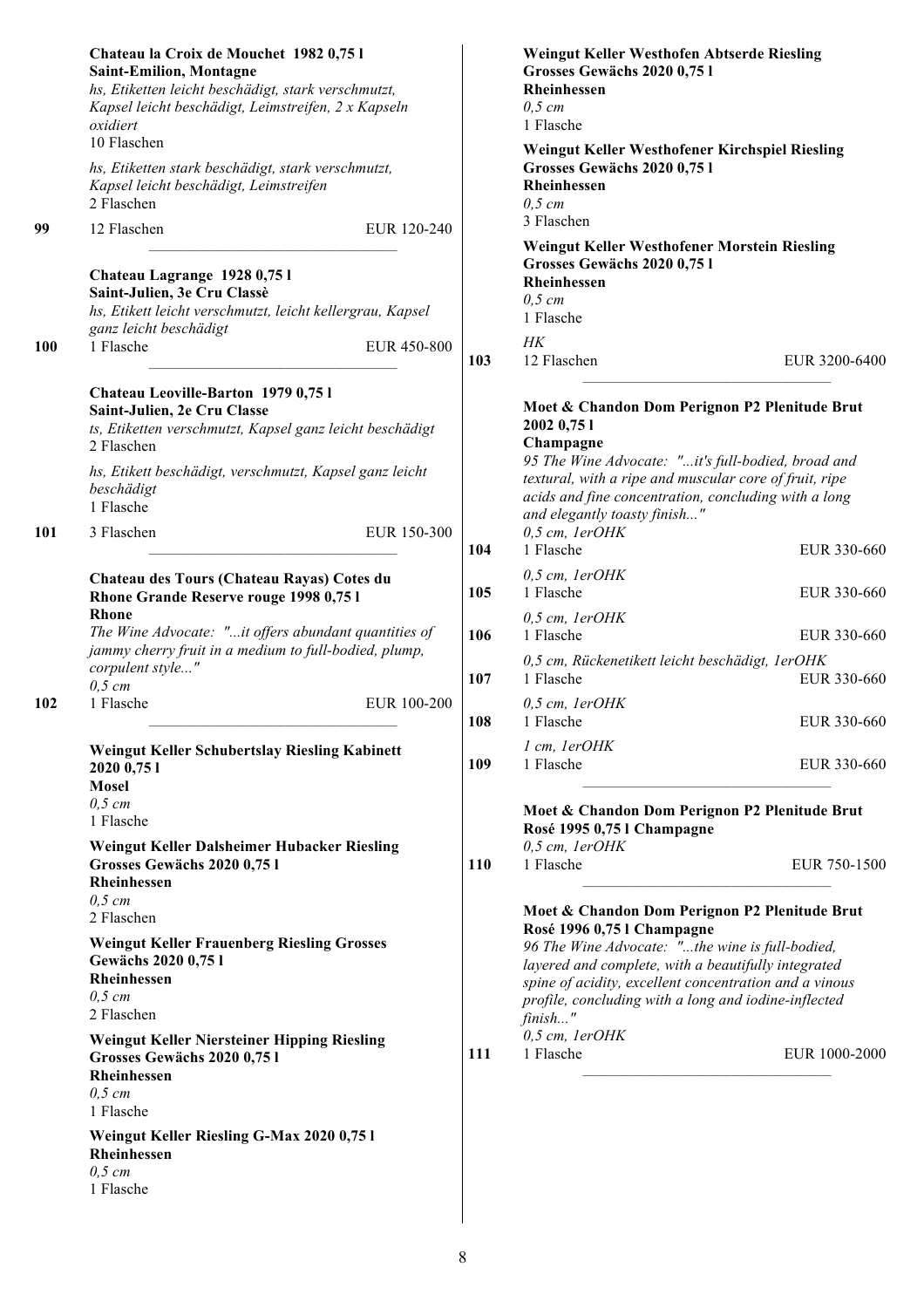**Chateau la Croix de Mouchet 1982 0,75 l**
**Saint-Emilion, Montagne**
*hs, Etiketten leicht beschädigt, stark verschmutzt, Kapsel leicht beschädigt, Leimstreifen, 2 x Kapseln oxidiert*
10 Flaschen

*hs, Etiketten stark beschädigt, stark verschmutzt, Kapsel leicht beschädigt, Leimstreifen*
2 Flaschen

**99** 12 Flaschen EUR 120-240

---

**Chateau Lagrange 1928 0,75 l**
**Saint-Julien, 3e Cru Classè**
*hs, Etikett leicht verschmutzt, leicht kellergrau, Kapsel ganz leicht beschädigt*

**100** 1 Flasche EUR 450-800

---

**Chateau Leoville-Barton 1979 0,75 l**
**Saint-Julien, 2e Cru Classe**
*ts, Etiketten verschmutzt, Kapsel ganz leicht beschädigt*
2 Flaschen

*hs, Etikett leicht beschädigt, verschmutzt, Kapsel ganz leicht beschädigt*
1 Flasche

**101** 3 Flaschen EUR 150-300

---

**Chateau des Tours (Chateau Rayas) Cotes du Rhone Grande Reserve rouge 1998 0,75 l**
**Rhone**
*The Wine Advocate: "...it offers abundant quantities of jammy cherry fruit in a medium to full-bodied, plump, corpulent style..."*
*0,5 cm*

**102** 1 Flasche EUR 100-200

---

**Weingut Keller Schubertslay Riesling Kabinett 2020 0,75 l**
**Mosel**
*0,5 cm*
1 Flasche

**Weingut Keller Dalsheimer Hubacker Riesling Grosses Gewächs 2020 0,75 l**
**Rheinhessen**
*0,5 cm*
2 Flaschen

**Weingut Keller Frauenberg Riesling Grosses Gewächs 2020 0,75 l**
**Rheinhessen**
*0,5 cm*
2 Flaschen

**Weingut Keller Niersteiner Hipping Riesling Grosses Gewächs 2020 0,75 l**
**Rheinhessen**
*0,5 cm*
1 Flasche

**Weingut Keller Riesling G-Max 2020 0,75 l**
**Rheinhessen**
*0,5 cm*
1 Flasche

**Weingut Keller Westhofen Abtserde Riesling Grosses Gewächs 2020 0,75 l**
**Rheinhessen**
*0,5 cm*
1 Flasche

**Weingut Keller Westhofener Kirchspiel Riesling Grosses Gewächs 2020 0,75 l**
**Rheinhessen**
*0,5 cm*
3 Flaschen

**Weingut Keller Westhofener Morstein Riesling Grosses Gewächs 2020 0,75 l**
**Rheinhessen**
*0,5 cm*
1 Flasche

*HK*

**103** 12 Flaschen EUR 3200-6400

---

**Moet & Chandon Dom Perignon P2 Plenitude Brut 2002 0,75 l**
**Champagne**
*95 The Wine Advocate: "...it's full-bodied, broad and textural, with a ripe and muscular core of fruit, ripe acids and fine concentration, concluding with a long and elegantly toasty finish..."*

*0,5 cm, 1erOHK*
**104** 1 Flasche EUR 330-660

*0,5 cm, 1erOHK*
**105** 1 Flasche EUR 330-660

*0,5 cm, 1erOHK*
**106** 1 Flasche EUR 330-660

*0,5 cm, Rückenetikett leicht beschädigt, 1erOHK*
**107** 1 Flasche EUR 330-660

*0,5 cm, 1erOHK*
**108** 1 Flasche EUR 330-660

*1 cm, 1erOHK*
**109** 1 Flasche EUR 330-660

---

**Moet & Chandon Dom Perignon P2 Plenitude Brut Rosé 1995 0,75 l Champagne**
*0,5 cm, 1erOHK*

**110** 1 Flasche EUR 750-1500

---

**Moet & Chandon Dom Perignon P2 Plenitude Brut Rosé 1996 0,75 l Champagne**
*96 The Wine Advocate: "...the wine is full-bodied, layered and complete, with a beautifully integrated spine of acidity, excellent concentration and a vinous profile, concluding with a long and iodine-inflected finish..."*
*0,5 cm, 1erOHK*

**111** 1 Flasche EUR 1000-2000

---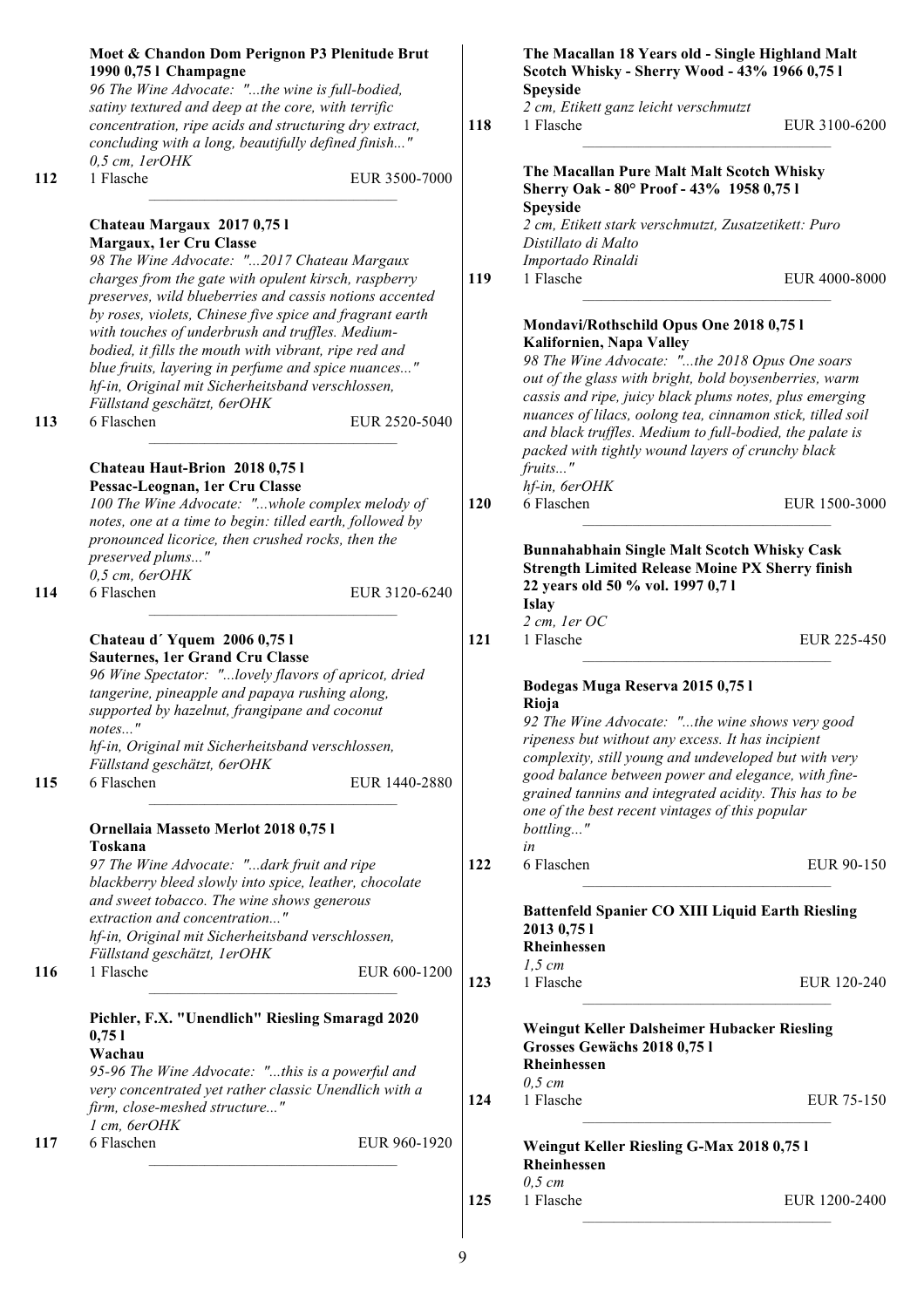**Moet & Chandon Dom Perignon P3 Plenitude Brut 1990 0,75 l Champagne**
*96 The Wine Advocate: "...the wine is full-bodied, satiny textured and deep at the core, with terrific concentration, ripe acids and structuring dry extract, concluding with a long, beautifully defined finish..."*
*0,5 cm, 1erOHK*

**112** 1 Flasche EUR 3500-7000

---

**Chateau Margaux 2017 0,75 l**
**Margaux, 1er Cru Classe**
*98 The Wine Advocate: "...2017 Chateau Margaux charges from the gate with opulent kirsch, raspberry preserves, wild blueberries and cassis notions accented by roses, violets, Chinese five spice and fragrant earth with touches of underbrush and truffles. Medium-bodied, it fills the mouth with vibrant, ripe red and blue fruits, layering in perfume and spice nuances..."*
*hf-in, Original mit Sicherheitsband verschlossen, Füllstand geschätzt, 6erOHK*

**113** 6 Flaschen EUR 2520-5040

---

**Chateau Haut-Brion 2018 0,75 l**
**Pessac-Leognan, 1er Cru Classe**
*100 The Wine Advocate: "...whole complex melody of notes, one at a time to begin: tilled earth, followed by pronounced licorice, then crushed rocks, then the preserved plums..."*
*0,5 cm, 6erOHK*

**114** 6 Flaschen EUR 3120-6240

---

**Chateau d´ Yquem 2006 0,75 l**
**Sauternes, 1er Grand Cru Classe**
*96 Wine Spectator: "...lovely flavors of apricot, dried tangerine, pineapple and papaya rushing along, supported by hazelnut, frangipane and coconut notes..."*
*hf-in, Original mit Sicherheitsband verschlossen, Füllstand geschätzt, 6erOHK*

**115** 6 Flaschen EUR 1440-2880

---

**Ornellaia Masseto Merlot 2018 0,75 l**
**Toskana**
*97 The Wine Advocate: "...dark fruit and ripe blackberry bleed slowly into spice, leather, chocolate and sweet tobacco. The wine shows generous extraction and concentration..."*
*hf-in, Original mit Sicherheitsband verschlossen, Füllstand geschätzt, 1erOHK*

**116** 1 Flasche EUR 600-1200

---

**Pichler, F.X. "Unendlich" Riesling Smaragd 2020 0,75 l**
**Wachau**
*95-96 The Wine Advocate: "...this is a powerful and very concentrated yet rather classic Unendlich with a firm, close-meshed structure..."*
*1 cm, 6erOHK*

**117** 6 Flaschen EUR 960-1920

---

**The Macallan 18 Years old - Single Highland Malt Scotch Whisky - Sherry Wood - 43% 1966 0,75 l**
**Speyside**
*2 cm, Etikett ganz leicht verschmutzt*

**118** 1 Flasche EUR 3100-6200

---

**The Macallan Pure Malt Malt Scotch Whisky Sherry Oak - 80° Proof - 43% 1958 0,75 l**
**Speyside**
*2 cm, Etikett stark verschmutzt, Zusatzetikett: Puro Distillato di Malto Importado Rinaldi*

**119** 1 Flasche EUR 4000-8000

---

**Mondavi/Rothschild Opus One 2018 0,75 l**
**Kalifornien, Napa Valley**
*98 The Wine Advocate: "...the 2018 Opus One soars out of the glass with bright, bold boysenberries, warm cassis and ripe, juicy black plums notes, plus emerging nuances of lilacs, oolong tea, cinnamon stick, tilled soil and black truffles. Medium to full-bodied, the palate is packed with tightly wound layers of crunchy black fruits..."*
*hf-in, 6erOHK*

**120** 6 Flaschen EUR 1500-3000

---

**Bunnahabhain Single Malt Scotch Whisky Cask Strength Limited Release Moine PX Sherry finish 22 years old 50 % vol. 1997 0,7 l**
**Islay**
*2 cm, 1er OC*

**121** 1 Flasche EUR 225-450

---

**Bodegas Muga Reserva 2015 0,75 l**
**Rioja**
*92 The Wine Advocate: "...the wine shows very good ripeness but without any excess. It has incipient complexity, still young and undeveloped but with very good balance between power and elegance, with fine-grained tannins and integrated acidity. This has to be one of the best recent vintages of this popular bottling..."*
*in*

**122** 6 Flaschen EUR 90-150

---

**Battenfeld Spanier CO XIII Liquid Earth Riesling 2013 0,75 l**
**Rheinhessen**
*1,5 cm*

**123** 1 Flasche EUR 120-240

---

**Weingut Keller Dalsheimer Hubacker Riesling Grosses Gewächs 2018 0,75 l**
**Rheinhessen**
*0,5 cm*

**124** 1 Flasche EUR 75-150

---

**Weingut Keller Riesling G-Max 2018 0,75 l**
**Rheinhessen**
*0,5 cm*

**125** 1 Flasche EUR 1200-2400

---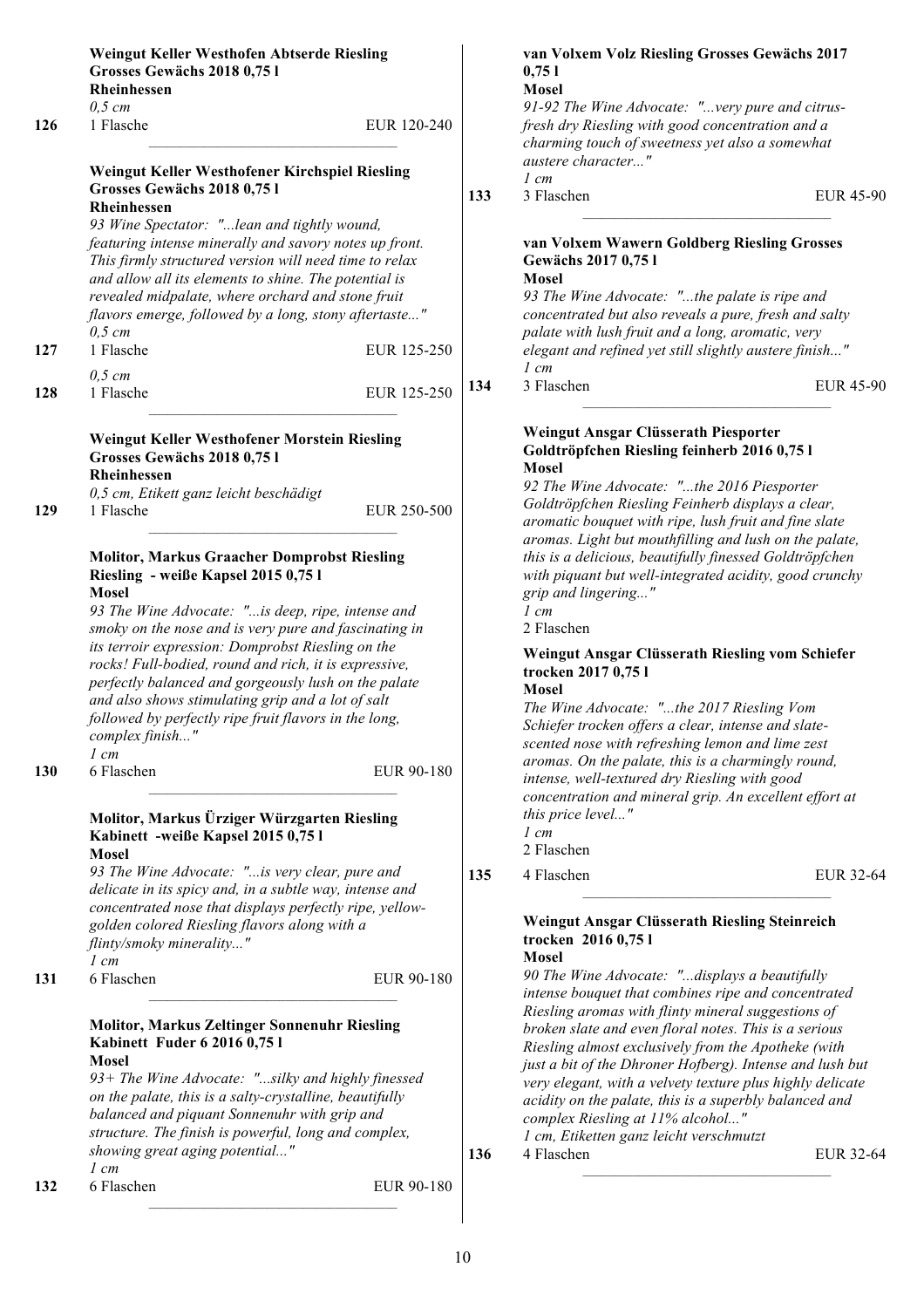**Weingut Keller Westhofen Abtserde Riesling Grosses Gewächs 2018 0,75 l**
**Rheinhessen**
*0,5 cm*

126 — 1 Flasche — EUR 120-240

---

**Weingut Keller Westhofener Kirchspiel Riesling Grosses Gewächs 2018 0,75 l**
**Rheinhessen**
*93 Wine Spectator: "...lean and tightly wound, featuring intense minerally and savory notes up front. This firmly structured version will need time to relax and allow all its elements to shine. The potential is revealed midpalate, where orchard and stone fruit flavors emerge, followed by a long, stony aftertaste..."*
*0,5 cm*

127 — 1 Flasche — EUR 125-250

*0,5 cm*

128 — 1 Flasche — EUR 125-250

---

**Weingut Keller Westhofener Morstein Riesling Grosses Gewächs 2018 0,75 l**
**Rheinhessen**
*0,5 cm, Etikett ganz leicht beschädigt*

129 — 1 Flasche — EUR 250-500

---

**Molitor, Markus Graacher Domprobst Riesling Riesling - weiße Kapsel 2015 0,75 l**
**Mosel**
*93 The Wine Advocate: "...is deep, ripe, intense and smoky on the nose and is very pure and fascinating in its terroir expression: Domprobst Riesling on the rocks! Full-bodied, round and rich, it is expressive, perfectly balanced and gorgeously lush on the palate and also shows stimulating grip and a lot of salt followed by perfectly ripe fruit flavors in the long, complex finish..."*
*1 cm*

130 — 6 Flaschen — EUR 90-180

---

**Molitor, Markus Ürziger Würzgarten Riesling Kabinett -weiße Kapsel 2015 0,75 l**
**Mosel**
*93 The Wine Advocate: "...is very clear, pure and delicate in its spicy and, in a subtle way, intense and concentrated nose that displays perfectly ripe, yellow-golden colored Riesling flavors along with a flinty/smoky minerality..."*
*1 cm*

131 — 6 Flaschen — EUR 90-180

---

**Molitor, Markus Zeltinger Sonnenuhr Riesling Kabinett Fuder 6 2016 0,75 l**
**Mosel**
*93+ The Wine Advocate: "...silky and highly finessed on the palate, this is a salty-crystalline, beautifully balanced and piquant Sonnenuhr with grip and structure. The finish is powerful, long and complex, showing great aging potential..."*
*1 cm*

132 — 6 Flaschen — EUR 90-180

---

**van Volxem Volz Riesling Grosses Gewächs 2017 0,75 l**
**Mosel**
*91-92 The Wine Advocate: "...very pure and citrus-fresh dry Riesling with good concentration and a charming touch of sweetness yet also a somewhat austere character..."*
*1 cm*

133 — 3 Flaschen — EUR 45-90

---

**van Volxem Wawern Goldberg Riesling Grosses Gewächs 2017 0,75 l**
**Mosel**
*93 The Wine Advocate: "...the palate is ripe and concentrated but also reveals a pure, fresh and salty palate with lush fruit and a long, aromatic, very elegant and refined yet still slightly austere finish..."*
*1 cm*

134 — 3 Flaschen — EUR 45-90

---

**Weingut Ansgar Clüsserath Piesporter Goldtröpfchen Riesling feinherb 2016 0,75 l**
**Mosel**
*92 The Wine Advocate: "...the 2016 Piesporter Goldtröpfchen Riesling Feinherb displays a clear, aromatic bouquet with ripe, lush fruit and fine slate aromas. Light but mouthfilling and lush on the palate, this is a delicious, beautifully finessed Goldtröpfchen with piquant but well-integrated acidity, good crunchy grip and lingering..."*
*1 cm*
2 Flaschen

**Weingut Ansgar Clüsserath Riesling vom Schiefer trocken 2017 0,75 l**
**Mosel**
*The Wine Advocate: "...the 2017 Riesling Vom Schiefer trocken offers a clear, intense and slate-scented nose with refreshing lemon and lime zest aromas. On the palate, this is a charmingly round, intense, well-textured dry Riesling with good concentration and mineral grip. An excellent effort at this price level..."*
*1 cm*
2 Flaschen

135 — 4 Flaschen — EUR 32-64

---

**Weingut Ansgar Clüsserath Riesling Steinreich trocken 2016 0,75 l**
**Mosel**
*90 The Wine Advocate: "...displays a beautifully intense bouquet that combines ripe and concentrated Riesling aromas with flinty mineral suggestions of broken slate and even floral notes. This is a serious Riesling almost exclusively from the Apotheke (with just a bit of the Dhroner Hofberg). Intense and lush but very elegant, with a velvety texture plus highly delicate acidity on the palate, this is a superbly balanced and complex Riesling at 11% alcohol..."*
*1 cm, Etiketten ganz leicht verschmutzt*

136 — 4 Flaschen — EUR 32-64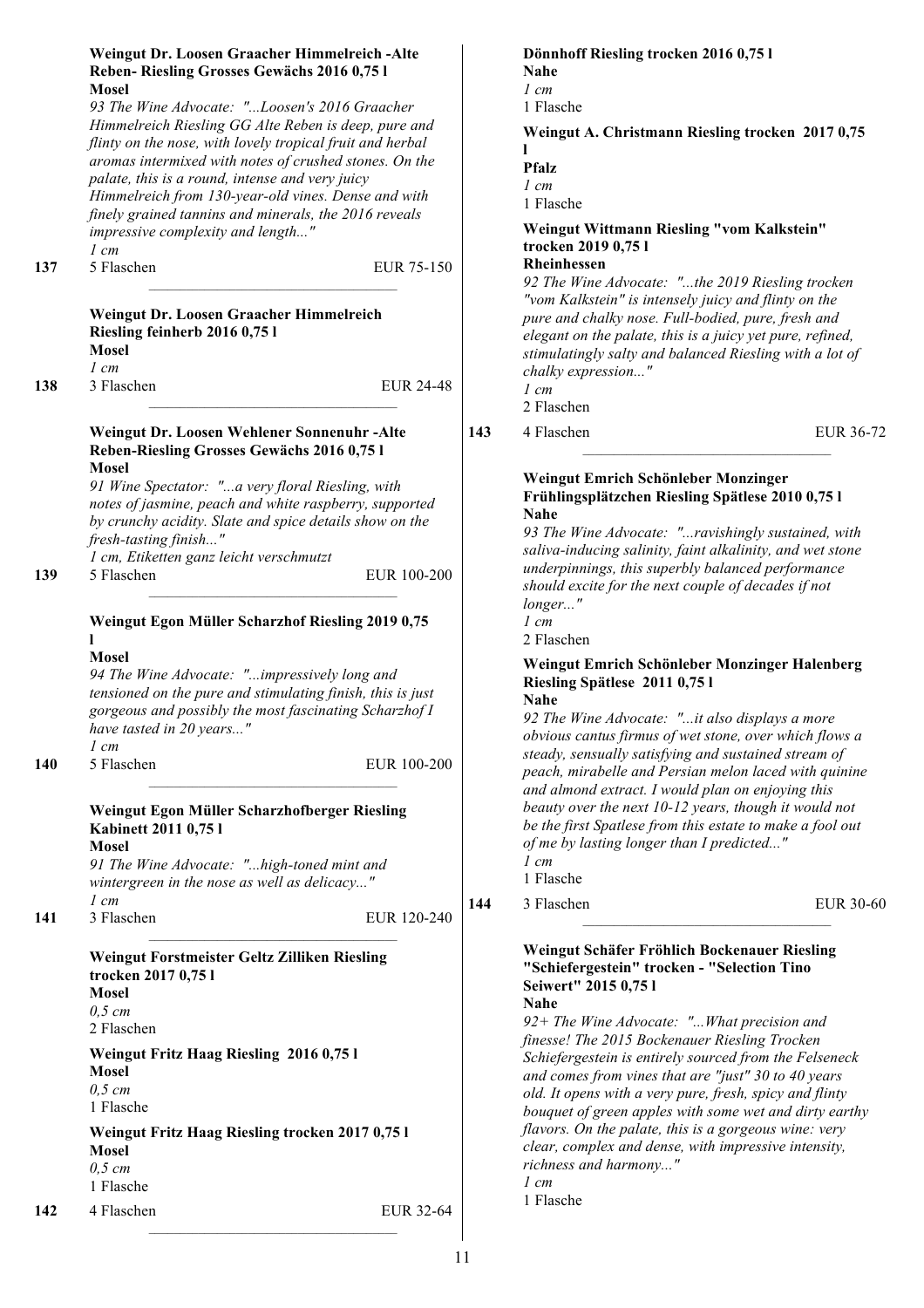**Weingut Dr. Loosen Graacher Himmelreich -Alte Reben- Riesling Grosses Gewächs 2016 0,75 l**
**Mosel**
*93 The Wine Advocate: "...Loosen's 2016 Graacher Himmelreich Riesling GG Alte Reben is deep, pure and flinty on the nose, with lovely tropical fruit and herbal aromas intermixed with notes of crushed stones. On the palate, this is a round, intense and very juicy Himmelreich from 130-year-old vines. Dense and with finely grained tannins and minerals, the 2016 reveals impressive complexity and length..."*
*1 cm*

**137** 5 Flaschen EUR 75-150

---

**Weingut Dr. Loosen Graacher Himmelreich Riesling feinherb 2016 0,75 l**
**Mosel**
*1 cm*

**138** 3 Flaschen EUR 24-48

---

**Weingut Dr. Loosen Wehlener Sonnenuhr -Alte Reben-Riesling Grosses Gewächs 2016 0,75 l**
**Mosel**
*91 Wine Spectator: "...a very floral Riesling, with notes of jasmine, peach and white raspberry, supported by crunchy acidity. Slate and spice details show on the fresh-tasting finish..."*
*1 cm, Etiketten ganz leicht verschmutzt*

**139** 5 Flaschen EUR 100-200

---

**Weingut Egon Müller Scharzhof Riesling 2019 0,75 l**
**Mosel**
*94 The Wine Advocate: "...impressively long and tensioned on the pure and stimulating finish, this is just gorgeous and possibly the most fascinating Scharzhof I have tasted in 20 years..."*
*1 cm*

**140** 5 Flaschen EUR 100-200

---

**Weingut Egon Müller Scharzhofberger Riesling Kabinett 2011 0,75 l**
**Mosel**
*91 The Wine Advocate: "...high-toned mint and wintergreen in the nose as well as delicacy..."*
*1 cm*

**141** 3 Flaschen EUR 120-240

---

**Weingut Forstmeister Geltz Zilliken Riesling trocken 2017 0,75 l**
**Mosel**
*0,5 cm*
2 Flaschen

**Weingut Fritz Haag Riesling 2016 0,75 l**
**Mosel**
*0,5 cm*
1 Flasche

**Weingut Fritz Haag Riesling trocken 2017 0,75 l**
**Mosel**
*0,5 cm*
1 Flasche

**142** 4 Flaschen EUR 32-64

---

**Dönnhoff Riesling trocken 2016 0,75 l**
**Nahe**
*1 cm*
1 Flasche

**Weingut A. Christmann Riesling trocken 2017 0,75 l**
**Pfalz**
*1 cm*
1 Flasche

**Weingut Wittmann Riesling "vom Kalkstein" trocken 2019 0,75 l**
**Rheinhessen**
*92 The Wine Advocate: "...the 2019 Riesling trocken "vom Kalkstein" is intensely juicy and flinty on the pure and chalky nose. Full-bodied, pure, fresh and elegant on the palate, this is a juicy yet pure, refined, stimulatingly salty and balanced Riesling with a lot of chalky expression..."*
*1 cm*
2 Flaschen

**143** 4 Flaschen EUR 36-72

---

**Weingut Emrich Schönleber Monzinger Frühlingsplätzchen Riesling Spätlese 2010 0,75 l**
**Nahe**
*93 The Wine Advocate: "...ravishingly sustained, with saliva-inducing salinity, faint alkalinity, and wet stone underpinnings, this superbly balanced performance should excite for the next couple of decades if not longer..."*
*1 cm*
2 Flaschen

**Weingut Emrich Schönleber Monzinger Halenberg Riesling Spätlese 2011 0,75 l**
**Nahe**
*92 The Wine Advocate: "...it also displays a more obvious cantus firmus of wet stone, over which flows a steady, sensually satisfying and sustained stream of peach, mirabelle and Persian melon laced with quinine and almond extract. I would plan on enjoying this beauty over the next 10-12 years, though it would not be the first Spatlese from this estate to make a fool out of me by lasting longer than I predicted..."*
*1 cm*
1 Flasche

**144** 3 Flaschen EUR 30-60

---

**Weingut Schäfer Fröhlich Bockenauer Riesling "Schiefergestein" trocken - "Selection Tino Seiwert" 2015 0,75 l**
**Nahe**
*92+ The Wine Advocate: "...What precision and finesse! The 2015 Bockenauer Riesling Trocken Schiefergestein is entirely sourced from the Felseneck and comes from vines that are "just" 30 to 40 years old. It opens with a very pure, fresh, spicy and flinty bouquet of green apples with some wet and dirty earthy flavors. On the palate, this is a gorgeous wine: very clear, complex and dense, with impressive intensity, richness and harmony..."*
*1 cm*
1 Flasche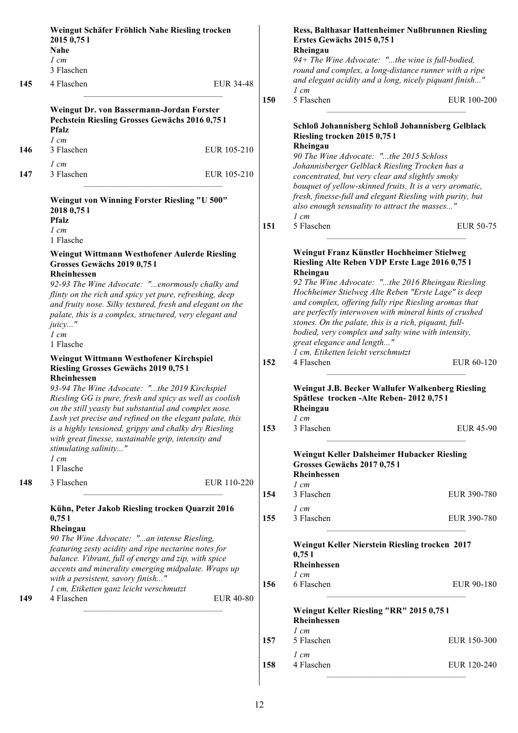**Weingut Schäfer Fröhlich Nahe Riesling trocken 2015 0,75 l**
**Nahe**
*1 cm*
3 Flaschen

**145** 4 Flaschen EUR 34-48

---

**Weingut Dr. von Bassermann-Jordan Forster Pechstein Riesling Grosses Gewächs 2016 0,75 l**
**Pfalz**
*1 cm*

**146** 3 Flaschen EUR 105-210

*1 cm*

**147** 3 Flaschen EUR 105-210

---

**Weingut von Winning Forster Riesling "U 500" 2018 0,75 l**
**Pfalz**
*1 cm*
1 Flasche

**Weingut Wittmann Westhofener Aulerde Riesling Grosses Gewächs 2019 0,75 l**
**Rheinhessen**
*92-93 The Wine Advocate: "...enormously chalky and flinty on the rich and spicy yet pure, refreshing, deep and fruity nose. Silky textured, fresh and elegant on the palate, this is a complex, structured, very elegant and juicy..."*
*1 cm*
1 Flasche

**Weingut Wittmann Westhofener Kirchspiel Riesling Grosses Gewächs 2019 0,75 l**
**Rheinhessen**
*93-94 The Wine Advocate: "...the 2019 Kirchspiel Riesling GG is pure, fresh and spicy as well as coolish on the still yeasty but substantial and complex nose. Lush yet precise and refined on the elegant palate, this is a highly tensioned, grippy and chalky dry Riesling with great finesse, sustainable grip, intensity and stimulating salinity..."*
*1 cm*
1 Flasche

**148** 3 Flaschen EUR 110-220

---

**Kühn, Peter Jakob Riesling trocken Quarzit 2016 0,75 l**
**Rheingau**
*90 The Wine Advocate: "...an intense Riesling, featuring zesty acidity and ripe nectarine notes for balance. Vibrant, full of energy and zip, with spice accents and minerality emerging midpalate. Wraps up with a persistent, savory finish..."*
*1 cm, Etiketten ganz leicht verschmutzt*

**149** 4 Flaschen EUR 40-80

---

**Ress, Balthasar Hattenheimer Nußbrunnen Riesling Erstes Gewächs 2015 0,75 l**
**Rheingau**
*94+ The Wine Advocate: "...the wine is full-bodied, round and complex, a long-distance runner with a ripe and elegant acidity and a long, nicely piquant finish..."*
*1 cm*

**150** 5 Flaschen EUR 100-200

---

**Schloß Johannisberg Schloß Johannisberg Gelblack Riesling trocken 2015 0,75 l**
**Rheingau**
*90 The Wine Advocate: "...the 2015 Schloss Johannisberger Gelblack Riesling Trocken has a concentrated, but very clear and slightly smoky bouquet of yellow-skinned fruits. It is a very aromatic, fresh, finesse-full and elegant Riesling with purity, but also enough sensuality to attract the masses..."*
*1 cm*

**151** 5 Flaschen EUR 50-75

---

**Weingut Franz Künstler Hochheimer Stielweg Riesling Alte Reben VDP Erste Lage 2016 0,75 l**
**Rheingau**
*92 The Wine Advocate: "...the 2016 Rheingau Riesling Hochheimer Stielweg Alte Reben "Erste Lage" is deep and complex, offering fully ripe Riesling aromas that are perfectly interwoven with mineral hints of crushed stones. On the palate, this is a rich, piquant, full-bodied, very complex and salty wine with intensity, great elegance and length..."*
*1 cm, Etiketten leicht verschmutzt*

**152** 4 Flaschen EUR 60-120

---

**Weingut J.B. Becker Wallufer Walkenberg Riesling Spätlese trocken -Alte Reben- 2012 0,75 l**
**Rheingau**
*1 cm*

**153** 3 Flaschen EUR 45-90

---

**Weingut Keller Dalsheimer Hubacker Riesling Grosses Gewächs 2017 0,75 l**
**Rheinhessen**
*1 cm*

**154** 3 Flaschen EUR 390-780

*1 cm*

**155** 3 Flaschen EUR 390-780

---

**Weingut Keller Nierstein Riesling trocken 2017 0,75 l**
**Rheinhessen**
*1 cm*

**156** 6 Flaschen EUR 90-180

---

**Weingut Keller Riesling "RR" 2015 0,75 l**
**Rheinhessen**
*1 cm*

**157** 5 Flaschen EUR 150-300

*1 cm*

**158** 4 Flaschen EUR 120-240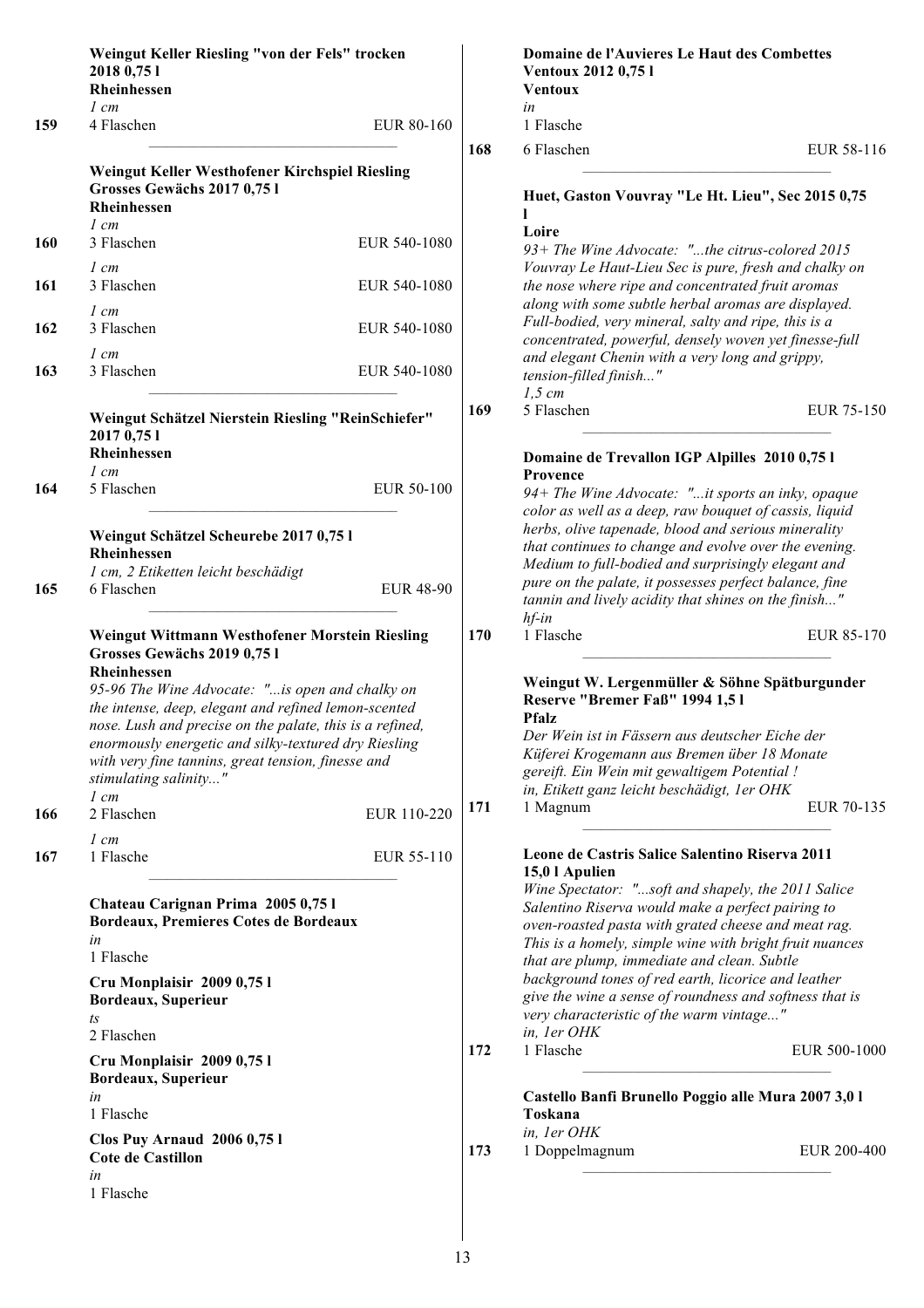**Weingut Keller Riesling "von der Fels" trocken 2018 0,75 l**
**Rheinhessen**
*1 cm*
**159** 4 Flaschen EUR 80-160

---

**Weingut Keller Westhofener Kirchspiel Riesling Grosses Gewächs 2017 0,75 l**
**Rheinhessen**
*1 cm*
**160** 3 Flaschen EUR 540-1080
*1 cm*
**161** 3 Flaschen EUR 540-1080
*1 cm*
**162** 3 Flaschen EUR 540-1080
*1 cm*
**163** 3 Flaschen EUR 540-1080

---

**Weingut Schätzel Nierstein Riesling "ReinSchiefer" 2017 0,75 l**
**Rheinhessen**
*1 cm*
**164** 5 Flaschen EUR 50-100

---

**Weingut Schätzel Scheurebe 2017 0,75 l**
**Rheinhessen**
*1 cm, 2 Etiketten leicht beschädigt*
**165** 6 Flaschen EUR 48-90

---

**Weingut Wittmann Westhofener Morstein Riesling Grosses Gewächs 2019 0,75 l**
**Rheinhessen**
*95-96 The Wine Advocate: "...is open and chalky on the intense, deep, elegant and refined lemon-scented nose. Lush and precise on the palate, this is a refined, enormously energetic and silky-textured dry Riesling with very fine tannins, great tension, finesse and stimulating salinity..."*
*1 cm*
**166** 2 Flaschen EUR 110-220
*1 cm*
**167** 1 Flasche EUR 55-110

---

**Chateau Carignan Prima 2005 0,75 l**
**Bordeaux, Premieres Cotes de Bordeaux**
*in*
1 Flasche

**Cru Monplaisir 2009 0,75 l**
**Bordeaux, Superieur**
*ts*
2 Flaschen

**Cru Monplaisir 2009 0,75 l**
**Bordeaux, Superieur**
*in*
1 Flasche

**Clos Puy Arnaud 2006 0,75 l**
**Cote de Castillon**
*in*
1 Flasche

**Domaine de l'Auvieres Le Haut des Combettes Ventoux 2012 0,75 l**
**Ventoux**
*in*
1 Flasche
**168** 6 Flaschen EUR 58-116

---

**Huet, Gaston Vouvray "Le Ht. Lieu", Sec 2015 0,75 l**
**Loire**
*93+ The Wine Advocate: "...the citrus-colored 2015 Vouvray Le Haut-Lieu Sec is pure, fresh and chalky on the nose where ripe and concentrated fruit aromas along with some subtle herbal aromas are displayed. Full-bodied, very mineral, salty and ripe, this is a concentrated, powerful, densely woven yet finesse-full and elegant Chenin with a very long and grippy, tension-filled finish..."*
*1,5 cm*
**169** 5 Flaschen EUR 75-150

---

**Domaine de Trevallon IGP Alpilles 2010 0,75 l**
**Provence**
*94+ The Wine Advocate: "...it sports an inky, opaque color as well as a deep, raw bouquet of cassis, liquid herbs, olive tapenade, blood and serious minerality that continues to change and evolve over the evening. Medium to full-bodied and surprisingly elegant and pure on the palate, it possesses perfect balance, fine tannin and lively acidity that shines on the finish..."*
*hf-in*
**170** 1 Flasche EUR 85-170

---

**Weingut W. Lergenmüller & Söhne Spätburgunder Reserve "Bremer Faß" 1994 1,5 l**
**Pfalz**
*Der Wein ist in Fässern aus deutscher Eiche der Küferei Krogemann aus Bremen über 18 Monate gereift. Ein Wein mit gewaltigem Potential !*
*in, Etikett ganz leicht beschädigt, 1er OHK*
**171** 1 Magnum EUR 70-135

---

**Leone de Castris Salice Salentino Riserva 2011 15,0 l Apulien**
*Wine Spectator: "...soft and shapely, the 2011 Salice Salentino Riserva would make a perfect pairing to oven-roasted pasta with grated cheese and meat rag. This is a homely, simple wine with bright fruit nuances that are plump, immediate and clean. Subtle background tones of red earth, licorice and leather give the wine a sense of roundness and softness that is very characteristic of the warm vintage..."*
*in, 1er OHK*
**172** 1 Flasche EUR 500-1000

---

**Castello Banfi Brunello Poggio alle Mura 2007 3,0 l**
**Toskana**
*in, 1er OHK*
**173** 1 Doppelmagnum EUR 200-400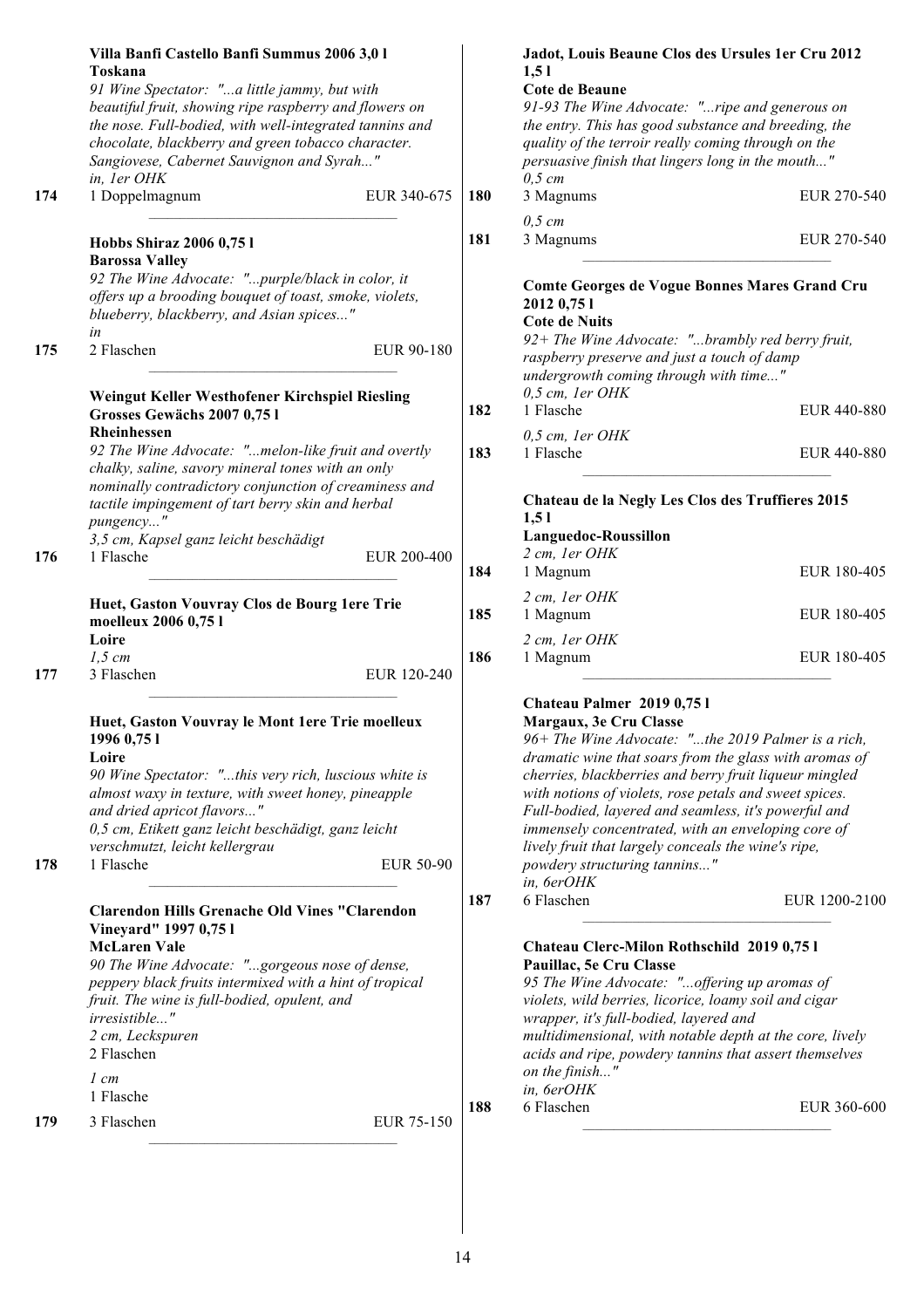**Villa Banfi Castello Banfi Summus 2006 3,0 l**
**Toskana**
*91 Wine Spectator: "...a little jammy, but with beautiful fruit, showing ripe raspberry and flowers on the nose. Full-bodied, with well-integrated tannins and chocolate, blackberry and green tobacco character. Sangiovese, Cabernet Sauvignon and Syrah..."*
*in, 1er OHK*

174 | 1 Doppelmagnum | EUR 340-675

---

**Hobbs Shiraz 2006 0,75 l**
**Barossa Valley**
*92 The Wine Advocate: "...purple/black in color, it offers up a brooding bouquet of toast, smoke, violets, blueberry, blackberry, and Asian spices..."*
*in*

175 | 2 Flaschen | EUR 90-180

---

**Weingut Keller Westhofener Kirchspiel Riesling Grosses Gewächs 2007 0,75 l**
**Rheinhessen**
*92 The Wine Advocate: "...melon-like fruit and overtly chalky, saline, savory mineral tones with an only nominally contradictory conjunction of creaminess and tactile impingement of tart berry skin and herbal pungency..."*
*3,5 cm, Kapsel ganz leicht beschädigt*

176 | 1 Flasche | EUR 200-400

---

**Huet, Gaston Vouvray Clos de Bourg 1ere Trie moelleux 2006 0,75 l**
**Loire**
*1,5 cm*

177 | 3 Flaschen | EUR 120-240

---

**Huet, Gaston Vouvray le Mont 1ere Trie moelleux 1996 0,75 l**
**Loire**
*90 Wine Spectator: "...this very rich, luscious white is almost waxy in texture, with sweet honey, pineapple and dried apricot flavors..."*
*0,5 cm, Etikett ganz leicht beschädigt, ganz leicht verschmutzt, leicht kellergrau*

178 | 1 Flasche | EUR 50-90

---

**Clarendon Hills Grenache Old Vines "Clarendon Vineyard" 1997 0,75 l**
**McLaren Vale**
*90 The Wine Advocate: "...gorgeous nose of dense, peppery black fruits intermixed with a hint of tropical fruit. The wine is full-bodied, opulent, and irresistible..."*
*2 cm, Leckspuren*
2 Flaschen
*1 cm*
1 Flasche

179 | 3 Flaschen | EUR 75-150

---

**Jadot, Louis Beaune Clos des Ursules 1er Cru 2012 1,5 l**
**Cote de Beaune**
*91-93 The Wine Advocate: "...ripe and generous on the entry. This has good substance and breeding, the quality of the terroir really coming through on the persuasive finish that lingers long in the mouth..."*
*0,5 cm*

180 | 3 Magnums | EUR 270-540

*0,5 cm*

181 | 3 Magnums | EUR 270-540

---

**Comte Georges de Vogue Bonnes Mares Grand Cru 2012 0,75 l**
**Cote de Nuits**
*92+ The Wine Advocate: "...brambly red berry fruit, raspberry preserve and just a touch of damp undergrowth coming through with time..."*
*0,5 cm, 1er OHK*

182 | 1 Flasche | EUR 440-880

*0,5 cm, 1er OHK*

183 | 1 Flasche | EUR 440-880

---

**Chateau de la Negly Les Clos des Truffieres 2015 1,5 l**
**Languedoc-Roussillon**
*2 cm, 1er OHK*

184 | 1 Magnum | EUR 180-405

*2 cm, 1er OHK*

185 | 1 Magnum | EUR 180-405

*2 cm, 1er OHK*

186 | 1 Magnum | EUR 180-405

---

**Chateau Palmer 2019 0,75 l**
**Margaux, 3e Cru Classe**
*96+ The Wine Advocate: "...the 2019 Palmer is a rich, dramatic wine that soars from the glass with aromas of cherries, blackberries and berry fruit liqueur mingled with notions of violets, rose petals and sweet spices. Full-bodied, layered and seamless, it's powerful and immensely concentrated, with an enveloping core of lively fruit that largely conceals the wine's ripe, powdery structuring tannins..."*
*in, 6erOHK*

187 | 6 Flaschen | EUR 1200-2100

---

**Chateau Clerc-Milon Rothschild 2019 0,75 l**
**Pauillac, 5e Cru Classe**
*95 The Wine Advocate: "...offering up aromas of violets, wild berries, licorice, loamy soil and cigar wrapper, it's full-bodied, layered and multidimensional, with notable depth at the core, lively acids and ripe, powdery tannins that assert themselves on the finish..."*
*in, 6erOHK*

188 | 6 Flaschen | EUR 360-600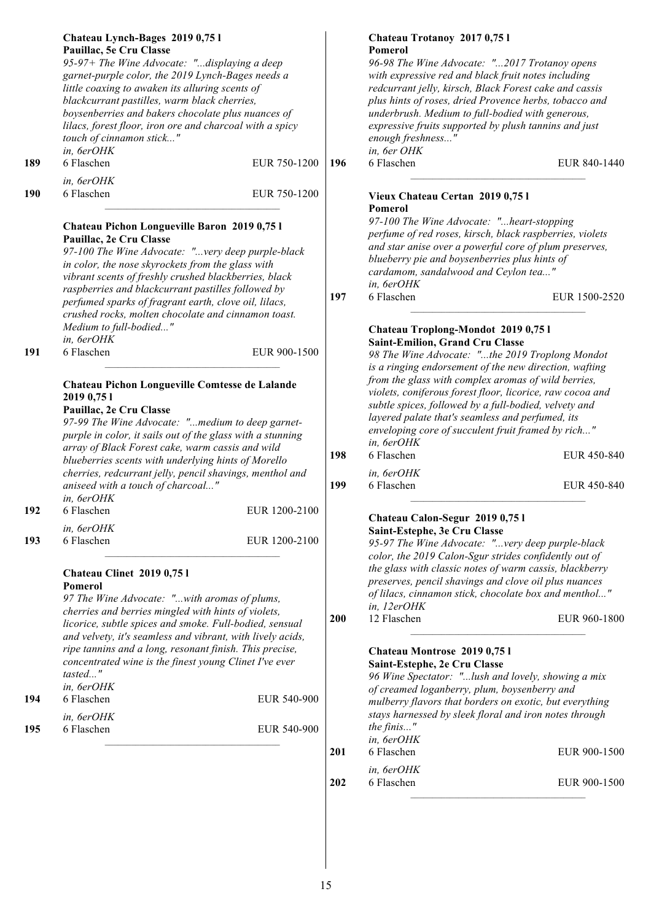**Chateau Lynch-Bages 2019 0,75 l**
**Pauillac, 5e Cru Classe**
*95-97+ The Wine Advocate: "...displaying a deep garnet-purple color, the 2019 Lynch-Bages needs a little coaxing to awaken its alluring scents of blackcurrant pastilles, warm black cherries, boysenberries and bakers chocolate plus nuances of lilacs, forest floor, iron ore and charcoal with a spicy touch of cinnamon stick..."*
*in, 6erOHK*

| | | |
|---|---|---|
| 189 | 6 Flaschen | EUR 750-1200 |

*in, 6erOHK*

| | | |
|---|---|---|
| 190 | 6 Flaschen | EUR 750-1200 |

---

**Chateau Pichon Longueville Baron 2019 0,75 l**
**Pauillac, 2e Cru Classe**
*97-100 The Wine Advocate: "...very deep purple-black in color, the nose skyrockets from the glass with vibrant scents of freshly crushed blackberries, black raspberries and blackcurrant pastilles followed by perfumed sparks of fragrant earth, clove oil, lilacs, crushed rocks, molten chocolate and cinnamon toast. Medium to full-bodied..."*
*in, 6erOHK*

| | | |
|---|---|---|
| 191 | 6 Flaschen | EUR 900-1500 |

---

**Chateau Pichon Longueville Comtesse de Lalande 2019 0,75 l**
**Pauillac, 2e Cru Classe**
*97-99 The Wine Advocate: "...medium to deep garnet-purple in color, it sails out of the glass with a stunning array of Black Forest cake, warm cassis and wild blueberries scents with underlying hints of Morello cherries, redcurrant jelly, pencil shavings, menthol and aniseed with a touch of charcoal..."*
*in, 6erOHK*

| | | |
|---|---|---|
| 192 | 6 Flaschen | EUR 1200-2100 |

*in, 6erOHK*

| | | |
|---|---|---|
| 193 | 6 Flaschen | EUR 1200-2100 |

---

**Chateau Clinet 2019 0,75 l**
**Pomerol**
*97 The Wine Advocate: "...with aromas of plums, cherries and berries mingled with hints of violets, licorice, subtle spices and smoke. Full-bodied, sensual and velvety, it's seamless and vibrant, with lively acids, ripe tannins and a long, resonant finish. This precise, concentrated wine is the finest young Clinet I've ever tasted..."*
*in, 6erOHK*

| | | |
|---|---|---|
| 194 | 6 Flaschen | EUR 540-900 |

*in, 6erOHK*

| | | |
|---|---|---|
| 195 | 6 Flaschen | EUR 540-900 |

---

**Chateau Trotanoy 2017 0,75 l**
**Pomerol**
*96-98 The Wine Advocate: "...2017 Trotanoy opens with expressive red and black fruit notes including redcurrant jelly, kirsch, Black Forest cake and cassis plus hints of roses, dried Provence herbs, tobacco and underbrush. Medium to full-bodied with generous, expressive fruits supported by plush tannins and just enough freshness..."*
*in, 6er OHK*

| | | |
|---|---|---|
| 196 | 6 Flaschen | EUR 840-1440 |

---

**Vieux Chateau Certan 2019 0,75 l**
**Pomerol**
*97-100 The Wine Advocate: "...heart-stopping perfume of red roses, kirsch, black raspberries, violets and star anise over a powerful core of plum preserves, blueberry pie and boysenberries plus hints of cardamom, sandalwood and Ceylon tea..."*
*in, 6erOHK*

| | | |
|---|---|---|
| 197 | 6 Flaschen | EUR 1500-2520 |

---

**Chateau Troplong-Mondot 2019 0,75 l**
**Saint-Emilion, Grand Cru Classe**
*98 The Wine Advocate: "...the 2019 Troplong Mondot is a ringing endorsement of the new direction, wafting from the glass with complex aromas of wild berries, violets, coniferous forest floor, licorice, raw cocoa and subtle spices, followed by a full-bodied, velvety and layered palate that's seamless and perfumed, its enveloping core of succulent fruit framed by rich..."*
*in, 6erOHK*

| | | |
|---|---|---|
| 198 | 6 Flaschen | EUR 450-840 |

*in, 6erOHK*

| | | |
|---|---|---|
| 199 | 6 Flaschen | EUR 450-840 |

---

**Chateau Calon-Segur 2019 0,75 l**
**Saint-Estephe, 3e Cru Classe**
*95-97 The Wine Advocate: "...very deep purple-black color, the 2019 Calon-Sgur strides confidently out of the glass with classic notes of warm cassis, blackberry preserves, pencil shavings and clove oil plus nuances of lilacs, cinnamon stick, chocolate box and menthol..."*
*in, 12erOHK*

| | | |
|---|---|---|
| 200 | 12 Flaschen | EUR 960-1800 |

---

**Chateau Montrose 2019 0,75 l**
**Saint-Estephe, 2e Cru Classe**
*96 Wine Spectator: "...lush and lovely, showing a mix of creamed loganberry, plum, boysenberry and mulberry flavors that borders on exotic, but everything stays harnessed by sleek floral and iron notes through the finis..."*
*in, 6erOHK*

| | | |
|---|---|---|
| 201 | 6 Flaschen | EUR 900-1500 |

*in, 6erOHK*

| | | |
|---|---|---|
| 202 | 6 Flaschen | EUR 900-1500 |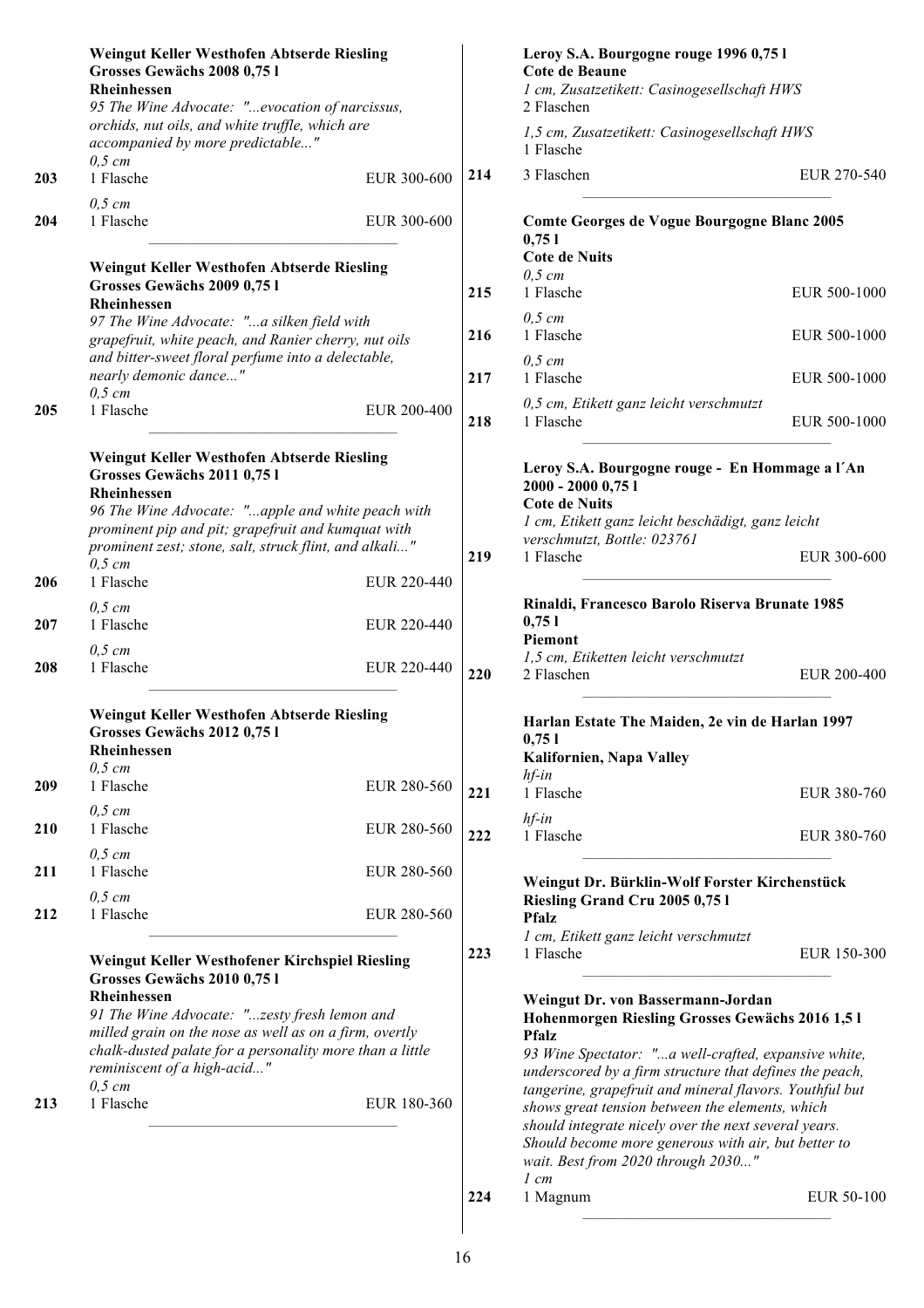**Weingut Keller Westhofen Abtserde Riesling Grosses Gewächs 2008 0,75 l**
**Rheinhessen**
*95 The Wine Advocate: "...evocation of narcissus, orchids, nut oils, and white truffle, which are accompanied by more predictable..."*

*0,5 cm*
**203** 1 Flasche EUR 300-600

*0,5 cm*
**204** 1 Flasche EUR 300-600

---

**Weingut Keller Westhofen Abtserde Riesling Grosses Gewächs 2009 0,75 l**
**Rheinhessen**
*97 The Wine Advocate: "...a silken field with grapefruit, white peach, and Ranier cherry, nut oils and bitter-sweet floral perfume into a delectable, nearly demonic dance..."*

*0,5 cm*
**205** 1 Flasche EUR 200-400

---

**Weingut Keller Westhofen Abtserde Riesling Grosses Gewächs 2011 0,75 l**
**Rheinhessen**
*96 The Wine Advocate: "...apple and white peach with prominent pip and pit; grapefruit and kumquat with prominent zest; stone, salt, struck flint, and alkali..."*

*0,5 cm*
**206** 1 Flasche EUR 220-440

*0,5 cm*
**207** 1 Flasche EUR 220-440

*0,5 cm*
**208** 1 Flasche EUR 220-440

---

**Weingut Keller Westhofen Abtserde Riesling Grosses Gewächs 2012 0,75 l**
**Rheinhessen**

*0,5 cm*
**209** 1 Flasche EUR 280-560

*0,5 cm*
**210** 1 Flasche EUR 280-560

*0,5 cm*
**211** 1 Flasche EUR 280-560

*0,5 cm*
**212** 1 Flasche EUR 280-560

---

**Weingut Keller Westhofener Kirchspiel Riesling Grosses Gewächs 2010 0,75 l**
**Rheinhessen**
*91 The Wine Advocate: "...zesty fresh lemon and milled grain on the nose as well as on a firm, overtly chalk-dusted palate for a personality more than a little reminiscent of a high-acid..."*

*0,5 cm*
**213** 1 Flasche EUR 180-360

---

**Leroy S.A. Bourgogne rouge 1996 0,75 l**
**Cote de Beaune**
*1 cm, Zusatzetikett: Casinogesellschaft HWS*
2 Flaschen
*1,5 cm, Zusatzetikett: Casinogesellschaft HWS*
1 Flasche
**214** 3 Flaschen EUR 270-540

---

**Comte Georges de Vogue Bourgogne Blanc 2005 0,75 l**
**Cote de Nuits**

*0,5 cm*
**215** 1 Flasche EUR 500-1000

*0,5 cm*
**216** 1 Flasche EUR 500-1000

*0,5 cm*
**217** 1 Flasche EUR 500-1000

*0,5 cm, Etikett ganz leicht verschmutzt*
**218** 1 Flasche EUR 500-1000

---

**Leroy S.A. Bourgogne rouge - En Hommage a l´An 2000 - 2000 0,75 l**
**Cote de Nuits**
*1 cm, Etikett ganz leicht beschädigt, ganz leicht verschmutzt, Bottle: 023761*
**219** 1 Flasche EUR 300-600

---

**Rinaldi, Francesco Barolo Riserva Brunate 1985 0,75 l**
**Piemont**
*1,5 cm, Etiketten leicht verschmutzt*
**220** 2 Flaschen EUR 200-400

---

**Harlan Estate The Maiden, 2e vin de Harlan 1997 0,75 l**
**Kalifornien, Napa Valley**

*hf-in*
**221** 1 Flasche EUR 380-760

*hf-in*
**222** 1 Flasche EUR 380-760

---

**Weingut Dr. Bürklin-Wolf Forster Kirchenstück Riesling Grand Cru 2005 0,75 l**
**Pfalz**
*1 cm, Etikett ganz leicht verschmutzt*
**223** 1 Flasche EUR 150-300

---

**Weingut Dr. von Bassermann-Jordan Hohenmorgen Riesling Grosses Gewächs 2016 1,5 l**
**Pfalz**
*93 Wine Spectator: "...a well-crafted, expansive white, underscored by a firm structure that defines the peach, tangerine, grapefruit and mineral flavors. Youthful but shows great tension between the elements, which should integrate nicely over the next several years. Should become more generous with air, but better to wait. Best from 2020 through 2030..."*

*1 cm*
**224** 1 Magnum EUR 50-100

---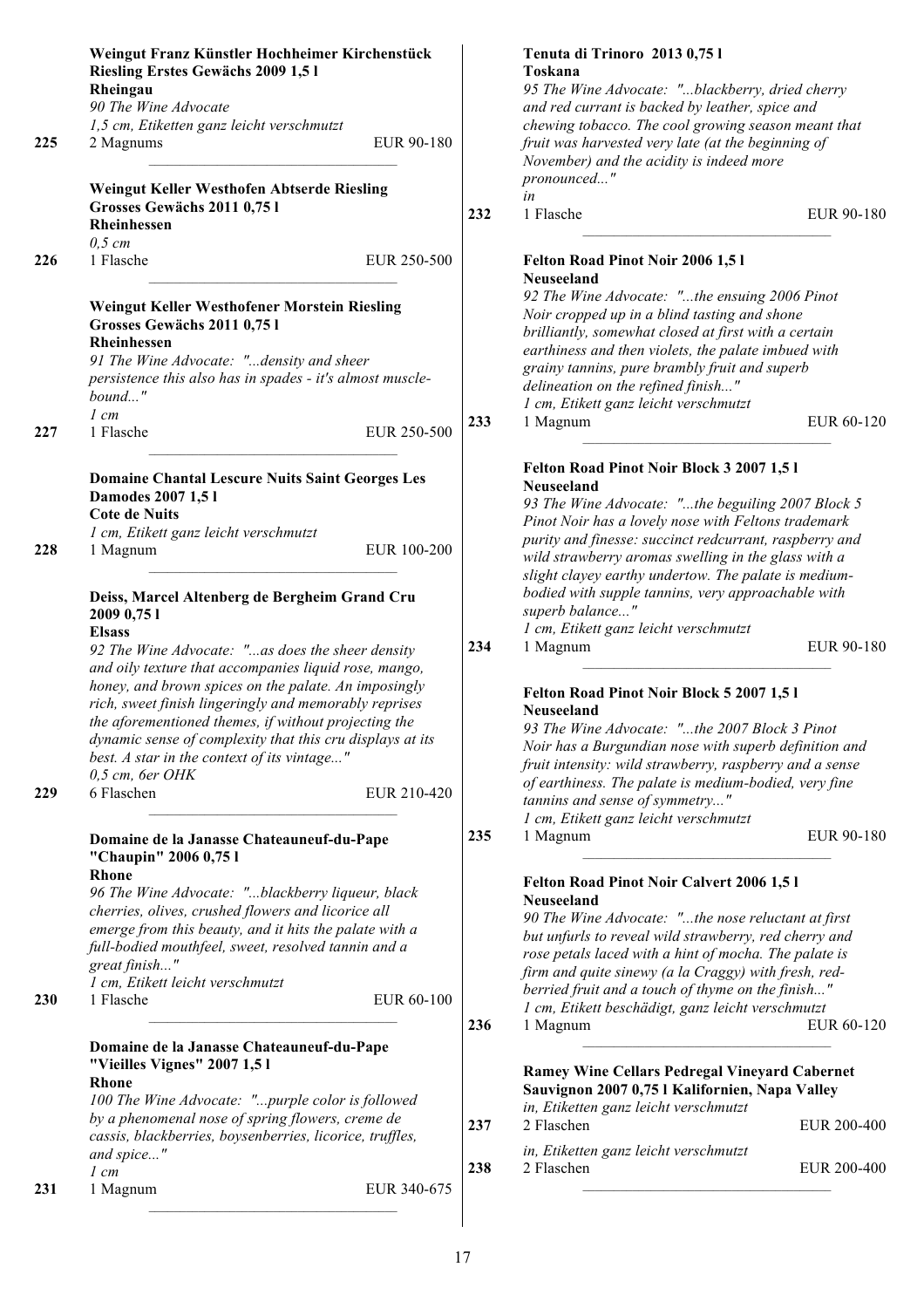**Weingut Franz Künstler Hochheimer Kirchenstück Riesling Erstes Gewächs 2009 1,5 l**
**Rheingau**
*90 The Wine Advocate*
*1,5 cm, Etiketten ganz leicht verschmutzt*
225 — 2 Magnums — EUR 90-180

---

**Weingut Keller Westhofen Abtserde Riesling Grosses Gewächs 2011 0,75 l**
**Rheinhessen**
*0,5 cm*
226 — 1 Flasche — EUR 250-500

---

**Weingut Keller Westhofener Morstein Riesling Grosses Gewächs 2011 0,75 l**
**Rheinhessen**
*91 The Wine Advocate: "...density and sheer persistence this also has in spades - it's almost muscle-bound..."*
*1 cm*
227 — 1 Flasche — EUR 250-500

---

**Domaine Chantal Lescure Nuits Saint Georges Les Damodes 2007 1,5 l**
**Cote de Nuits**
*1 cm, Etikett ganz leicht verschmutzt*
228 — 1 Magnum — EUR 100-200

---

**Deiss, Marcel Altenberg de Bergheim Grand Cru 2009 0,75 l**
**Elsass**
*92 The Wine Advocate: "...as does the sheer density and oily texture that accompanies liquid rose, mango, honey, and brown spices on the palate. An imposingly rich, sweet finish lingeringly and memorably reprises the aforementioned themes, if without projecting the dynamic sense of complexity that this cru displays at its best. A star in the context of its vintage..."*
*0,5 cm, 6er OHK*
229 — 6 Flaschen — EUR 210-420

---

**Domaine de la Janasse Chateauneuf-du-Pape "Chaupin" 2006 0,75 l**
**Rhone**
*96 The Wine Advocate: "...blackberry liqueur, black cherries, olives, crushed flowers and licorice all emerge from this beauty, and it hits the palate with a full-bodied mouthfeel, sweet, resolved tannin and a great finish..."*
*1 cm, Etikett leicht verschmutzt*
230 — 1 Flasche — EUR 60-100

---

**Domaine de la Janasse Chateauneuf-du-Pape "Vieilles Vignes" 2007 1,5 l**
**Rhone**
*100 The Wine Advocate: "...purple color is followed by a phenomenal nose of spring flowers, creme de cassis, blackberries, boysenberries, licorice, truffles, and spice..."*
*1 cm*
231 — 1 Magnum — EUR 340-675

---

**Tenuta di Trinoro 2013 0,75 l**
**Toskana**
*95 The Wine Advocate: "...blackberry, dried cherry and red currant is backed by leather, spice and chewing tobacco. The cool growing season meant that fruit was harvested very late (at the beginning of November) and the acidity is indeed more pronounced..."*
*in*
232 — 1 Flasche — EUR 90-180

---

**Felton Road Pinot Noir 2006 1,5 l**
**Neuseeland**
*92 The Wine Advocate: "...the ensuing 2006 Pinot Noir cropped up in a blind tasting and shone brilliantly, somewhat closed at first with a certain earthiness and then violets, the palate imbued with grainy tannins, pure brambly fruit and superb delineation on the refined finish..."*
*1 cm, Etikett ganz leicht verschmutzt*
233 — 1 Magnum — EUR 60-120

---

**Felton Road Pinot Noir Block 3 2007 1,5 l**
**Neuseeland**
*93 The Wine Advocate: "...the beguiling 2007 Block 5 Pinot Noir has a lovely nose with Feltons trademark purity and finesse: succinct redcurrant, raspberry and wild strawberry aromas swelling in the glass with a slight clayey earthy undertow. The palate is medium-bodied with supple tannins, very approachable with superb balance..."*
*1 cm, Etikett ganz leicht verschmutzt*
234 — 1 Magnum — EUR 90-180

---

**Felton Road Pinot Noir Block 5 2007 1,5 l**
**Neuseeland**
*93 The Wine Advocate: "...the 2007 Block 3 Pinot Noir has a Burgundian nose with superb definition and fruit intensity: wild strawberry, raspberry and a sense of earthiness. The palate is medium-bodied, very fine tannins and sense of symmetry..."*
*1 cm, Etikett ganz leicht verschmutzt*
235 — 1 Magnum — EUR 90-180

---

**Felton Road Pinot Noir Calvert 2006 1,5 l**
**Neuseeland**
*90 The Wine Advocate: "...the nose reluctant at first but unfurls to reveal wild strawberry, red cherry and rose petals laced with a hint of mocha. The palate is firm and quite sinewy (a la Craggy) with fresh, red-berried fruit and a touch of thyme on the finish..."*
*1 cm, Etikett beschädigt, ganz leicht verschmutzt*
236 — 1 Magnum — EUR 60-120

---

**Ramey Wine Cellars Pedregal Vineyard Cabernet Sauvignon 2007 0,75 l Kalifornien, Napa Valley**
*in, Etiketten ganz leicht verschmutzt*
237 — 2 Flaschen — EUR 200-400

*in, Etiketten ganz leicht verschmutzt*
238 — 2 Flaschen — EUR 200-400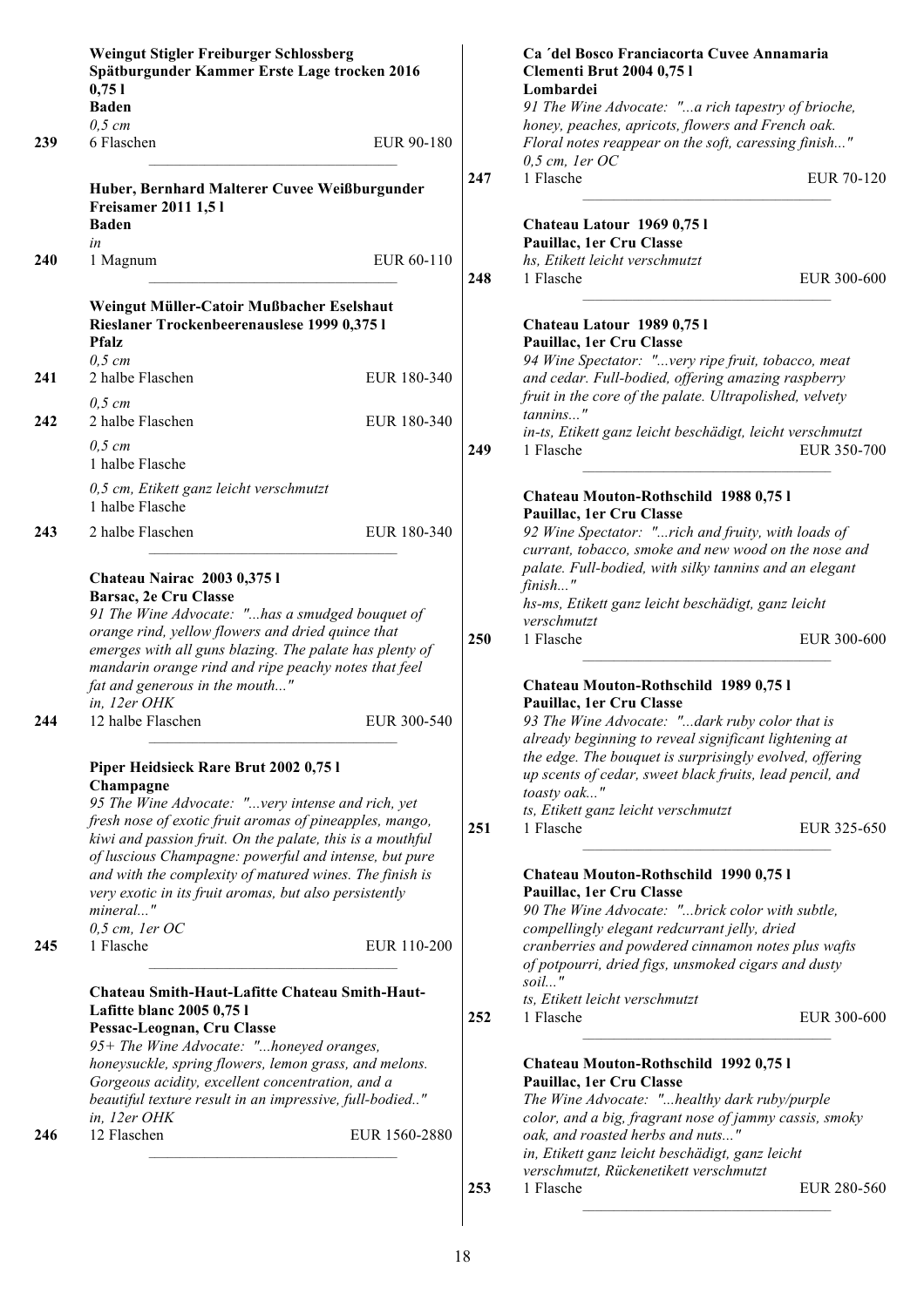**Weingut Stigler Freiburger Schlossberg Spätburgunder Kammer Erste Lage trocken 2016 0,75 l**
**Baden**
*0,5 cm*
239 — 6 Flaschen — EUR 90-180

---

**Huber, Bernhard Malterer Cuvee Weißburgunder Freisamer 2011 1,5 l**
**Baden**
*in*
240 — 1 Magnum — EUR 60-110

---

**Weingut Müller-Catoir Mußbacher Eselshaut Rieslaner Trockenbeerenauslese 1999 0,375 l**
**Pfalz**
*0,5 cm*
241 — 2 halbe Flaschen — EUR 180-340

*0,5 cm*
242 — 2 halbe Flaschen — EUR 180-340

*0,5 cm*
1 halbe Flasche

*0,5 cm, Etikett ganz leicht verschmutzt*
1 halbe Flasche

243 — 2 halbe Flaschen — EUR 180-340

---

**Chateau Nairac 2003 0,375 l**
**Barsac, 2e Cru Classe**
*91 The Wine Advocate: "...has a smudged bouquet of orange rind, yellow flowers and dried quince that emerges with all guns blazing. The palate has plenty of mandarin orange rind and ripe peachy notes that feel fat and generous in the mouth..."*
*in, 12er OHK*
244 — 12 halbe Flaschen — EUR 300-540

---

**Piper Heidsieck Rare Brut 2002 0,75 l**
**Champagne**
*95 The Wine Advocate: "...very intense and rich, yet fresh nose of exotic fruit aromas of pineapples, mango, kiwi and passion fruit. On the palate, this is a mouthful of luscious Champagne: powerful and intense, but pure and with the complexity of matured wines. The finish is very exotic in its fruit aromas, but also persistently mineral..."*
*0,5 cm, 1er OC*
245 — 1 Flasche — EUR 110-200

---

**Chateau Smith-Haut-Lafitte Chateau Smith-Haut-Lafitte blanc 2005 0,75 l**
**Pessac-Leognan, Cru Classe**
*95+ The Wine Advocate: "...honeyed oranges, honeysuckle, spring flowers, lemon grass, and melons. Gorgeous acidity, excellent concentration, and a beautiful texture result in an impressive, full-bodied.."*
*in, 12er OHK*
246 — 12 Flaschen — EUR 1560-2880

---

**Ca ´del Bosco Franciacorta Cuvee Annamaria Clementi Brut 2004 0,75 l**
**Lombardei**
*91 The Wine Advocate: "...a rich tapestry of brioche, honey, peaches, apricots, flowers and French oak. Floral notes reappear on the soft, caressing finish..."*
*0,5 cm, 1er OC*
247 — 1 Flasche — EUR 70-120

---

**Chateau Latour 1969 0,75 l**
**Pauillac, 1er Cru Classe**
*hs, Etikett leicht verschmutzt*
248 — 1 Flasche — EUR 300-600

---

**Chateau Latour 1989 0,75 l**
**Pauillac, 1er Cru Classe**
*94 Wine Spectator: "...very ripe fruit, tobacco, meat and cedar. Full-bodied, offering amazing raspberry fruit in the core of the palate. Ultrapolished, velvety tannins..."*
*in-ts, Etikett ganz leicht beschädigt, leicht verschmutzt*
249 — 1 Flasche — EUR 350-700

---

**Chateau Mouton-Rothschild 1988 0,75 l**
**Pauillac, 1er Cru Classe**
*92 Wine Spectator: "...rich and fruity, with loads of currant, tobacco, smoke and new wood on the nose and palate. Full-bodied, with silky tannins and an elegant finish..."*
*hs-ms, Etikett ganz leicht beschädigt, ganz leicht verschmutzt*
250 — 1 Flasche — EUR 300-600

---

**Chateau Mouton-Rothschild 1989 0,75 l**
**Pauillac, 1er Cru Classe**
*93 The Wine Advocate: "...dark ruby color that is already beginning to reveal significant lightening at the edge. The bouquet is surprisingly evolved, offering up scents of cedar, sweet black fruits, lead pencil, and toasty oak..."*
*ts, Etikett ganz leicht verschmutzt*
251 — 1 Flasche — EUR 325-650

---

**Chateau Mouton-Rothschild 1990 0,75 l**
**Pauillac, 1er Cru Classe**
*90 The Wine Advocate: "...brick color with subtle, compellingly elegant redcurrant jelly, dried cranberries and powdered cinnamon notes plus wafts of potpourri, dried figs, unsmoked cigars and dusty soil..."*
*ts, Etikett leicht verschmutzt*
252 — 1 Flasche — EUR 300-600

---

**Chateau Mouton-Rothschild 1992 0,75 l**
**Pauillac, 1er Cru Classe**
*The Wine Advocate: "...healthy dark ruby/purple color, and a big, fragrant nose of jammy cassis, smoky oak, and roasted herbs and nuts..."*
*in, Etikett ganz leicht beschädigt, ganz leicht verschmutzt, Rückenetikett verschmutzt*
253 — 1 Flasche — EUR 280-560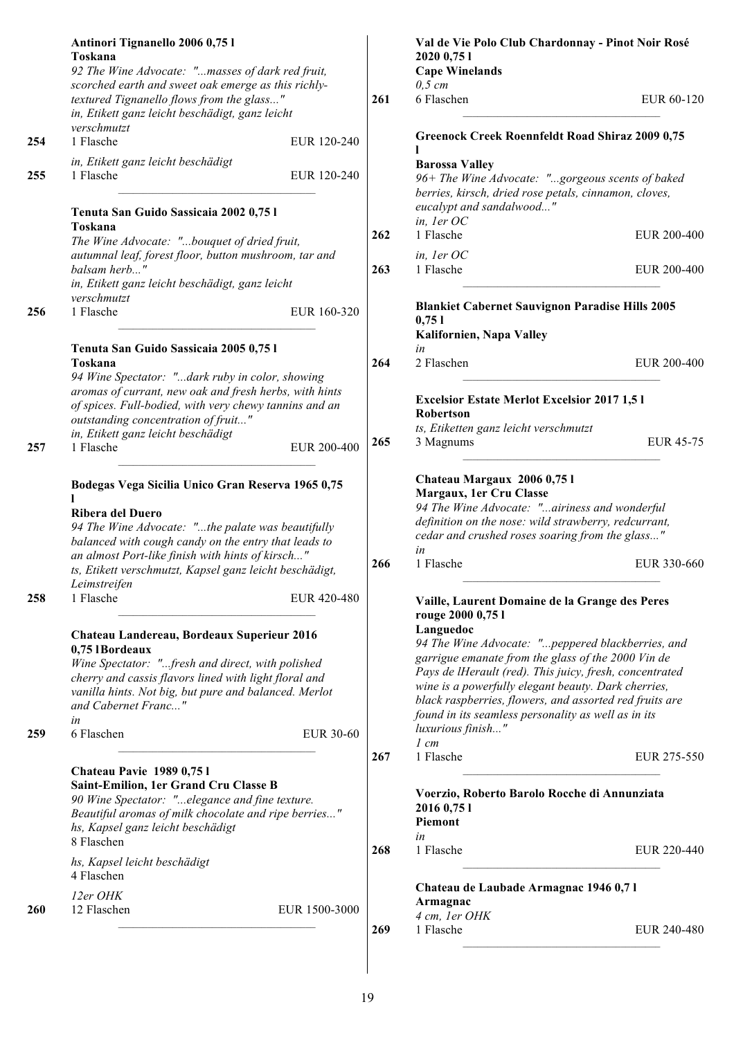**Antinori Tignanello 2006 0,75 l**
**Toskana**
*92 The Wine Advocate: "...masses of dark red fruit, scorched earth and sweet oak emerge as this richly-textured Tignanello flows from the glass..."*
*in, Etikett ganz leicht beschädigt, ganz leicht verschmutzt*

254 1 Flasche EUR 120-240

*in, Etikett ganz leicht beschädigt*

255 1 Flasche EUR 120-240

---

**Tenuta San Guido Sassicaia 2002 0,75 l**
**Toskana**
*The Wine Advocate: "...bouquet of dried fruit, autumnal leaf, forest floor, button mushroom, tar and balsam herb..."*
*in, Etikett ganz leicht beschädigt, ganz leicht verschmutzt*

256 1 Flasche EUR 160-320

---

**Tenuta San Guido Sassicaia 2005 0,75 l**
**Toskana**
*94 Wine Spectator: "...dark ruby in color, showing aromas of currant, new oak and fresh herbs, with hints of spices. Full-bodied, with very chewy tannins and an outstanding concentration of fruit..."*
*in, Etikett ganz leicht beschädigt*

257 1 Flasche EUR 200-400

---

**Bodegas Vega Sicilia Unico Gran Reserva 1965 0,75 l**
**Ribera del Duero**
*94 The Wine Advocate: "...the palate was beautifully balanced with cough candy on the entry that leads to an almost Port-like finish with hints of kirsch..."*
*ts, Etikett verschmutzt, Kapsel ganz leicht beschädigt, Leimstreifen*

258 1 Flasche EUR 420-480

---

**Chateau Landereau, Bordeaux Superieur 2016 0,75 lBordeaux**
*Wine Spectator: "...fresh and direct, with polished cherry and cassis flavors lined with light floral and vanilla hints. Not big, but pure and balanced. Merlot and Cabernet Franc..."*
*in*

259 6 Flaschen EUR 30-60

---

**Chateau Pavie 1989 0,75 l**
**Saint-Emilion, 1er Grand Cru Classe B**
*90 Wine Spectator: "...elegance and fine texture. Beautiful aromas of milk chocolate and ripe berries..."*
*hs, Kapsel ganz leicht beschädigt*
8 Flaschen

*hs, Kapsel leicht beschädigt*
4 Flaschen

*12er OHK*

260 12 Flaschen EUR 1500-3000

---

**Val de Vie Polo Club Chardonnay - Pinot Noir Rosé 2020 0,75 l**
**Cape Winelands**
*0,5 cm*

261 6 Flaschen EUR 60-120

---

**Greenock Creek Roennfeldt Road Shiraz 2009 0,75 l**
**Barossa Valley**
*96+ The Wine Advocate: "...gorgeous scents of baked berries, kirsch, dried rose petals, cinnamon, cloves, eucalypt and sandalwood..."*
*in, 1er OC*

262 1 Flasche EUR 200-400

*in, 1er OC*

263 1 Flasche EUR 200-400

---

**Blankiet Cabernet Sauvignon Paradise Hills 2005 0,75 l**
**Kalifornien, Napa Valley**
*in*

264 2 Flaschen EUR 200-400

---

**Excelsior Estate Merlot Excelsior 2017 1,5 l**
**Robertson**
*ts, Etiketten ganz leicht verschmutzt*

265 3 Magnums EUR 45-75

---

**Chateau Margaux 2006 0,75 l**
**Margaux, 1er Cru Classe**
*94 The Wine Advocate: "...airiness and wonderful definition on the nose: wild strawberry, redcurrant, cedar and crushed roses soaring from the glass..."*
*in*

266 1 Flasche EUR 330-660

---

**Vaille, Laurent Domaine de la Grange des Peres rouge 2000 0,75 l**
**Languedoc**
*94 The Wine Advocate: "...peppered blackberries, and garrigue emanate from the glass of the 2000 Vin de Pays de lHerault (red). This juicy, fresh, concentrated wine is a powerfully elegant beauty. Dark cherries, black raspberries, flowers, and assorted red fruits are found in its seamless personality as well as in its luxurious finish..."*
*1 cm*

267 1 Flasche EUR 275-550

---

**Voerzio, Roberto Barolo Rocche di Annunziata 2016 0,75 l**
**Piemont**
*in*

268 1 Flasche EUR 220-440

---

**Chateau de Laubade Armagnac 1946 0,7 l**
**Armagnac**
*4 cm, 1er OHK*

269 1 Flasche EUR 240-480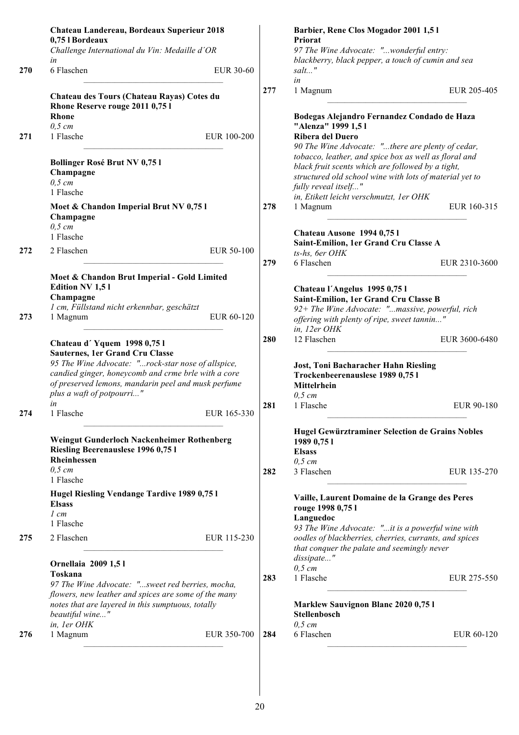**Chateau Landereau, Bordeaux Superieur 2018 0,75 l Bordeaux**
*Challenge International du Vin: Medaille d´OR*
*in*
270 6 Flaschen EUR 30-60

---

**Chateau des Tours (Chateau Rayas) Cotes du Rhone Reserve rouge 2011 0,75 l**
**Rhone**
*0,5 cm*
271 1 Flasche EUR 100-200

---

**Bollinger Rosé Brut NV 0,75 l**
**Champagne**
*0,5 cm*
1 Flasche

**Moet & Chandon Imperial Brut NV 0,75 l**
**Champagne**
*0,5 cm*
1 Flasche
272 2 Flaschen EUR 50-100

---

**Moet & Chandon Brut Imperial - Gold Limited Edition NV 1,5 l**
**Champagne**
*1 cm, Füllstand nicht erkennbar, geschätzt*
273 1 Magnum EUR 60-120

---

**Chateau d´ Yquem 1998 0,75 l**
**Sauternes, 1er Grand Cru Classe**
*95 The Wine Advocate: "...rock-star nose of allspice, candied ginger, honeycomb and crme brle with a core of preserved lemons, mandarin peel and musk perfume plus a waft of potpourri..."*
*in*
274 1 Flasche EUR 165-330

---

**Weingut Gunderloch Nackenheimer Rothenberg Riesling Beerenauslese 1996 0,75 l**
**Rheinhessen**
*0,5 cm*
1 Flasche

**Hugel Riesling Vendange Tardive 1989 0,75 l**
**Elsass**
*1 cm*
1 Flasche
275 2 Flaschen EUR 115-230

---

**Ornellaia 2009 1,5 l**
**Toskana**
*97 The Wine Advocate: "...sweet red berries, mocha, flowers, new leather and spices are some of the many notes that are layered in this sumptuous, totally beautiful wine..."*
*in, 1er OHK*
276 1 Magnum EUR 350-700

---

**Barbier, Rene Clos Mogador 2001 1,5 l**
**Priorat**
*97 The Wine Advocate: "...wonderful entry: blackberry, black pepper, a touch of cumin and sea salt..."*
*in*
277 1 Magnum EUR 205-405

---

**Bodegas Alejandro Fernandez Condado de Haza "Alenza" 1999 1,5 l**
**Ribera del Duero**
*90 The Wine Advocate: "...there are plenty of cedar, tobacco, leather, and spice box as well as floral and black fruit scents which are followed by a tight, structured old school wine with lots of material yet to fully reveal itself..."*
*in, Etikett leicht verschmutzt, 1er OHK*
278 1 Magnum EUR 160-315

---

**Chateau Ausone 1994 0,75 l**
**Saint-Emilion, 1er Grand Cru Classe A**
*ts-hs, 6er OHK*
279 6 Flaschen EUR 2310-3600

---

**Chateau l´Angelus 1995 0,75 l**
**Saint-Emilion, 1er Grand Cru Classe B**
*92+ The Wine Advocate: "...massive, powerful, rich offering with plenty of ripe, sweet tannin..."*
*in, 12er OHK*
280 12 Flaschen EUR 3600-6480

---

**Jost, Toni Bacharacher Hahn Riesling Trockenbeerenauslese 1989 0,75 l**
**Mittelrhein**
*0,5 cm*
281 1 Flasche EUR 90-180

---

**Hugel Gewürztraminer Selection de Grains Nobles 1989 0,75 l**
**Elsass**
*0,5 cm*
282 3 Flaschen EUR 135-270

---

**Vaille, Laurent Domaine de la Grange des Peres rouge 1998 0,75 l**
**Languedoc**
*93 The Wine Advocate: "...it is a powerful wine with oodles of blackberries, cherries, currants, and spices that conquer the palate and seemingly never dissipate..."*
*0,5 cm*
283 1 Flasche EUR 275-550

---

**Marklew Sauvignon Blanc 2020 0,75 l**
**Stellenbosch**
*0,5 cm*
284 6 Flaschen EUR 60-120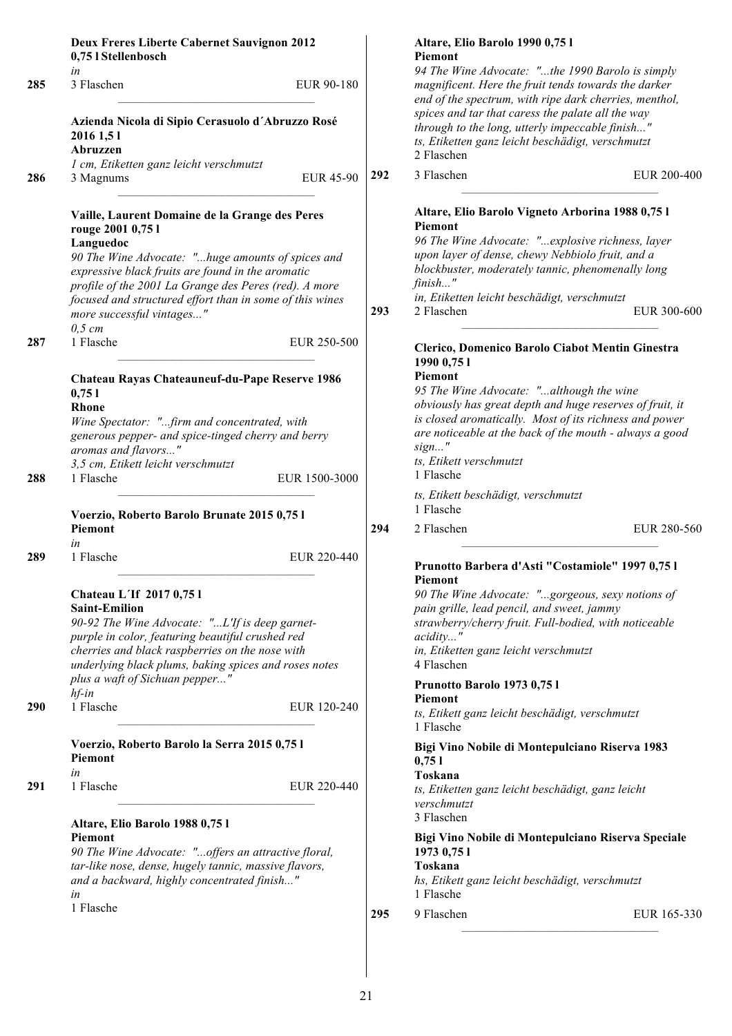**Deux Freres Liberte Cabernet Sauvignon 2012 0,75 l Stellenbosch**
*in*

**285** 3 Flaschen EUR 90-180

---

**Azienda Nicola di Sipio Cerasuolo d´Abruzzo Rosé 2016 1,5 l**
**Abruzzen**
*1 cm, Etiketten ganz leicht verschmutzt*

**286** 3 Magnums EUR 45-90

---

**Vaille, Laurent Domaine de la Grange des Peres rouge 2001 0,75 l**
**Languedoc**
*90 The Wine Advocate: "...huge amounts of spices and expressive black fruits are found in the aromatic profile of the 2001 La Grange des Peres (red). A more focused and structured effort than in some of this wines more successful vintages..."*
*0,5 cm*

**287** 1 Flasche EUR 250-500

---

**Chateau Rayas Chateauneuf-du-Pape Reserve 1986 0,75 l**
**Rhone**
*Wine Spectator: "...firm and concentrated, with generous pepper- and spice-tinged cherry and berry aromas and flavors..."*
*3,5 cm, Etikett leicht verschmutzt*

**288** 1 Flasche EUR 1500-3000

---

**Voerzio, Roberto Barolo Brunate 2015 0,75 l**
**Piemont**
*in*

**289** 1 Flasche EUR 220-440

---

**Chateau L´If 2017 0,75 l**
**Saint-Emilion**
*90-92 The Wine Advocate: "...L'If is deep garnet-purple in color, featuring beautiful crushed red cherries and black raspberries on the nose with underlying black plums, baking spices and roses notes plus a waft of Sichuan pepper..."*
*hf-in*

**290** 1 Flasche EUR 120-240

---

**Voerzio, Roberto Barolo la Serra 2015 0,75 l**
**Piemont**
*in*

**291** 1 Flasche EUR 220-440

---

**Altare, Elio Barolo 1988 0,75 l**
**Piemont**
*90 The Wine Advocate: "...offers an attractive floral, tar-like nose, dense, hugely tannic, massive flavors, and a backward, highly concentrated finish..."*
*in*
1 Flasche

**Altare, Elio Barolo 1990 0,75 l**
**Piemont**
*94 The Wine Advocate: "...the 1990 Barolo is simply magnificent. Here the fruit tends towards the darker end of the spectrum, with ripe dark cherries, menthol, spices and tar that caress the palate all the way through to the long, utterly impeccable finish..."*
*ts, Etiketten ganz leicht beschädigt, verschmutzt*
2 Flaschen

**292** 3 Flaschen EUR 200-400

---

**Altare, Elio Barolo Vigneto Arborina 1988 0,75 l**
**Piemont**
*96 The Wine Advocate: "...explosive richness, layer upon layer of dense, chewy Nebbiolo fruit, and a blockbuster, moderately tannic, phenomenally long finish..."*
*in, Etiketten leicht beschädigt, verschmutzt*

**293** 2 Flaschen EUR 300-600

---

**Clerico, Domenico Barolo Ciabot Mentin Ginestra 1990 0,75 l**
**Piemont**
*95 The Wine Advocate: "...although the wine obviously has great depth and huge reserves of fruit, it is closed aromatically. Most of its richness and power are noticeable at the back of the mouth - always a good sign..."*
*ts, Etikett verschmutzt*
1 Flasche

*ts, Etikett beschädigt, verschmutzt*
1 Flasche

**294** 2 Flaschen EUR 280-560

---

**Prunotto Barbera d'Asti "Costamiole" 1997 0,75 l**
**Piemont**
*90 The Wine Advocate: "...gorgeous, sexy notions of pain grille, lead pencil, and sweet, jammy strawberry/cherry fruit. Full-bodied, with noticeable acidity..."*
*in, Etiketten ganz leicht verschmutzt*
4 Flaschen

**Prunotto Barolo 1973 0,75 l**
**Piemont**
*ts, Etikett ganz leicht beschädigt, verschmutzt*
1 Flasche

**Bigi Vino Nobile di Montepulciano Riserva 1983 0,75 l**
**Toskana**
*ts, Etiketten ganz leicht beschädigt, ganz leicht verschmutzt*
3 Flaschen

**Bigi Vino Nobile di Montepulciano Riserva Speciale 1973 0,75 l**
**Toskana**
*hs, Etikett ganz leicht beschädigt, verschmutzt*
1 Flasche

**295** 9 Flaschen EUR 165-330

---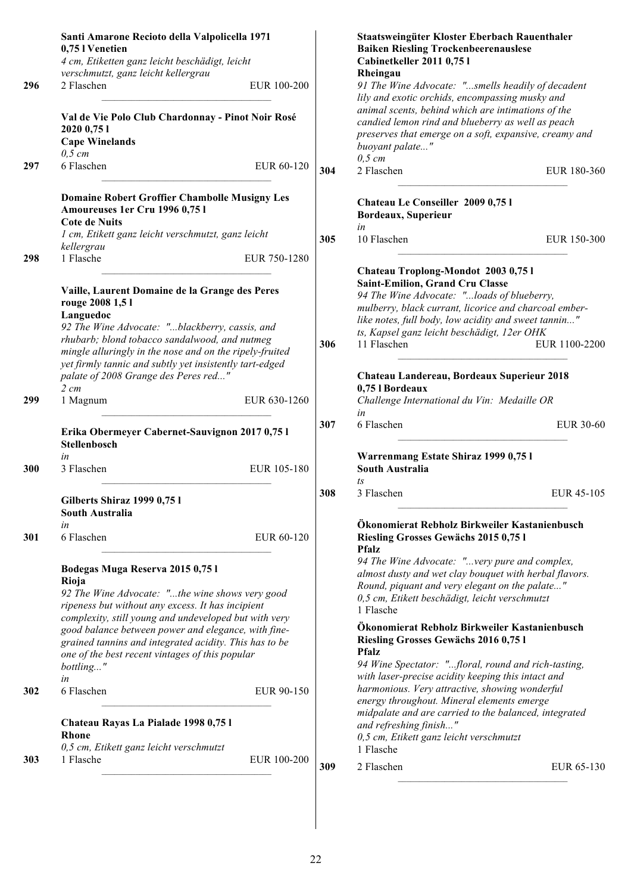**Santi Amarone Recioto della Valpolicella 1971 0,75 l Venetien**
*4 cm, Etiketten ganz leicht beschädigt, leicht verschmutzt, ganz leicht kellergrau*

**296** 2 Flaschen EUR 100-200

---

**Val de Vie Polo Club Chardonnay - Pinot Noir Rosé 2020 0,75 l**
**Cape Winelands**
*0,5 cm*

**297** 6 Flaschen EUR 60-120

---

**Domaine Robert Groffier Chambolle Musigny Les Amoureuses 1er Cru 1996 0,75 l**
**Cote de Nuits**
*1 cm, Etikett ganz leicht verschmutzt, ganz leicht kellergrau*

**298** 1 Flasche EUR 750-1280

---

**Vaille, Laurent Domaine de la Grange des Peres rouge 2008 1,5 l**
**Languedoc**
*92 The Wine Advocate: "...blackberry, cassis, and rhubarb; blond tobacco sandalwood, and nutmeg mingle alluringly in the nose and on the ripely-fruited yet firmly tannic and subtly yet insistently tart-edged palate of 2008 Grange des Peres red..."*
*2 cm*

**299** 1 Magnum EUR 630-1260

---

**Erika Obermeyer Cabernet-Sauvignon 2017 0,75 l**
**Stellenbosch**
*in*

**300** 3 Flaschen EUR 105-180

---

**Gilberts Shiraz 1999 0,75 l**
**South Australia**
*in*

**301** 6 Flaschen EUR 60-120

---

**Bodegas Muga Reserva 2015 0,75 l**
**Rioja**
*92 The Wine Advocate: "...the wine shows very good ripeness but without any excess. It has incipient complexity, still young and undeveloped but with very good balance between power and elegance, with fine-grained tannins and integrated acidity. This has to be one of the best recent vintages of this popular bottling..."*
*in*

**302** 6 Flaschen EUR 90-150

---

**Chateau Rayas La Pialade 1998 0,75 l**
**Rhone**
*0,5 cm, Etikett ganz leicht verschmutzt*

**303** 1 Flasche EUR 100-200

---

**Staatsweingüter Kloster Eberbach Rauenthaler Baiken Riesling Trockenbeerenauslese Cabinetkeller 2011 0,75 l**
**Rheingau**
*91 The Wine Advocate: "...smells headily of decadent lily and exotic orchids, encompassing musky and animal scents, behind which are intimations of the candied lemon rind and blueberry as well as peach preserves that emerge on a soft, expansive, creamy and buoyant palate..."*
*0,5 cm*

**304** 2 Flaschen EUR 180-360

---

**Chateau Le Conseiller 2009 0,75 l**
**Bordeaux, Superieur**
*in*

**305** 10 Flaschen EUR 150-300

---

**Chateau Troplong-Mondot 2003 0,75 l**
**Saint-Emilion, Grand Cru Classe**
*94 The Wine Advocate: "...loads of blueberry, mulberry, black currant, licorice and charcoal ember-like notes, full body, low acidity and sweet tannin..."*
*ts, Kapsel ganz leicht beschädigt, 12er OHK*

**306** 11 Flaschen EUR 1100-2200

---

**Chateau Landereau, Bordeaux Superieur 2018 0,75 l Bordeaux**
*Challenge International du Vin: Medaille OR*
*in*

**307** 6 Flaschen EUR 30-60

---

**Warrenmang Estate Shiraz 1999 0,75 l**
**South Australia**
*ts*

**308** 3 Flaschen EUR 45-105

---

**Ökonomierat Rebholz Birkweiler Kastanienbusch Riesling Grosses Gewächs 2015 0,75 l**
**Pfalz**
*94 The Wine Advocate: "...very pure and complex, almost dusty and wet clay bouquet with herbal flavors. Round, piquant and very elegant on the palate..."*
*0,5 cm, Etikett beschädigt, leicht verschmutzt*
1 Flasche

**Ökonomierat Rebholz Birkweiler Kastanienbusch Riesling Grosses Gewächs 2016 0,75 l**
**Pfalz**
*94 Wine Spectator: "...floral, round and rich-tasting, with laser-precise acidity keeping this intact and harmonious. Very attractive, showing wonderful energy throughout. Mineral elements emerge midpalate and are carried to the balanced, integrated and refreshing finish..."*
*0,5 cm, Etikett ganz leicht verschmutzt*
1 Flasche

**309** 2 Flaschen EUR 65-130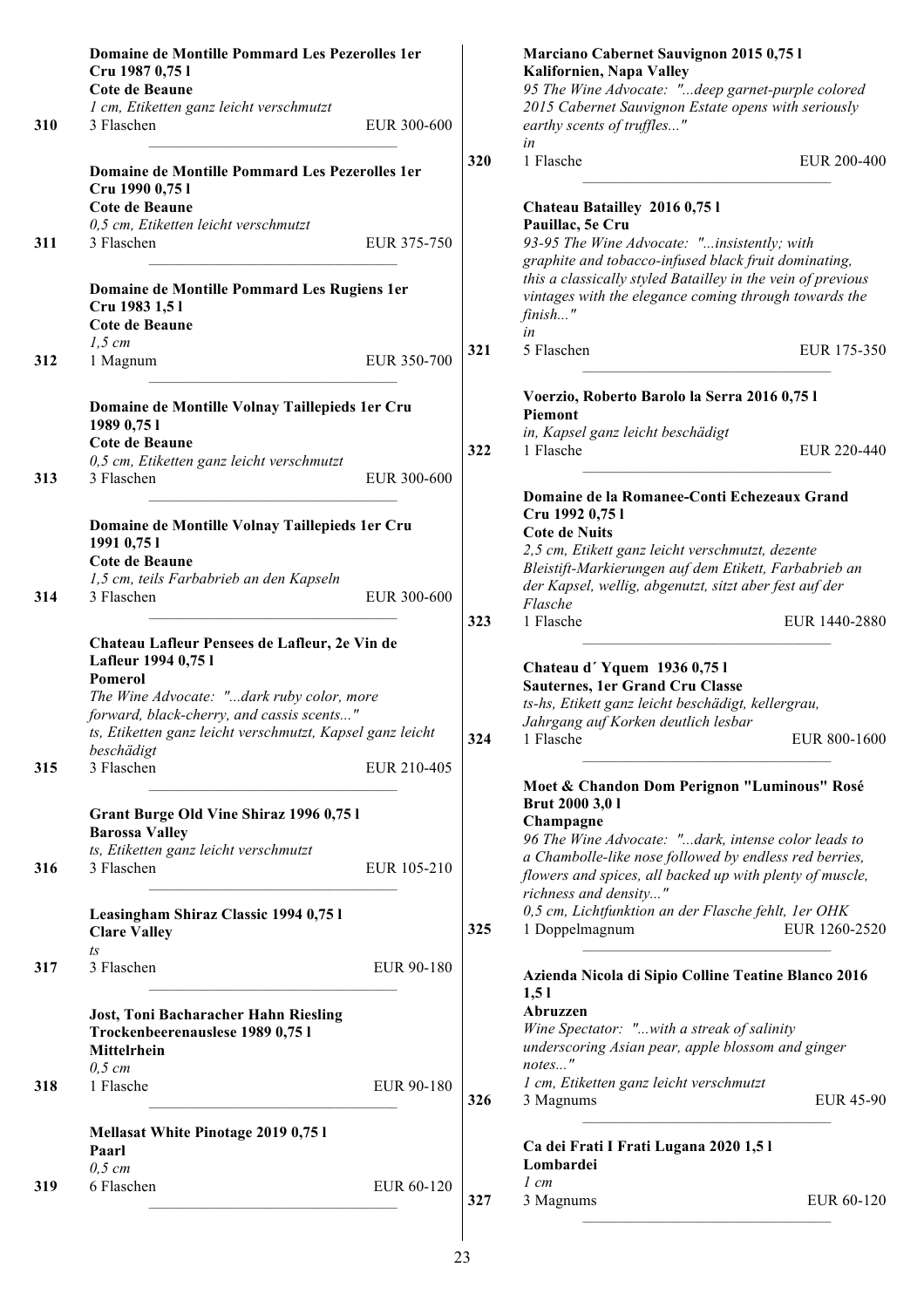**Domaine de Montille Pommard Les Pezerolles 1er Cru 1987 0,75 l**
**Cote de Beaune**
*1 cm, Etiketten ganz leicht verschmutzt*
310 — 3 Flaschen — EUR 300-600

---

**Domaine de Montille Pommard Les Pezerolles 1er Cru 1990 0,75 l**
**Cote de Beaune**
*0,5 cm, Etiketten leicht verschmutzt*
311 — 3 Flaschen — EUR 375-750

---

**Domaine de Montille Pommard Les Rugiens 1er Cru 1983 1,5 l**
**Cote de Beaune**
*1,5 cm*
312 — 1 Magnum — EUR 350-700

---

**Domaine de Montille Volnay Taillepieds 1er Cru 1989 0,75 l**
**Cote de Beaune**
*0,5 cm, Etiketten ganz leicht verschmutzt*
313 — 3 Flaschen — EUR 300-600

---

**Domaine de Montille Volnay Taillepieds 1er Cru 1991 0,75 l**
**Cote de Beaune**
*1,5 cm, teils Farbabrieb an den Kapseln*
314 — 3 Flaschen — EUR 300-600

---

**Chateau Lafleur Pensees de Lafleur, 2e Vin de Lafleur 1994 0,75 l**
**Pomerol**
*The Wine Advocate: "...dark ruby color, more forward, black-cherry, and cassis scents..."*
*ts, Etiketten ganz leicht verschmutzt, Kapsel ganz leicht beschädigt*
315 — 3 Flaschen — EUR 210-405

---

**Grant Burge Old Vine Shiraz 1996 0,75 l**
**Barossa Valley**
*ts, Etiketten ganz leicht verschmutzt*
316 — 3 Flaschen — EUR 105-210

---

**Leasingham Shiraz Classic 1994 0,75 l**
**Clare Valley**
*ts*
317 — 3 Flaschen — EUR 90-180

---

**Jost, Toni Bacharacher Hahn Riesling Trockenbeerenauslese 1989 0,75 l**
**Mittelrhein**
*0,5 cm*
318 — 1 Flasche — EUR 90-180

---

**Mellasat White Pinotage 2019 0,75 l**
**Paarl**
*0,5 cm*
319 — 6 Flaschen — EUR 60-120

---

**Marciano Cabernet Sauvignon 2015 0,75 l**
**Kalifornien, Napa Valley**
*95 The Wine Advocate: "...deep garnet-purple colored 2015 Cabernet Sauvignon Estate opens with seriously earthy scents of truffles..."*
*in*
320 — 1 Flasche — EUR 200-400

---

**Chateau Batailley 2016 0,75 l**
**Pauillac, 5e Cru**
*93-95 The Wine Advocate: "...insistently; with graphite and tobacco-infused black fruit dominating, this a classically styled Batailley in the vein of previous vintages with the elegance coming through towards the finish..."*
*in*
321 — 5 Flaschen — EUR 175-350

---

**Voerzio, Roberto Barolo la Serra 2016 0,75 l**
**Piemont**
*in, Kapsel ganz leicht beschädigt*
322 — 1 Flasche — EUR 220-440

---

**Domaine de la Romanee-Conti Echezeaux Grand Cru 1992 0,75 l**
**Cote de Nuits**
*2,5 cm, Etikett ganz leicht verschmutzt, dezente Bleistift-Markierungen auf dem Etikett, Farbabrieb an der Kapsel, wellig, abgenutzt, sitzt aber fest auf der Flasche*
323 — 1 Flasche — EUR 1440-2880

---

**Chateau d´ Yquem 1936 0,75 l**
**Sauternes, 1er Grand Cru Classe**
*ts-hs, Etikett ganz leicht beschädigt, kellergrau, Jahrgang auf Korken deutlich lesbar*
324 — 1 Flasche — EUR 800-1600

---

**Moet & Chandon Dom Perignon "Luminous" Rosé Brut 2000 3,0 l**
**Champagne**
*96 The Wine Advocate: "...dark, intense color leads to a Chambolle-like nose followed by endless red berries, flowers and spices, all backed up with plenty of muscle, richness and density..."*
*0,5 cm, Lichtfunktion an der Flasche fehlt, 1er OHK*
325 — 1 Doppelmagnum — EUR 1260-2520

---

**Azienda Nicola di Sipio Colline Teatine Blanco 2016 1,5 l**
**Abruzzen**
*Wine Spectator: "...with a streak of salinity underscoring Asian pear, apple blossom and ginger notes..."*
*1 cm, Etiketten ganz leicht verschmutzt*
326 — 3 Magnums — EUR 45-90

---

**Ca dei Frati I Frati Lugana 2020 1,5 l**
**Lombardei**
*1 cm*
327 — 3 Magnums — EUR 60-120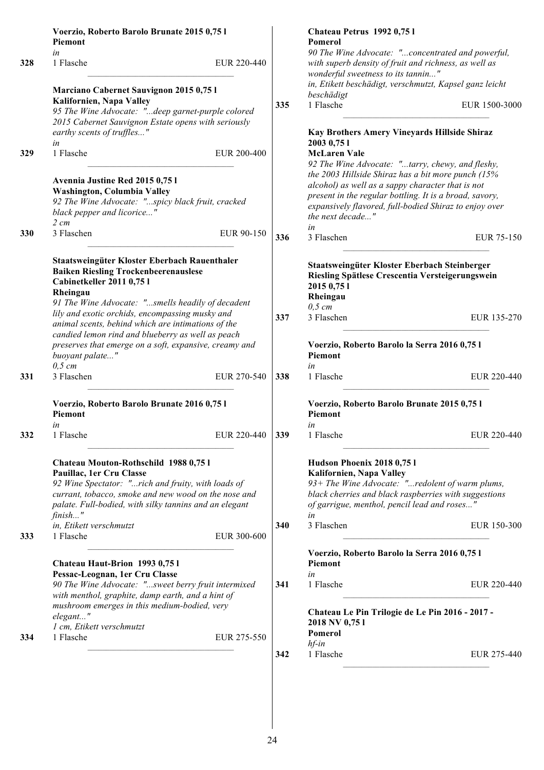**Voerzio, Roberto Barolo Brunate 2015 0,75 l**
**Piemont**
*in*
328 1 Flasche EUR 220-440

**Marciano Cabernet Sauvignon 2015 0,75 l**
**Kalifornien, Napa Valley**
*95 The Wine Advocate: "...deep garnet-purple colored 2015 Cabernet Sauvignon Estate opens with seriously earthy scents of truffles..."*
*in*
329 1 Flasche EUR 200-400

**Avennia Justine Red 2015 0,75 l**
**Washington, Columbia Valley**
*92 The Wine Advocate: "...spicy black fruit, cracked black pepper and licorice..."*
*2 cm*
330 3 Flaschen EUR 90-150

**Staatsweingüter Kloster Eberbach Rauenthaler Baiken Riesling Trockenbeerenauslese Cabinetkeller 2011 0,75 l**
**Rheingau**
*91 The Wine Advocate: "...smells headily of decadent lily and exotic orchids, encompassing musky and animal scents, behind which are intimations of the candied lemon rind and blueberry as well as peach preserves that emerge on a soft, expansive, creamy and buoyant palate..."*
*0,5 cm*
331 3 Flaschen EUR 270-540

**Voerzio, Roberto Barolo Brunate 2016 0,75 l**
**Piemont**
*in*
332 1 Flasche EUR 220-440

**Chateau Mouton-Rothschild 1988 0,75 l**
**Pauillac, 1er Cru Classe**
*92 Wine Spectator: "...rich and fruity, with loads of currant, tobacco, smoke and new wood on the nose and palate. Full-bodied, with silky tannins and an elegant finish..."*
*in, Etikett verschmutzt*
333 1 Flasche EUR 300-600

**Chateau Haut-Brion 1993 0,75 l**
**Pessac-Leognan, 1er Cru Classe**
*90 The Wine Advocate: "...sweet berry fruit intermixed with menthol, graphite, damp earth, and a hint of mushroom emerges in this medium-bodied, very elegant..."*
*1 cm, Etikett verschmutzt*
334 1 Flasche EUR 275-550

**Chateau Petrus 1992 0,75 l**
**Pomerol**
*90 The Wine Advocate: "...concentrated and powerful, with superb density of fruit and richness, as well as wonderful sweetness to its tannin..."*
*in, Etikett beschädigt, verschmutzt, Kapsel ganz leicht beschädigt*
335 1 Flasche EUR 1500-3000

**Kay Brothers Amery Vineyards Hillside Shiraz 2003 0,75 l**
**McLaren Vale**
*92 The Wine Advocate: "...tarry, chewy, and fleshy, the 2003 Hillside Shiraz has a bit more punch (15% alcohol) as well as a sappy character that is not present in the regular bottling. It is a broad, savory, expansively flavored, full-bodied Shiraz to enjoy over the next decade..."*
*in*
336 3 Flaschen EUR 75-150

**Staatsweingüter Kloster Eberbach Steinberger Riesling Spätlese Crescentia Versteigerungswein 2015 0,75 l**
**Rheingau**
*0,5 cm*
337 3 Flaschen EUR 135-270

**Voerzio, Roberto Barolo la Serra 2016 0,75 l**
**Piemont**
*in*
338 1 Flasche EUR 220-440

**Voerzio, Roberto Barolo Brunate 2015 0,75 l**
**Piemont**
*in*
339 1 Flasche EUR 220-440

**Hudson Phoenix 2018 0,75 l**
**Kalifornien, Napa Valley**
*93+ The Wine Advocate: "...redolent of warm plums, black cherries and black raspberries with suggestions of garrigue, menthol, pencil lead and roses..."*
*in*
340 3 Flaschen EUR 150-300

**Voerzio, Roberto Barolo la Serra 2016 0,75 l**
**Piemont**
*in*
341 1 Flasche EUR 220-440

**Chateau Le Pin Trilogie de Le Pin 2016 - 2017 - 2018 NV 0,75 l**
**Pomerol**
*hf-in*
342 1 Flasche EUR 275-440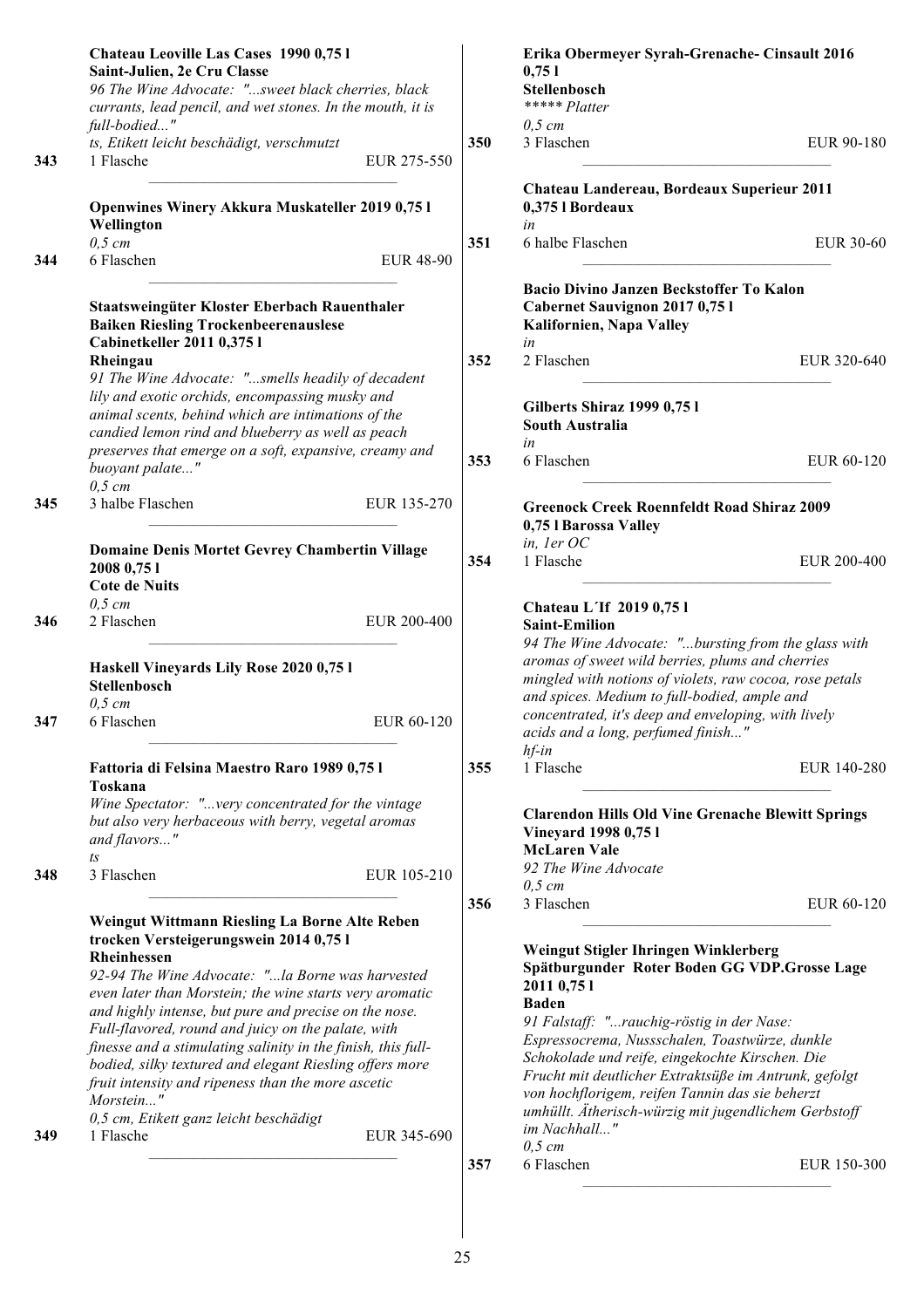**Chateau Leoville Las Cases 1990 0,75 l**
**Saint-Julien, 2e Cru Classe**
*96 The Wine Advocate: "...sweet black cherries, black currants, lead pencil, and wet stones. In the mouth, it is full-bodied..."*
*ts, Etikett leicht beschädigt, verschmutzt*

**343** 1 Flasche EUR 275-550

---

**Openwines Winery Akkura Muskateller 2019 0,75 l**
**Wellington**
*0,5 cm*

**344** 6 Flaschen EUR 48-90

---

**Staatsweingüter Kloster Eberbach Rauenthaler Baiken Riesling Trockenbeerenauslese Cabinetkeller 2011 0,375 l**
**Rheingau**
*91 The Wine Advocate: "...smells headily of decadent lily and exotic orchids, encompassing musky and animal scents, behind which are intimations of the candied lemon rind and blueberry as well as peach preserves that emerge on a soft, expansive, creamy and buoyant palate..."*
*0,5 cm*

**345** 3 halbe Flaschen EUR 135-270

---

**Domaine Denis Mortet Gevrey Chambertin Village 2008 0,75 l**
**Cote de Nuits**
*0,5 cm*

**346** 2 Flaschen EUR 200-400

---

**Haskell Vineyards Lily Rose 2020 0,75 l**
**Stellenbosch**
*0,5 cm*

**347** 6 Flaschen EUR 60-120

---

**Fattoria di Felsina Maestro Raro 1989 0,75 l**
**Toskana**
*Wine Spectator: "...very concentrated for the vintage but also very herbaceous with berry, vegetal aromas and flavors..."*
*ts*

**348** 3 Flaschen EUR 105-210

---

**Weingut Wittmann Riesling La Borne Alte Reben trocken Versteigerungswein 2014 0,75 l**
**Rheinhessen**
*92-94 The Wine Advocate: "...la Borne was harvested even later than Morstein; the wine starts very aromatic and highly intense, but pure and precise on the nose. Full-flavored, round and juicy on the palate, with finesse and a stimulating salinity in the finish, this full-bodied, silky textured and elegant Riesling offers more fruit intensity and ripeness than the more ascetic Morstein..."*
*0,5 cm, Etikett ganz leicht beschädigt*

**349** 1 Flasche EUR 345-690

---

**Erika Obermeyer Syrah-Grenache- Cinsault 2016 0,75 l**
**Stellenbosch**
*\*\*\*\*\* Platter*
*0,5 cm*

**350** 3 Flaschen EUR 90-180

---

**Chateau Landereau, Bordeaux Superieur 2011 0,375 l Bordeaux**
*in*

**351** 6 halbe Flaschen EUR 30-60

---

**Bacio Divino Janzen Beckstoffer To Kalon Cabernet Sauvignon 2017 0,75 l**
**Kalifornien, Napa Valley**
*in*

**352** 2 Flaschen EUR 320-640

---

**Gilberts Shiraz 1999 0,75 l**
**South Australia**
*in*

**353** 6 Flaschen EUR 60-120

---

**Greenock Creek Roennfeldt Road Shiraz 2009 0,75 l Barossa Valley**
*in, 1er OC*

**354** 1 Flasche EUR 200-400

---

**Chateau L´If 2019 0,75 l**
**Saint-Emilion**
*94 The Wine Advocate: "...bursting from the glass with aromas of sweet wild berries, plums and cherries mingled with notions of violets, raw cocoa, rose petals and spices. Medium to full-bodied, ample and concentrated, it's deep and enveloping, with lively acids and a long, perfumed finish..."*
*hf-in*

**355** 1 Flasche EUR 140-280

---

**Clarendon Hills Old Vine Grenache Blewitt Springs Vineyard 1998 0,75 l**
**McLaren Vale**
*92 The Wine Advocate*
*0,5 cm*

**356** 3 Flaschen EUR 60-120

---

**Weingut Stigler Ihringen Winklerberg Spätburgunder Roter Boden GG VDP.Grosse Lage 2011 0,75 l**
**Baden**
*91 Falstaff: "...rauchig-röstig in der Nase: Espressocrema, Nussschalen, Toastwürze, dunkle Schokolade und reife, eingekochte Kirschen. Die Frucht mit deutlicher Extraktsüße im Antrunk, gefolgt von hochflorigem, reifen Tannin das sie beherzt umhüllt. Ätherisch-würzig mit jugendlichem Gerbstoff im Nachhall..."*
*0,5 cm*

**357** 6 Flaschen EUR 150-300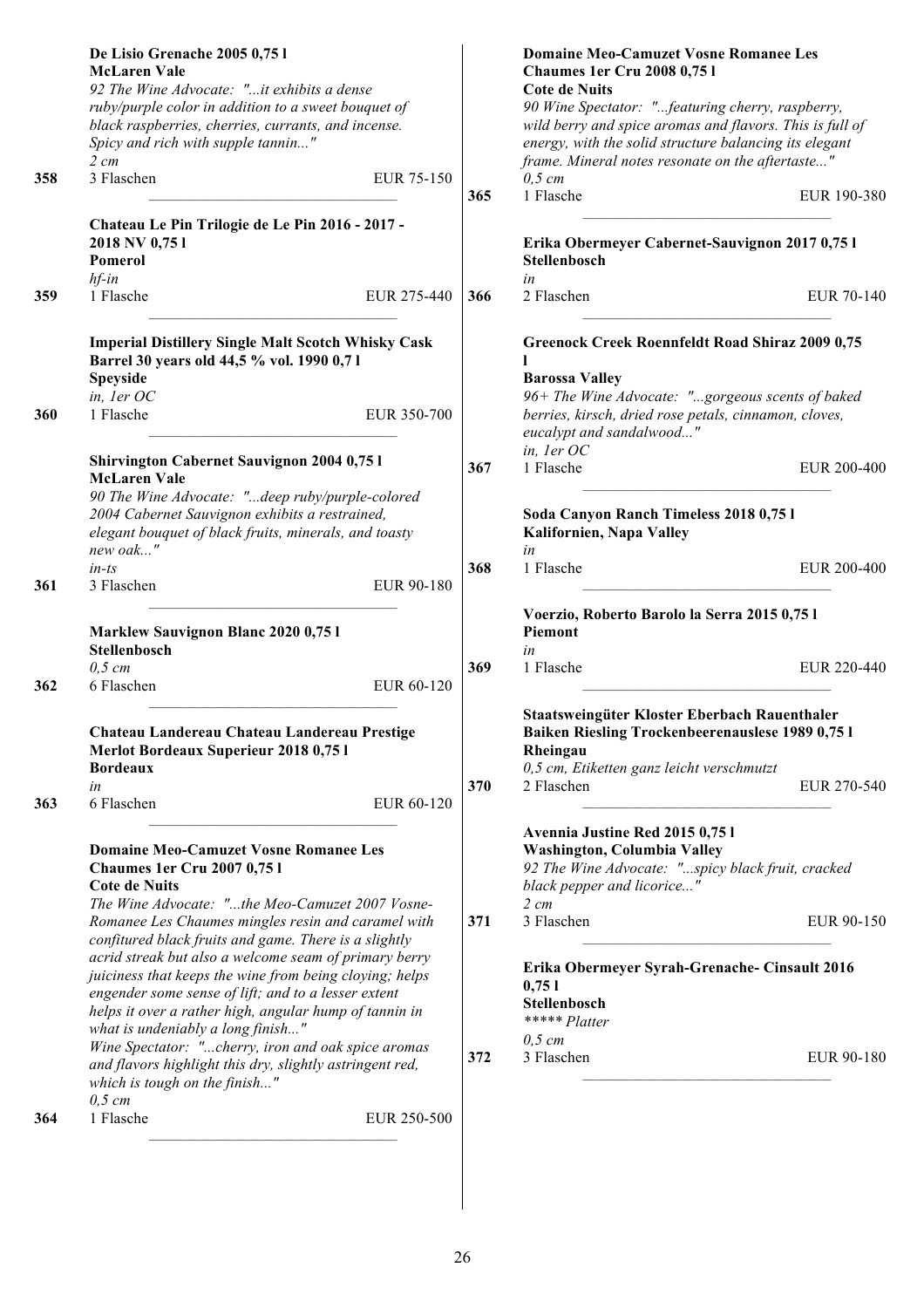**De Lisio Grenache 2005 0,75 l**
**McLaren Vale**
*92 The Wine Advocate: "...it exhibits a dense ruby/purple color in addition to a sweet bouquet of black raspberries, cherries, currants, and incense. Spicy and rich with supple tannin..."*
*2 cm*

358 — 3 Flaschen — EUR 75-150

---

**Chateau Le Pin Trilogie de Le Pin 2016 - 2017 - 2018 NV 0,75 l**
**Pomerol**
*hf-in*

359 — 1 Flasche — EUR 275-440

---

**Imperial Distillery Single Malt Scotch Whisky Cask Barrel 30 years old 44,5 % vol. 1990 0,7 l**
**Speyside**
*in, 1er OC*

360 — 1 Flasche — EUR 350-700

---

**Shirvington Cabernet Sauvignon 2004 0,75 l**
**McLaren Vale**
*90 The Wine Advocate: "...deep ruby/purple-colored 2004 Cabernet Sauvignon exhibits a restrained, elegant bouquet of black fruits, minerals, and toasty new oak..."*
*in-ts*

361 — 3 Flaschen — EUR 90-180

---

**Marklew Sauvignon Blanc 2020 0,75 l**
**Stellenbosch**
*0,5 cm*

362 — 6 Flaschen — EUR 60-120

---

**Chateau Landereau Chateau Landereau Prestige Merlot Bordeaux Superieur 2018 0,75 l**
**Bordeaux**
*in*

363 — 6 Flaschen — EUR 60-120

---

**Domaine Meo-Camuzet Vosne Romanee Les Chaumes 1er Cru 2007 0,75 l**
**Cote de Nuits**
*The Wine Advocate: "...the Meo-Camuzet 2007 Vosne-Romanee Les Chaumes mingles resin and caramel with confitured black fruits and game. There is a slightly acrid streak but also a welcome seam of primary berry juiciness that keeps the wine from being cloying; helps engender some sense of lift; and to a lesser extent helps it over a rather high, angular hump of tannin in what is undeniably a long finish..."*
*Wine Spectator: "...cherry, iron and oak spice aromas and flavors highlight this dry, slightly astringent red, which is tough on the finish..."*
*0,5 cm*

364 — 1 Flasche — EUR 250-500

---

**Domaine Meo-Camuzet Vosne Romanee Les Chaumes 1er Cru 2008 0,75 l**
**Cote de Nuits**
*90 Wine Spectator: "...featuring cherry, raspberry, wild berry and spice aromas and flavors. This is full of energy, with the solid structure balancing its elegant frame. Mineral notes resonate on the aftertaste..."*
*0,5 cm*

365 — 1 Flasche — EUR 190-380

---

**Erika Obermeyer Cabernet-Sauvignon 2017 0,75 l**
**Stellenbosch**
*in*

366 — 2 Flaschen — EUR 70-140

---

**Greenock Creek Roennfeldt Road Shiraz 2009 0,75 l**
**Barossa Valley**
*96+ The Wine Advocate: "...gorgeous scents of baked berries, kirsch, dried rose petals, cinnamon, cloves, eucalypt and sandalwood..."*
*in, 1er OC*

367 — 1 Flasche — EUR 200-400

---

**Soda Canyon Ranch Timeless 2018 0,75 l**
**Kalifornien, Napa Valley**
*in*

368 — 1 Flasche — EUR 200-400

---

**Voerzio, Roberto Barolo la Serra 2015 0,75 l**
**Piemont**
*in*

369 — 1 Flasche — EUR 220-440

---

**Staatsweingüter Kloster Eberbach Rauenthaler Baiken Riesling Trockenbeerenauslese 1989 0,75 l**
**Rheingau**
*0,5 cm, Etiketten ganz leicht verschmutzt*

370 — 2 Flaschen — EUR 270-540

---

**Avennia Justine Red 2015 0,75 l**
**Washington, Columbia Valley**
*92 The Wine Advocate: "...spicy black fruit, cracked black pepper and licorice..."*
*2 cm*

371 — 3 Flaschen — EUR 90-150

---

**Erika Obermeyer Syrah-Grenache- Cinsault 2016 0,75 l**
**Stellenbosch**
*\*\*\*\*\* Platter*
*0,5 cm*

372 — 3 Flaschen — EUR 90-180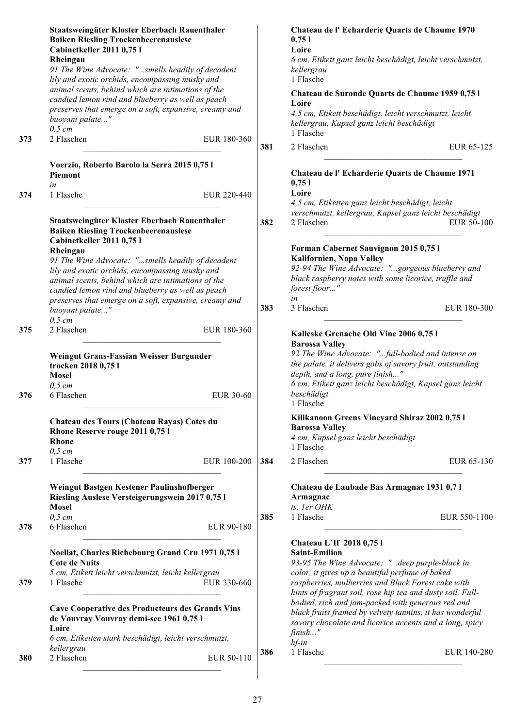**373**

**Staatsweingüter Kloster Eberbach Rauenthaler Baiken Riesling Trockenbeerenauslese Cabinetkeller 2011 0,75 l**
**Rheingau**
*91 The Wine Advocate: "...smells headily of decadent lily and exotic orchids, encompassing musky and animal scents, behind which are intimations of the candied lemon rind and blueberry as well as peach preserves that emerge on a soft, expansive, creamy and buoyant palate..."*
*0,5 cm*
2 Flaschen — EUR 180-360

**374**

**Voerzio, Roberto Barolo la Serra 2015 0,75 l**
**Piemont**
*in*
1 Flasche — EUR 220-440

**375**

**Staatsweingüter Kloster Eberbach Rauenthaler Baiken Riesling Trockenbeerenauslese Cabinetkeller 2011 0,75 l**
**Rheingau**
*91 The Wine Advocate: "...smells headily of decadent lily and exotic orchids, encompassing musky and animal scents, behind which are intimations of the candied lemon rind and blueberry as well as peach preserves that emerge on a soft, expansive, creamy and buoyant palate..."*
*0,5 cm*
2 Flaschen — EUR 180-360

**376**

**Weingut Grans-Fassian Weisser Burgunder trocken 2018 0,75 l**
**Mosel**
*0,5 cm*
6 Flaschen — EUR 30-60

**377**

**Chateau des Tours (Chateau Rayas) Cotes du Rhone Reserve rouge 2011 0,75 l**
**Rhone**
*0,5 cm*
1 Flasche — EUR 100-200

**378**

**Weingut Bastgen Kestener Paulinshofberger Riesling Auslese Versteigerungswein 2017 0,75 l**
**Mosel**
*0,5 cm*
6 Flaschen — EUR 90-180

**379**

**Noellat, Charles Richebourg Grand Cru 1971 0,75 l**
**Cote de Nuits**
*5 cm, Etikett leicht verschmutzt, leicht kellergrau*
1 Flasche — EUR 330-660

**380**

**Cave Cooperative des Producteurs des Grands Vins de Vouvray Vouvray demi-sec 1961 0,75 l**
**Loire**
*6 cm, Etiketten stark beschädigt, leicht verschmutzt, kellergrau*
2 Flaschen — EUR 50-110

**381**

**Chateau de l' Echarderie Quarts de Chaume 1970 0,75 l**
**Loire**
*6 cm, Etikett ganz leicht beschädigt, leicht verschmutzt, kellergrau*
1 Flasche

**Chateau de Suronde Quarts de Chaume 1959 0,75 l**
**Loire**
*4,5 cm, Etikett beschädigt, leicht verschmutzt, leicht kellergrau, Kapsel ganz leicht beschädigt*
1 Flasche

2 Flaschen — EUR 65-125

**382**

**Chateau de l' Echarderie Quarts de Chaume 1971 0,75 l**
**Loire**
*4,5 cm, Etiketten ganz leicht beschädigt, leicht verschmutzt, kellergrau, Kapsel ganz leicht beschädigt*
2 Flaschen — EUR 50-100

**383**

**Forman Cabernet Sauvignon 2015 0,75 l**
**Kalifornien, Napa Valley**
*92-94 The Wine Advocate: "...gorgeous blueberry and black raspberry notes with some licorice, truffle and forest floor..."*
*in*
3 Flaschen — EUR 180-300

**384**

**Kalleske Grenache Old Vine 2006 0,75 l**
**Barossa Valley**
*92 The Wine Advocate: "...full-bodied and intense on the palate, it delivers gobs of savory fruit, outstanding depth, and a long, pure finish..."*
*6 cm, Etikett ganz leicht beschädigt, Kapsel ganz leicht beschädigt*
1 Flasche

**Kilikanoon Greens Vineyard Shiraz 2002 0,75 l**
**Barossa Valley**
*4 cm, Kapsel ganz leicht beschädigt*
1 Flasche

2 Flaschen — EUR 65-130

**385**

**Chateau de Laubade Bas Armagnac 1931 0,7 l**
**Armagnac**
*ts, 1er OHK*
1 Flasche — EUR 550-1100

**386**

**Chateau L´If 2018 0,75 l**
**Saint-Emilion**
*93-95 The Wine Advocate: "...deep purple-black in color, it gives up a beautiful perfume of baked raspberries, mulberries and Black Forest cake with hints of fragrant soil, rose hip tea and dusty soil. Full-bodied, rich and jam-packed with generous red and black fruits framed by velvety tannins, it has wonderful savory chocolate and licorice accents and a long, spicy finish..."*
*hf-in*
1 Flasche — EUR 140-280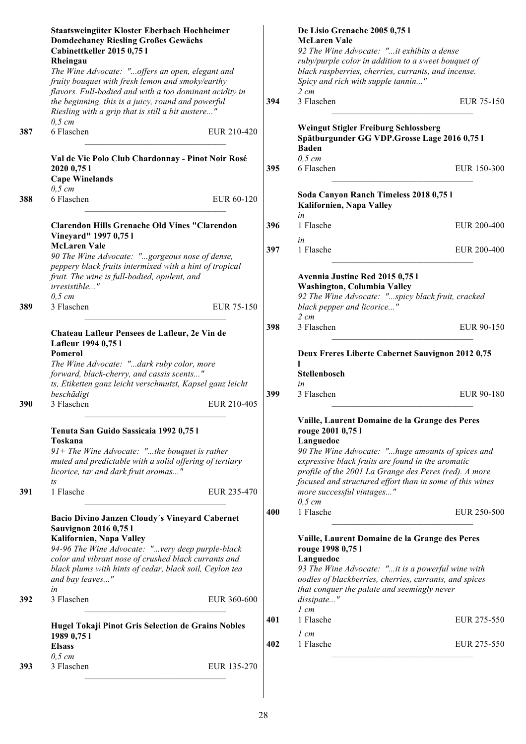**Staatsweingüter Kloster Eberbach Hochheimer Domdechaney Riesling Großes Gewächs Cabinettkeller 2015 0,75 l**
**Rheingau**
*The Wine Advocate: "...offers an open, elegant and fruity bouquet with fresh lemon and smoky/earthy flavors. Full-bodied and with a too dominant acidity in the beginning, this is a juicy, round and powerful Riesling with a grip that is still a bit austere..."*
*0,5 cm*

387 — 6 Flaschen — EUR 210-420

---

**Val de Vie Polo Club Chardonnay - Pinot Noir Rosé 2020 0,75 l**
**Cape Winelands**
*0,5 cm*

388 — 6 Flaschen — EUR 60-120

---

**Clarendon Hills Grenache Old Vines "Clarendon Vineyard" 1997 0,75 l**
**McLaren Vale**
*90 The Wine Advocate: "...gorgeous nose of dense, peppery black fruits intermixed with a hint of tropical fruit. The wine is full-bodied, opulent, and irresistible..."*
*0,5 cm*

389 — 3 Flaschen — EUR 75-150

---

**Chateau Lafleur Pensees de Lafleur, 2e Vin de Lafleur 1994 0,75 l**
**Pomerol**
*The Wine Advocate: "...dark ruby color, more forward, black-cherry, and cassis scents..."*
*ts, Etiketten ganz leicht verschmutzt, Kapsel ganz leicht beschädigt*

390 — 3 Flaschen — EUR 210-405

---

**Tenuta San Guido Sassicaia 1992 0,75 l**
**Toskana**
*91+ The Wine Advocate: "...the bouquet is rather muted and predictable with a solid offering of tertiary licorice, tar and dark fruit aromas..."*
*ts*

391 — 1 Flasche — EUR 235-470

---

**Bacio Divino Janzen Cloudy´s Vineyard Cabernet Sauvignon 2016 0,75 l**
**Kalifornien, Napa Valley**
*94-96 The Wine Advocate: "...very deep purple-black color and vibrant nose of crushed black currants and black plums with hints of cedar, black soil, Ceylon tea and bay leaves..."*
*in*

392 — 3 Flaschen — EUR 360-600

---

**Hugel Tokaji Pinot Gris Selection de Grains Nobles 1989 0,75 l**
**Elsass**
*0,5 cm*

393 — 3 Flaschen — EUR 135-270

---

**De Lisio Grenache 2005 0,75 l**
**McLaren Vale**
*92 The Wine Advocate: "...it exhibits a dense ruby/purple color in addition to a sweet bouquet of black raspberries, cherries, currants, and incense. Spicy and rich with supple tannin..."*
*2 cm*

394 — 3 Flaschen — EUR 75-150

---

**Weingut Stigler Freiburg Schlossberg Spätburgunder GG VDP.Grosse Lage 2016 0,75 l**
**Baden**
*0,5 cm*

395 — 6 Flaschen — EUR 150-300

---

**Soda Canyon Ranch Timeless 2018 0,75 l**
**Kalifornien, Napa Valley**
*in*

396 — 1 Flasche — EUR 200-400

*in*

397 — 1 Flasche — EUR 200-400

---

**Avennia Justine Red 2015 0,75 l**
**Washington, Columbia Valley**
*92 The Wine Advocate: "...spicy black fruit, cracked black pepper and licorice..."*
*2 cm*

398 — 3 Flaschen — EUR 90-150

---

**Deux Freres Liberte Cabernet Sauvignon 2012 0,75 l**
**Stellenbosch**
*in*

399 — 3 Flaschen — EUR 90-180

---

**Vaille, Laurent Domaine de la Grange des Peres rouge 2001 0,75 l**
**Languedoc**
*90 The Wine Advocate: "...huge amounts of spices and expressive black fruits are found in the aromatic profile of the 2001 La Grange des Peres (red). A more focused and structured effort than in some of this wines more successful vintages..."*
*0,5 cm*

400 — 1 Flasche — EUR 250-500

---

**Vaille, Laurent Domaine de la Grange des Peres rouge 1998 0,75 l**
**Languedoc**
*93 The Wine Advocate: "...it is a powerful wine with oodles of blackberries, cherries, currants, and spices that conquer the palate and seemingly never dissipate..."*
*1 cm*

401 — 1 Flasche — EUR 275-550

*1 cm*

402 — 1 Flasche — EUR 275-550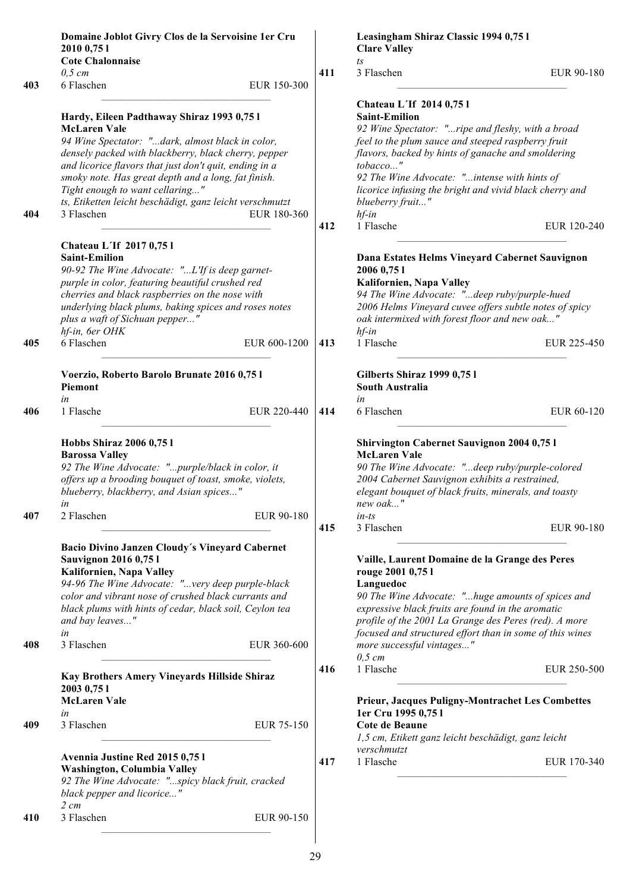**Domaine Joblot Givry Clos de la Servoisine 1er Cru 2010 0,75 l**
**Cote Chalonnaise**
*0,5 cm*
403 | 6 Flaschen | EUR 150-300

---

**Hardy, Eileen Padthaway Shiraz 1993 0,75 l**
**McLaren Vale**
*94 Wine Spectator: "...dark, almost black in color, densely packed with blackberry, black cherry, pepper and licorice flavors that just don't quit, ending in a smoky note. Has great depth and a long, fat finish. Tight enough to want cellaring..."*
*ts, Etiketten leicht beschädigt, ganz leicht verschmutzt*
404 | 3 Flaschen | EUR 180-360

---

**Chateau L´If 2017 0,75 l**
**Saint-Emilion**
*90-92 The Wine Advocate: "...L'If is deep garnet-purple in color, featuring beautiful crushed red cherries and black raspberries on the nose with underlying black plums, baking spices and roses notes plus a waft of Sichuan pepper..."*
*hf-in, 6er OHK*
405 | 6 Flaschen | EUR 600-1200

---

**Voerzio, Roberto Barolo Brunate 2016 0,75 l**
**Piemont**
*in*
406 | 1 Flasche | EUR 220-440

---

**Hobbs Shiraz 2006 0,75 l**
**Barossa Valley**
*92 The Wine Advocate: "...purple/black in color, it offers up a brooding bouquet of toast, smoke, violets, blueberry, blackberry, and Asian spices..."*
*in*
407 | 2 Flaschen | EUR 90-180

---

**Bacio Divino Janzen Cloudy´s Vineyard Cabernet Sauvignon 2016 0,75 l**
**Kalifornien, Napa Valley**
*94-96 The Wine Advocate: "...very deep purple-black color and vibrant nose of crushed black currants and black plums with hints of cedar, black soil, Ceylon tea and bay leaves..."*
*in*
408 | 3 Flaschen | EUR 360-600

---

**Kay Brothers Amery Vineyards Hillside Shiraz 2003 0,75 l**
**McLaren Vale**
*in*
409 | 3 Flaschen | EUR 75-150

---

**Avennia Justine Red 2015 0,75 l**
**Washington, Columbia Valley**
*92 The Wine Advocate: "...spicy black fruit, cracked black pepper and licorice..."*
*2 cm*
410 | 3 Flaschen | EUR 90-150

---

**Leasingham Shiraz Classic 1994 0,75 l**
**Clare Valley**
*ts*
411 | 3 Flaschen | EUR 90-180

---

**Chateau L´If 2014 0,75 l**
**Saint-Emilion**
*92 Wine Spectator: "...ripe and fleshy, with a broad feel to the plum sauce and steeped raspberry fruit flavors, backed by hints of ganache and smoldering tobacco..."*
*92 The Wine Advocate: "...intense with hints of licorice infusing the bright and vivid black cherry and blueberry fruit..."*
*hf-in*
412 | 1 Flasche | EUR 120-240

---

**Dana Estates Helms Vineyard Cabernet Sauvignon 2006 0,75 l**
**Kalifornien, Napa Valley**
*94 The Wine Advocate: "...deep ruby/purple-hued 2006 Helms Vineyard cuvee offers subtle notes of spicy oak intermixed with forest floor and new oak..."*
*hf-in*
413 | 1 Flasche | EUR 225-450

---

**Gilberts Shiraz 1999 0,75 l**
**South Australia**
*in*
414 | 6 Flaschen | EUR 60-120

---

**Shirvington Cabernet Sauvignon 2004 0,75 l**
**McLaren Vale**
*90 The Wine Advocate: "...deep ruby/purple-colored 2004 Cabernet Sauvignon exhibits a restrained, elegant bouquet of black fruits, minerals, and toasty new oak..."*
*in-ts*
415 | 3 Flaschen | EUR 90-180

---

**Vaille, Laurent Domaine de la Grange des Peres rouge 2001 0,75 l**
**Languedoc**
*90 The Wine Advocate: "...huge amounts of spices and expressive black fruits are found in the aromatic profile of the 2001 La Grange des Peres (red). A more focused and structured effort than in some of this wines more successful vintages..."*
*0,5 cm*
416 | 1 Flasche | EUR 250-500

---

**Prieur, Jacques Puligny-Montrachet Les Combettes 1er Cru 1995 0,75 l**
**Cote de Beaune**
*1,5 cm, Etikett ganz leicht beschädigt, ganz leicht verschmutzt*
417 | 1 Flasche | EUR 170-340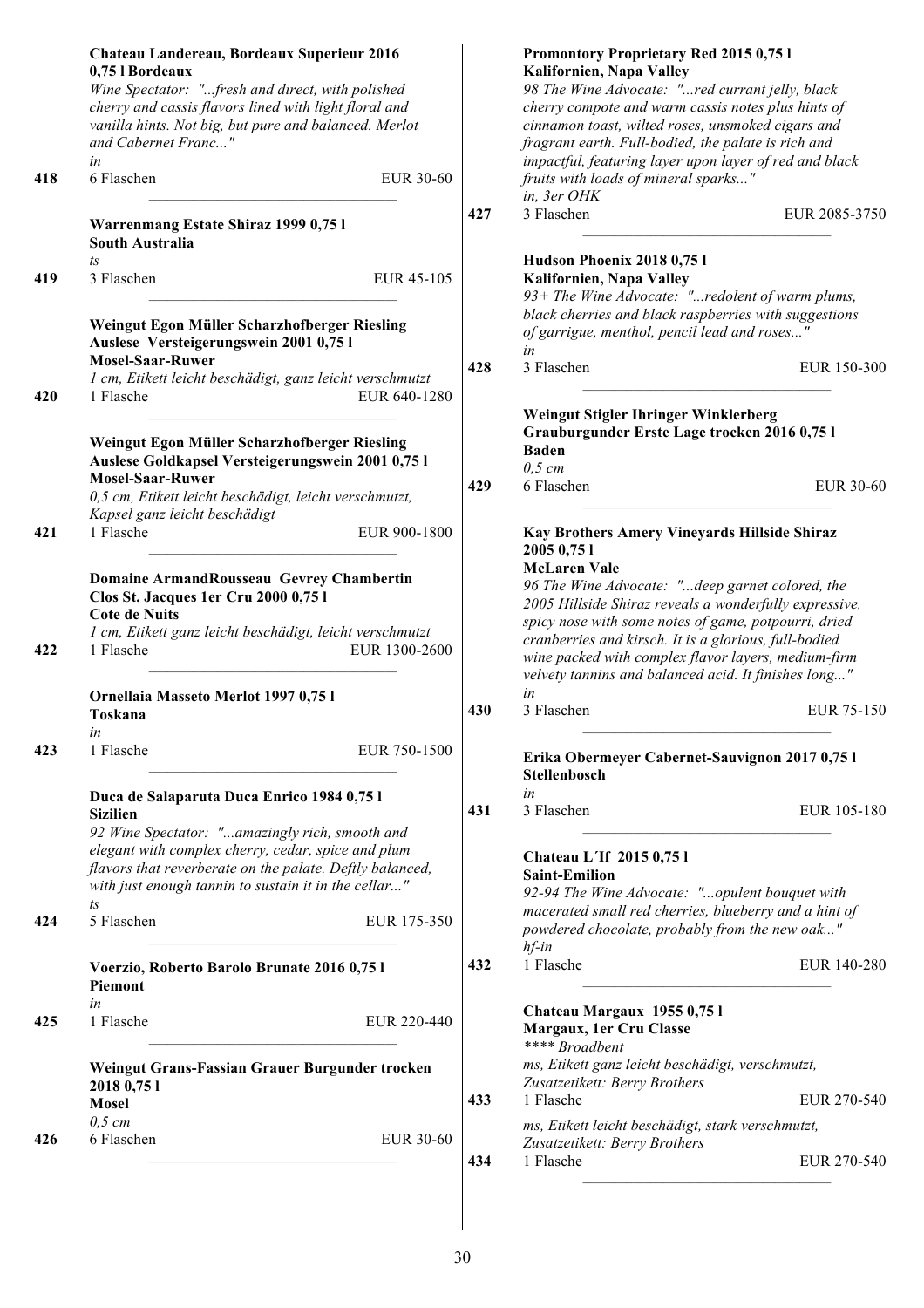**Chateau Landereau, Bordeaux Superieur 2016 0,75 l Bordeaux**
*Wine Spectator: "...fresh and direct, with polished cherry and cassis flavors lined with light floral and vanilla hints. Not big, but pure and balanced. Merlot and Cabernet Franc..."*
*in*
418 6 Flaschen EUR 30-60

**Warrenmang Estate Shiraz 1999 0,75 l**
**South Australia**
*ts*
419 3 Flaschen EUR 45-105

**Weingut Egon Müller Scharzhofberger Riesling Auslese Versteigerungswein 2001 0,75 l**
**Mosel-Saar-Ruwer**
*1 cm, Etikett leicht beschädigt, ganz leicht verschmutzt*
420 1 Flasche EUR 640-1280

**Weingut Egon Müller Scharzhofberger Riesling Auslese Goldkapsel Versteigerungswein 2001 0,75 l**
**Mosel-Saar-Ruwer**
*0,5 cm, Etikett leicht beschädigt, leicht verschmutzt, Kapsel ganz leicht beschädigt*
421 1 Flasche EUR 900-1800

**Domaine ArmandRousseau Gevrey Chambertin Clos St. Jacques 1er Cru 2000 0,75 l**
**Cote de Nuits**
*1 cm, Etikett ganz leicht beschädigt, leicht verschmutzt*
422 1 Flasche EUR 1300-2600

**Ornellaia Masseto Merlot 1997 0,75 l**
**Toskana**
*in*
423 1 Flasche EUR 750-1500

**Duca de Salaparuta Duca Enrico 1984 0,75 l**
**Sizilien**
*92 Wine Spectator: "...amazingly rich, smooth and elegant with complex cherry, cedar, spice and plum flavors that reverberate on the palate. Deftly balanced, with just enough tannin to sustain it in the cellar..."*
*ts*
424 5 Flaschen EUR 175-350

**Voerzio, Roberto Barolo Brunate 2016 0,75 l**
**Piemont**
*in*
425 1 Flasche EUR 220-440

**Weingut Grans-Fassian Grauer Burgunder trocken 2018 0,75 l**
**Mosel**
*0,5 cm*
426 6 Flaschen EUR 30-60

**Promontory Proprietary Red 2015 0,75 l**
**Kalifornien, Napa Valley**
*98 The Wine Advocate: "...red currant jelly, black cherry compote and warm cassis notes plus hints of cinnamon toast, wilted roses, unsmoked cigars and fragrant earth. Full-bodied, the palate is rich and impactful, featuring layer upon layer of red and black fruits with loads of mineral sparks..."*
*in, 3er OHK*
427 3 Flaschen EUR 2085-3750

**Hudson Phoenix 2018 0,75 l**
**Kalifornien, Napa Valley**
*93+ The Wine Advocate: "...redolent of warm plums, black cherries and black raspberries with suggestions of garrigue, menthol, pencil lead and roses..."*
*in*
428 3 Flaschen EUR 150-300

**Weingut Stigler Ihringer Winklerberg Grauburgunder Erste Lage trocken 2016 0,75 l**
**Baden**
*0,5 cm*
429 6 Flaschen EUR 30-60

**Kay Brothers Amery Vineyards Hillside Shiraz 2005 0,75 l**
**McLaren Vale**
*96 The Wine Advocate: "...deep garnet colored, the 2005 Hillside Shiraz reveals a wonderfully expressive, spicy nose with some notes of game, potpourri, dried cranberries and kirsch. It is a glorious, full-bodied wine packed with complex flavor layers, medium-firm velvety tannins and balanced acid. It finishes long..."*
*in*
430 3 Flaschen EUR 75-150

**Erika Obermeyer Cabernet-Sauvignon 2017 0,75 l**
**Stellenbosch**
*in*
431 3 Flaschen EUR 105-180

**Chateau L´If 2015 0,75 l**
**Saint-Emilion**
*92-94 The Wine Advocate: "...opulent bouquet with macerated small red cherries, blueberry and a hint of powdered chocolate, probably from the new oak..."*
*hf-in*
432 1 Flasche EUR 140-280

**Chateau Margaux 1955 0,75 l**
**Margaux, 1er Cru Classe**
*\*\*\*\* Broadbent*
*ms, Etikett ganz leicht beschädigt, verschmutzt, Zusatzetikett: Berry Brothers*
433 1 Flasche EUR 270-540

*ms, Etikett leicht beschädigt, stark verschmutzt, Zusatzetikett: Berry Brothers*
434 1 Flasche EUR 270-540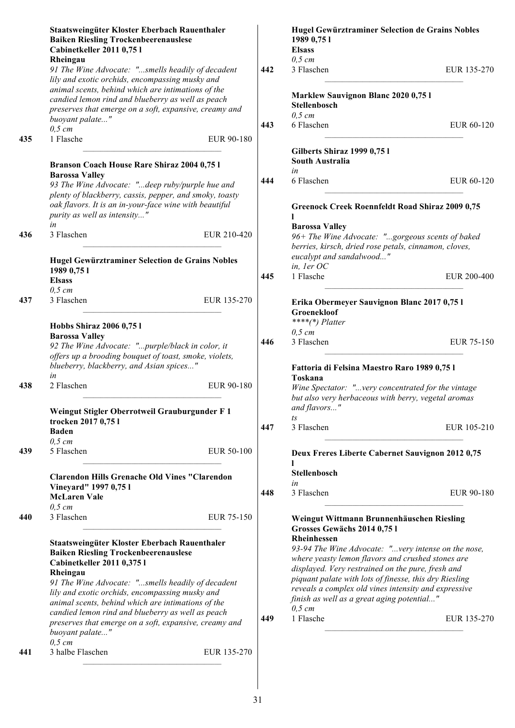**Staatsweingüter Kloster Eberbach Rauenthaler Baiken Riesling Trockenbeerenauslese Cabinetkeller 2011 0,75 l**
**Rheingau**
*91 The Wine Advocate: "...smells headily of decadent lily and exotic orchids, encompassing musky and animal scents, behind which are intimations of the candied lemon rind and blueberry as well as peach preserves that emerge on a soft, expansive, creamy and buoyant palate..."*
*0,5 cm*
435 1 Flasche EUR 90-180

---

**Branson Coach House Rare Shiraz 2004 0,75 l**
**Barossa Valley**
*93 The Wine Advocate: "...deep ruby/purple hue and plenty of blackberry, cassis, pepper, and smoky, toasty oak flavors. It is an in-your-face wine with beautiful purity as well as intensity..."*
*in*
436 3 Flaschen EUR 210-420

---

**Hugel Gewürztraminer Selection de Grains Nobles 1989 0,75 l**
**Elsass**
*0,5 cm*
437 3 Flaschen EUR 135-270

---

**Hobbs Shiraz 2006 0,75 l**
**Barossa Valley**
*92 The Wine Advocate: "...purple/black in color, it offers up a brooding bouquet of toast, smoke, violets, blueberry, blackberry, and Asian spices..."*
*in*
438 2 Flaschen EUR 90-180

---

**Weingut Stigler Oberrotweil Grauburgunder F 1 trocken 2017 0,75 l**
**Baden**
*0,5 cm*
439 5 Flaschen EUR 50-100

---

**Clarendon Hills Grenache Old Vines "Clarendon Vineyard" 1997 0,75 l**
**McLaren Vale**
*0,5 cm*
440 3 Flaschen EUR 75-150

---

**Staatsweingüter Kloster Eberbach Rauenthaler Baiken Riesling Trockenbeerenauslese Cabinetkeller 2011 0,375 l**
**Rheingau**
*91 The Wine Advocate: "...smells headily of decadent lily and exotic orchids, encompassing musky and animal scents, behind which are intimations of the candied lemon rind and blueberry as well as peach preserves that emerge on a soft, expansive, creamy and buoyant palate..."*
*0,5 cm*
441 3 halbe Flaschen EUR 135-270

---

**Hugel Gewürztraminer Selection de Grains Nobles 1989 0,75 l**
**Elsass**
*0,5 cm*
442 3 Flaschen EUR 135-270

---

**Marklew Sauvignon Blanc 2020 0,75 l**
**Stellenbosch**
*0,5 cm*
443 6 Flaschen EUR 60-120

---

**Gilberts Shiraz 1999 0,75 l**
**South Australia**
*in*
444 6 Flaschen EUR 60-120

---

**Greenock Creek Roennfeldt Road Shiraz 2009 0,75 l**
**Barossa Valley**
*96+ The Wine Advocate: "...gorgeous scents of baked berries, kirsch, dried rose petals, cinnamon, cloves, eucalypt and sandalwood..."*
*in, 1er OC*
445 1 Flasche EUR 200-400

---

**Erika Obermeyer Sauvignon Blanc 2017 0,75 l**
**Groenekloof**
*\*\*\*\*(\*) Platter*
*0,5 cm*
446 3 Flaschen EUR 75-150

---

**Fattoria di Felsina Maestro Raro 1989 0,75 l**
**Toskana**
*Wine Spectator: "...very concentrated for the vintage but also very herbaceous with berry, vegetal aromas and flavors..."*
*ts*
447 3 Flaschen EUR 105-210

---

**Deux Freres Liberte Cabernet Sauvignon 2012 0,75 l**
**Stellenbosch**
*in*
448 3 Flaschen EUR 90-180

---

**Weingut Wittmann Brunnenhäuschen Riesling Grosses Gewächs 2014 0,75 l**
**Rheinhessen**
*93-94 The Wine Advocate: "...very intense on the nose, where yeasty lemon flavors and crushed stones are displayed. Very restrained on the pure, fresh and piquant palate with lots of finesse, this dry Riesling reveals a complex old vines intensity and expressive finish as well as a great aging potential..."*
*0,5 cm*
449 1 Flasche EUR 135-270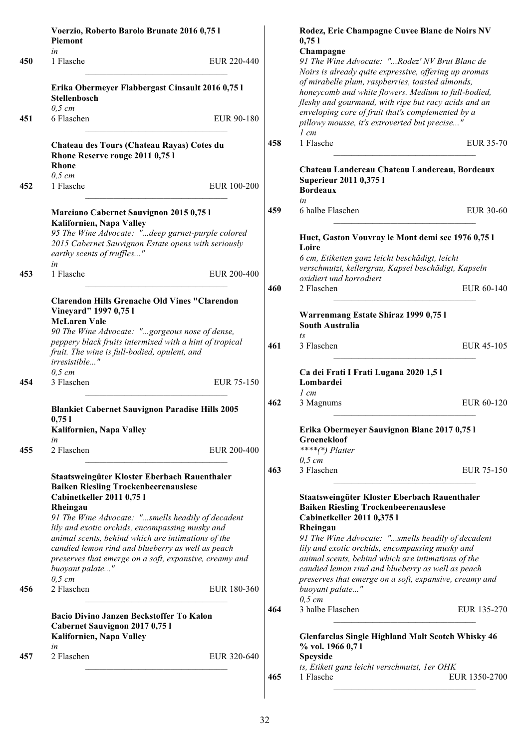**Voerzio, Roberto Barolo Brunate 2016 0,75 l**
**Piemont**
*in*
**450** 1 Flasche EUR 220-440

---

**Erika Obermeyer Flabbergast Cinsault 2016 0,75 l**
**Stellenbosch**
*0,5 cm*
**451** 6 Flaschen EUR 90-180

---

**Chateau des Tours (Chateau Rayas) Cotes du Rhone Reserve rouge 2011 0,75 l**
**Rhone**
*0,5 cm*
**452** 1 Flasche EUR 100-200

---

**Marciano Cabernet Sauvignon 2015 0,75 l**
**Kalifornien, Napa Valley**
*95 The Wine Advocate: "...deep garnet-purple colored 2015 Cabernet Sauvignon Estate opens with seriously earthy scents of truffles..."*
*in*
**453** 1 Flasche EUR 200-400

---

**Clarendon Hills Grenache Old Vines "Clarendon Vineyard" 1997 0,75 l**
**McLaren Vale**
*90 The Wine Advocate: "...gorgeous nose of dense, peppery black fruits intermixed with a hint of tropical fruit. The wine is full-bodied, opulent, and irresistible..."*
*0,5 cm*
**454** 3 Flaschen EUR 75-150

---

**Blankiet Cabernet Sauvignon Paradise Hills 2005 0,75 l**
**Kalifornien, Napa Valley**
*in*
**455** 2 Flaschen EUR 200-400

---

**Staatsweingüter Kloster Eberbach Rauenthaler Baiken Riesling Trockenbeerenauslese Cabinetkeller 2011 0,75 l**
**Rheingau**
*91 The Wine Advocate: "...smells headily of decadent lily and exotic orchids, encompassing musky and animal scents, behind which are intimations of the candied lemon rind and blueberry as well as peach preserves that emerge on a soft, expansive, creamy and buoyant palate..."*
*0,5 cm*
**456** 2 Flaschen EUR 180-360

---

**Bacio Divino Janzen Beckstoffer To Kalon Cabernet Sauvignon 2017 0,75 l**
**Kalifornien, Napa Valley**
*in*
**457** 2 Flaschen EUR 320-640

---

**Rodez, Eric Champagne Cuvee Blanc de Noirs NV 0,75 l**
**Champagne**
*91 The Wine Advocate: "...Rodez' NV Brut Blanc de Noirs is already quite expressive, offering up aromas of mirabelle plum, raspberries, toasted almonds, honeycomb and white flowers. Medium to full-bodied, fleshy and gourmand, with ripe but racy acids and an enveloping core of fruit that's complemented by a pillowy mousse, it's extroverted but precise..."*
*1 cm*
**458** 1 Flasche EUR 35-70

---

**Chateau Landereau Chateau Landereau, Bordeaux Superieur 2011 0,375 l**
**Bordeaux**
*in*
**459** 6 halbe Flaschen EUR 30-60

---

**Huet, Gaston Vouvray le Mont demi sec 1976 0,75 l**
**Loire**
*6 cm, Etiketten ganz leicht beschädigt, leicht verschmutzt, kellergrau, Kapsel beschädigt, Kapseln oxidiert und korrodiert*
**460** 2 Flaschen EUR 60-140

---

**Warrenmang Estate Shiraz 1999 0,75 l**
**South Australia**
*ts*
**461** 3 Flaschen EUR 45-105

---

**Ca dei Frati I Frati Lugana 2020 1,5 l**
**Lombardei**
*1 cm*
**462** 3 Magnums EUR 60-120

---

**Erika Obermeyer Sauvignon Blanc 2017 0,75 l**
**Groenekloof**
*\*\*\*\*(\*) Platter*
*0,5 cm*
**463** 3 Flaschen EUR 75-150

---

**Staatsweingüter Kloster Eberbach Rauenthaler Baiken Riesling Trockenbeerenauslese Cabinetkeller 2011 0,375 l**
**Rheingau**
*91 The Wine Advocate: "...smells headily of decadent lily and exotic orchids, encompassing musky and animal scents, behind which are intimations of the candied lemon rind and blueberry as well as peach preserves that emerge on a soft, expansive, creamy and buoyant palate..."*
*0,5 cm*
**464** 3 halbe Flaschen EUR 135-270

---

**Glenfarclas Single Highland Malt Scotch Whisky 46 % vol. 1966 0,7 l**
**Speyside**
*ts, Etikett ganz leicht verschmutzt, 1er OHK*
**465** 1 Flasche EUR 1350-2700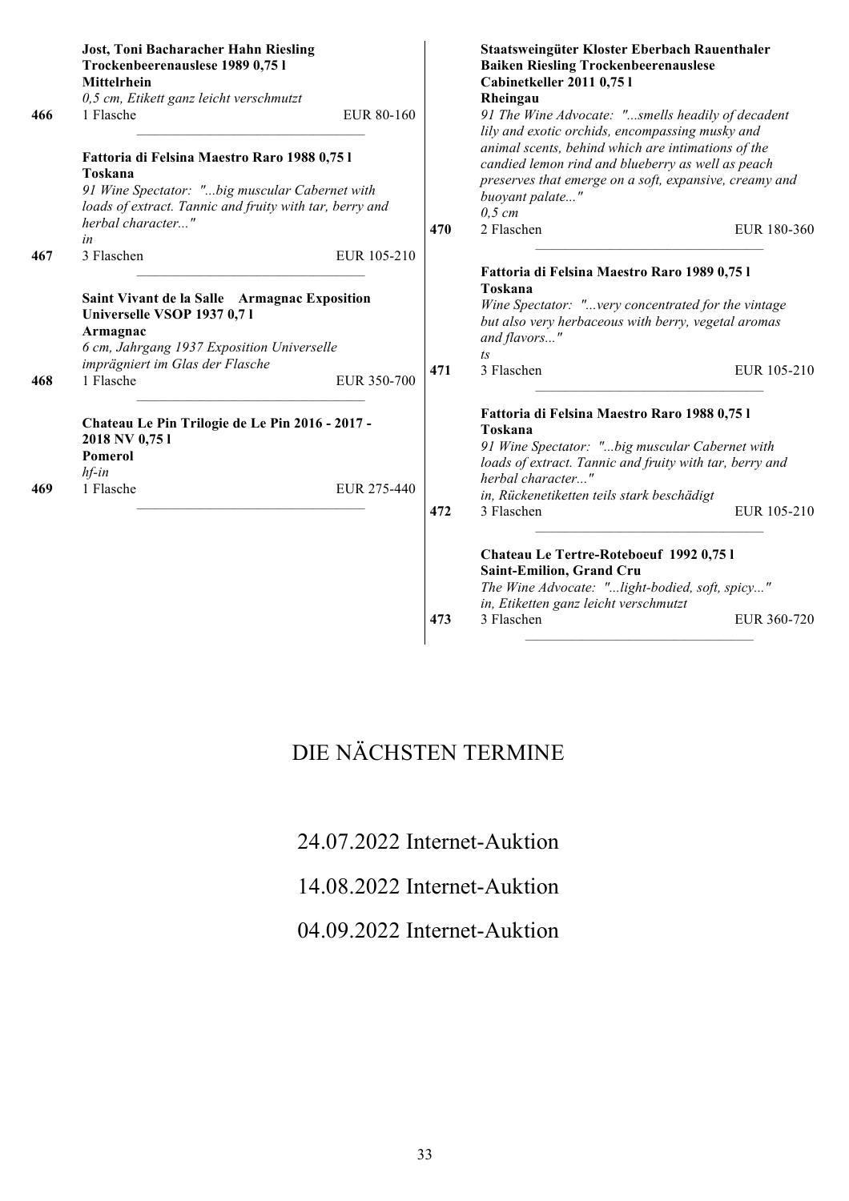**Jost, Toni Bacharacher Hahn Riesling Trockenbeerenauslese 1989 0,75 l**
**Mittelrhein**
*0,5 cm, Etikett ganz leicht verschmutzt*

**466** 1 Flasche EUR 80-160

---

**Fattoria di Felsina Maestro Raro 1988 0,75 l**
**Toskana**
*91 Wine Spectator: "...big muscular Cabernet with loads of extract. Tannic and fruity with tar, berry and herbal character..."*
*in*

**467** 3 Flaschen EUR 105-210

---

**Saint Vivant de la Salle Armagnac Exposition Universelle VSOP 1937 0,7 l**
**Armagnac**
*6 cm, Jahrgang 1937 Exposition Universelle imprägniert im Glas der Flasche*

**468** 1 Flasche EUR 350-700

---

**Chateau Le Pin Trilogie de Le Pin 2016 - 2017 - 2018 NV 0,75 l**
**Pomerol**
*hf-in*

**469** 1 Flasche EUR 275-440

---

**Staatsweingüter Kloster Eberbach Rauenthaler Baiken Riesling Trockenbeerenauslese Cabinetkeller 2011 0,75 l**
**Rheingau**
*91 The Wine Advocate: "...smells headily of decadent lily and exotic orchids, encompassing musky and animal scents, behind which are intimations of the candied lemon rind and blueberry as well as peach preserves that emerge on a soft, expansive, creamy and buoyant palate..."*
*0,5 cm*

**470** 2 Flaschen EUR 180-360

---

**Fattoria di Felsina Maestro Raro 1989 0,75 l**
**Toskana**
*Wine Spectator: "...very concentrated for the vintage but also very herbaceous with berry, vegetal aromas and flavors..."*
*ts*

**471** 3 Flaschen EUR 105-210

---

**Fattoria di Felsina Maestro Raro 1988 0,75 l**
**Toskana**
*91 Wine Spectator: "...big muscular Cabernet with loads of extract. Tannic and fruity with tar, berry and herbal character..."*
*in, Rückenetiketten teils stark beschädigt*

**472** 3 Flaschen EUR 105-210

---

**Chateau Le Tertre-Roteboeuf 1992 0,75 l**
**Saint-Emilion, Grand Cru**
*The Wine Advocate: "...light-bodied, soft, spicy..."*
*in, Etiketten ganz leicht verschmutzt*

**473** 3 Flaschen EUR 360-720

---

# DIE NÄCHSTEN TERMINE

24.07.2022 Internet-Auktion

14.08.2022 Internet-Auktion

04.09.2022 Internet-Auktion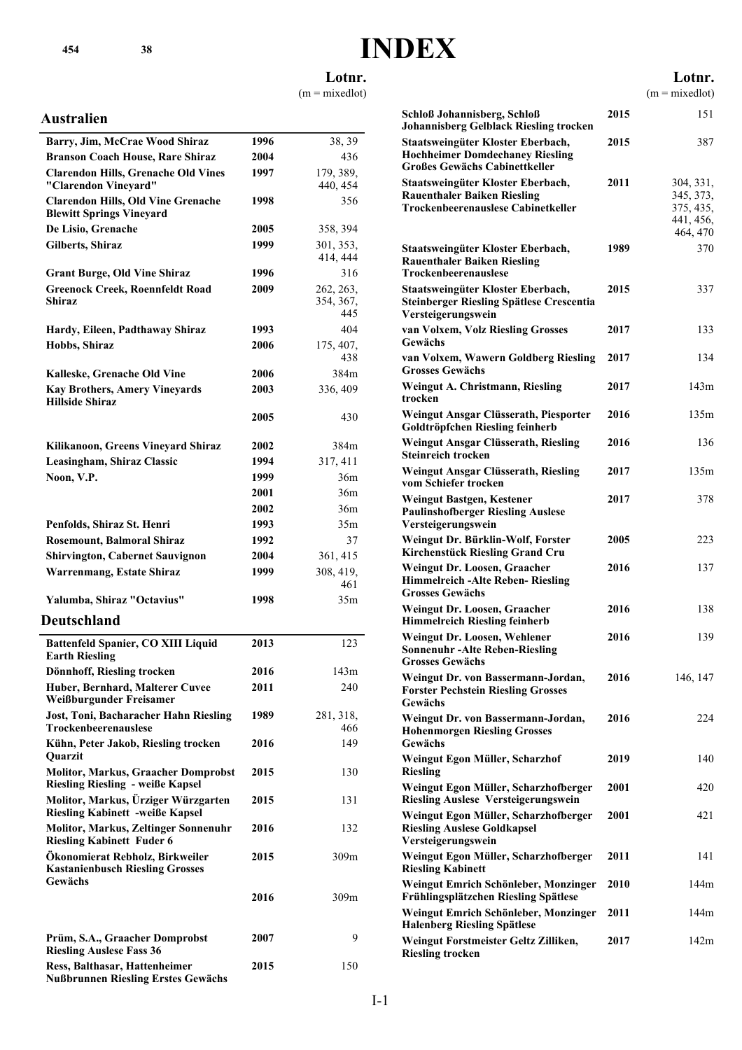# INDEX

## Australien

| | | Lotnr. (m = mixedlot) |
|---|---|---|
| **Barry, Jim, McCrae Wood Shiraz** | **1996** | 38, 39 |
| **Branson Coach House, Rare Shiraz** | **2004** | 436 |
| **Clarendon Hills, Grenache Old Vines "Clarendon Vineyard"** | **1997** | 179, 389, 440, 454 |
| **Clarendon Hills, Old Vine Grenache Blewitt Springs Vineyard** | **1998** | 356 |
| **De Lisio, Grenache** | **2005** | 358, 394 |
| **Gilberts, Shiraz** | **1999** | 301, 353, 414, 444 |
| **Grant Burge, Old Vine Shiraz** | **1996** | 316 |
| **Greenock Creek, Roennfeldt Road Shiraz** | **2009** | 262, 263, 354, 367, 445 |
| **Hardy, Eileen, Padthaway Shiraz** | **1993** | 404 |
| **Hobbs, Shiraz** | **2006** | 175, 407, 438 |
| **Kalleske, Grenache Old Vine** | **2006** | 384m |
| **Kay Brothers, Amery Vineyards Hillside Shiraz** | **2003** | 336, 409 |
| | **2005** | 430 |
| **Kilikanoon, Greens Vineyard Shiraz** | **2002** | 384m |
| **Leasingham, Shiraz Classic** | **1994** | 317, 411 |
| **Noon, V.P.** | **1999** | 36m |
| | **2001** | 36m |
| | **2002** | 36m |
| **Penfolds, Shiraz St. Henri** | **1993** | 35m |
| **Rosemount, Balmoral Shiraz** | **1992** | 37 |
| **Shirvington, Cabernet Sauvignon** | **2004** | 361, 415 |
| **Warrenmang, Estate Shiraz** | **1999** | 308, 419, 461 |
| **Yalumba, Shiraz "Octavius"** | **1998** | 35m |

## Deutschland

| | | Lotnr. (m = mixedlot) |
|---|---|---|
| **Battenfeld Spanier, CO XIII Liquid Earth Riesling** | **2013** | 123 |
| **Dönnhoff, Riesling trocken** | **2016** | 143m |
| **Huber, Bernhard, Malterer Cuvee Weißburgunder Freisamer** | **2011** | 240 |
| **Jost, Toni, Bacharacher Hahn Riesling Trockenbeerenauslese** | **1989** | 281, 318, 466 |
| **Kühn, Peter Jakob, Riesling trocken Quarzit** | **2016** | 149 |
| **Molitor, Markus, Graacher Domprobst Riesling Riesling - weiße Kapsel** | **2015** | 130 |
| **Molitor, Markus, Ürziger Würzgarten Riesling Kabinett -weiße Kapsel** | **2015** | 131 |
| **Molitor, Markus, Zeltinger Sonnenuhr Riesling Kabinett Fuder 6** | **2016** | 132 |
| **Ökonomierat Rebholz, Birkweiler Kastanienbusch Riesling Grosses Gewächs** | **2015** | 309m |
| | **2016** | 309m |
| **Prüm, S.A., Graacher Domprobst Riesling Auslese Fass 36** | **2007** | 9 |
| **Ress, Balthasar, Hattenheimer Nußbrunnen Riesling Erstes Gewächs** | **2015** | 150 |
| **Schloß Johannisberg, Schloß Johannisberg Gelblack Riesling trocken** | **2015** | 151 |
| **Staatsweingüter Kloster Eberbach, Hochheimer Domdechaney Riesling Großes Gewächs Cabinettkeller** | **2015** | 387 |
| **Staatsweingüter Kloster Eberbach, Rauenthaler Baiken Riesling Trockenbeerenauslese Cabinetkeller** | **2011** | 304, 331, 345, 373, 375, 435, 441, 456, 464, 470 |
| **Staatsweingüter Kloster Eberbach, Rauenthaler Baiken Riesling Trockenbeerenauslese** | **1989** | 370 |
| **Staatsweingüter Kloster Eberbach, Steinberger Riesling Spätlese Crescentia Versteigerungswein** | **2015** | 337 |
| **van Volxem, Volz Riesling Grosses Gewächs** | **2017** | 133 |
| **van Volxem, Wawern Goldberg Riesling Grosses Gewächs** | **2017** | 134 |
| **Weingut A. Christmann, Riesling trocken** | **2017** | 143m |
| **Weingut Ansgar Clüsserath, Piesporter Goldtröpfchen Riesling feinherb** | **2016** | 135m |
| **Weingut Ansgar Clüsserath, Riesling Steinreich trocken** | **2016** | 136 |
| **Weingut Ansgar Clüsserath, Riesling vom Schiefer trocken** | **2017** | 135m |
| **Weingut Bastgen, Kestener Paulinshofberger Riesling Auslese Versteigerungswein** | **2017** | 378 |
| **Weingut Dr. Bürklin-Wolf, Forster Kirchenstück Riesling Grand Cru** | **2005** | 223 |
| **Weingut Dr. Loosen, Graacher Himmelreich -Alte Reben- Riesling Grosses Gewächs** | **2016** | 137 |
| **Weingut Dr. Loosen, Graacher Himmelreich Riesling feinherb** | **2016** | 138 |
| **Weingut Dr. Loosen, Wehlener Sonnenuhr -Alte Reben-Riesling Grosses Gewächs** | **2016** | 139 |
| **Weingut Dr. von Bassermann-Jordan, Forster Pechstein Riesling Grosses Gewächs** | **2016** | 146, 147 |
| **Weingut Dr. von Bassermann-Jordan, Hohenmorgen Riesling Grosses Gewächs** | **2016** | 224 |
| **Weingut Egon Müller, Scharzhof Riesling** | **2019** | 140 |
| **Weingut Egon Müller, Scharzhofberger Riesling Auslese Versteigerungswein** | **2001** | 420 |
| **Weingut Egon Müller, Scharzhofberger Riesling Auslese Goldkapsel Versteigerungswein** | **2001** | 421 |
| **Weingut Egon Müller, Scharzhofberger Riesling Kabinett** | **2011** | 141 |
| **Weingut Emrich Schönleber, Monzinger Frühlingsplätzchen Riesling Spätlese** | **2010** | 144m |
| **Weingut Emrich Schönleber, Monzinger Halenberg Riesling Spätlese** | **2011** | 144m |
| **Weingut Forstmeister Geltz Zilliken, Riesling trocken** | **2017** | 142m |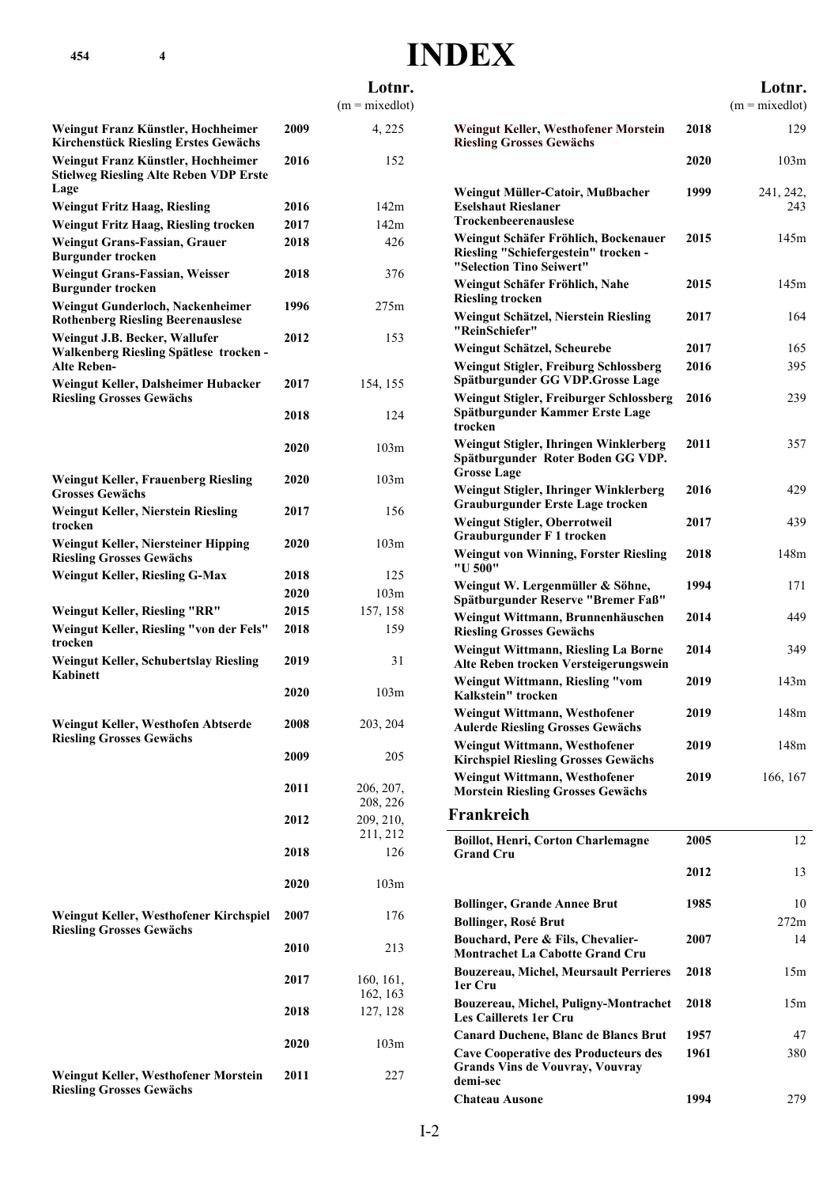# INDEX

| | | Lotnr. (m = mixedlot) |
|---|---|---|
| **Weingut Franz Künstler, Hochheimer Kirchenstück Riesling Erstes Gewächs** | **2009** | 4, 225 |
| **Weingut Franz Künstler, Hochheimer Stielweg Riesling Alte Reben VDP Erste Lage** | **2016** | 152 |
| **Weingut Fritz Haag, Riesling** | **2016** | 142m |
| **Weingut Fritz Haag, Riesling trocken** | **2017** | 142m |
| **Weingut Grans-Fassian, Grauer Burgunder trocken** | **2018** | 426 |
| **Weingut Grans-Fassian, Weisser Burgunder trocken** | **2018** | 376 |
| **Weingut Gunderloch, Nackenheimer Rothenberg Riesling Beerenauslese** | **1996** | 275m |
| **Weingut J.B. Becker, Wallufer Walkenberg Riesling Spätlese trocken -Alte Reben-** | **2012** | 153 |
| **Weingut Keller, Dalsheimer Hubacker Riesling Grosses Gewächs** | **2017** | 154, 155 |
| | **2018** | 124 |
| | **2020** | 103m |
| **Weingut Keller, Frauenberg Riesling Grosses Gewächs** | **2020** | 103m |
| **Weingut Keller, Nierstein Riesling trocken** | **2017** | 156 |
| **Weingut Keller, Niersteiner Hipping Riesling Grosses Gewächs** | **2020** | 103m |
| **Weingut Keller, Riesling G-Max** | **2018** | 125 |
| | **2020** | 103m |
| **Weingut Keller, Riesling "RR"** | **2015** | 157, 158 |
| **Weingut Keller, Riesling "von der Fels" trocken** | **2018** | 159 |
| **Weingut Keller, Schubertslay Riesling Kabinett** | **2019** | 31 |
| | **2020** | 103m |
| **Weingut Keller, Westhofen Abtserde Riesling Grosses Gewächs** | **2008** | 203, 204 |
| | **2009** | 205 |
| | **2011** | 206, 207, 208, 226 |
| | **2012** | 209, 210, 211, 212 |
| | **2018** | 126 |
| | **2020** | 103m |
| **Weingut Keller, Westhofener Kirchspiel Riesling Grosses Gewächs** | **2007** | 176 |
| | **2010** | 213 |
| | **2017** | 160, 161, 162, 163 |
| | **2018** | 127, 128 |
| | **2020** | 103m |
| **Weingut Keller, Westhofener Morstein Riesling Grosses Gewächs** | **2011** | 227 |
| **Weingut Keller, Westhofener Morstein Riesling Grosses Gewächs** | **2018** | 129 |
| | **2020** | 103m |
| **Weingut Müller-Catoir, Mußbacher Eselshaut Rieslaner Trockenbeerenauslese** | **1999** | 241, 242, 243 |
| **Weingut Schäfer Fröhlich, Bockenauer Riesling "Schiefergestein" trocken - "Selection Tino Seiwert"** | **2015** | 145m |
| **Weingut Schäfer Fröhlich, Nahe Riesling trocken** | **2015** | 145m |
| **Weingut Schätzel, Nierstein Riesling "ReinSchiefer"** | **2017** | 164 |
| **Weingut Schätzel, Scheurebe** | **2017** | 165 |
| **Weingut Stigler, Freiburg Schlossberg Spätburgunder GG VDP.Grosse Lage** | **2016** | 395 |
| **Weingut Stigler, Freiburger Schlossberg Spätburgunder Kammer Erste Lage trocken** | **2016** | 239 |
| **Weingut Stigler, Ihringen Winklerberg Spätburgunder Roter Boden GG VDP. Grosse Lage** | **2011** | 357 |
| **Weingut Stigler, Ihringer Winklerberg Grauburgunder Erste Lage trocken** | **2016** | 429 |
| **Weingut Stigler, Oberrotweil Grauburgunder F 1 trocken** | **2017** | 439 |
| **Weingut von Winning, Forster Riesling "U 500"** | **2018** | 148m |
| **Weingut W. Lergenmüller & Söhne, Spätburgunder Reserve "Bremer Faß"** | **1994** | 171 |
| **Weingut Wittmann, Brunnenhäuschen Riesling Grosses Gewächs** | **2014** | 449 |
| **Weingut Wittmann, Riesling La Borne Alte Reben trocken Versteigerungswein** | **2014** | 349 |
| **Weingut Wittmann, Riesling "vom Kalkstein" trocken** | **2019** | 143m |
| **Weingut Wittmann, Westhofener Aulerde Riesling Grosses Gewächs** | **2019** | 148m |
| **Weingut Wittmann, Westhofener Kirchspiel Riesling Grosses Gewächs** | **2019** | 148m |
| **Weingut Wittmann, Westhofener Morstein Riesling Grosses Gewächs** | **2019** | 166, 167 |

## Frankreich

| | | Lotnr. |
|---|---|---|
| **Boillot, Henri, Corton Charlemagne Grand Cru** | **2005** | 12 |
| | **2012** | 13 |
| **Bollinger, Grande Annee Brut** | **1985** | 10 |
| **Bollinger, Rosé Brut** | | 272m |
| **Bouchard, Pere & Fils, Chevalier-Montrachet La Cabotte Grand Cru** | **2007** | 14 |
| **Bouzereau, Michel, Meursault Perrieres 1er Cru** | **2018** | 15m |
| **Bouzereau, Michel, Puligny-Montrachet Les Caillerets 1er Cru** | **2018** | 15m |
| **Canard Duchene, Blanc de Blancs Brut** | **1957** | 47 |
| **Cave Cooperative des Producteurs des Grands Vins de Vouvray, Vouvray demi-sec** | **1961** | 380 |
| **Chateau Ausone** | **1994** | 279 |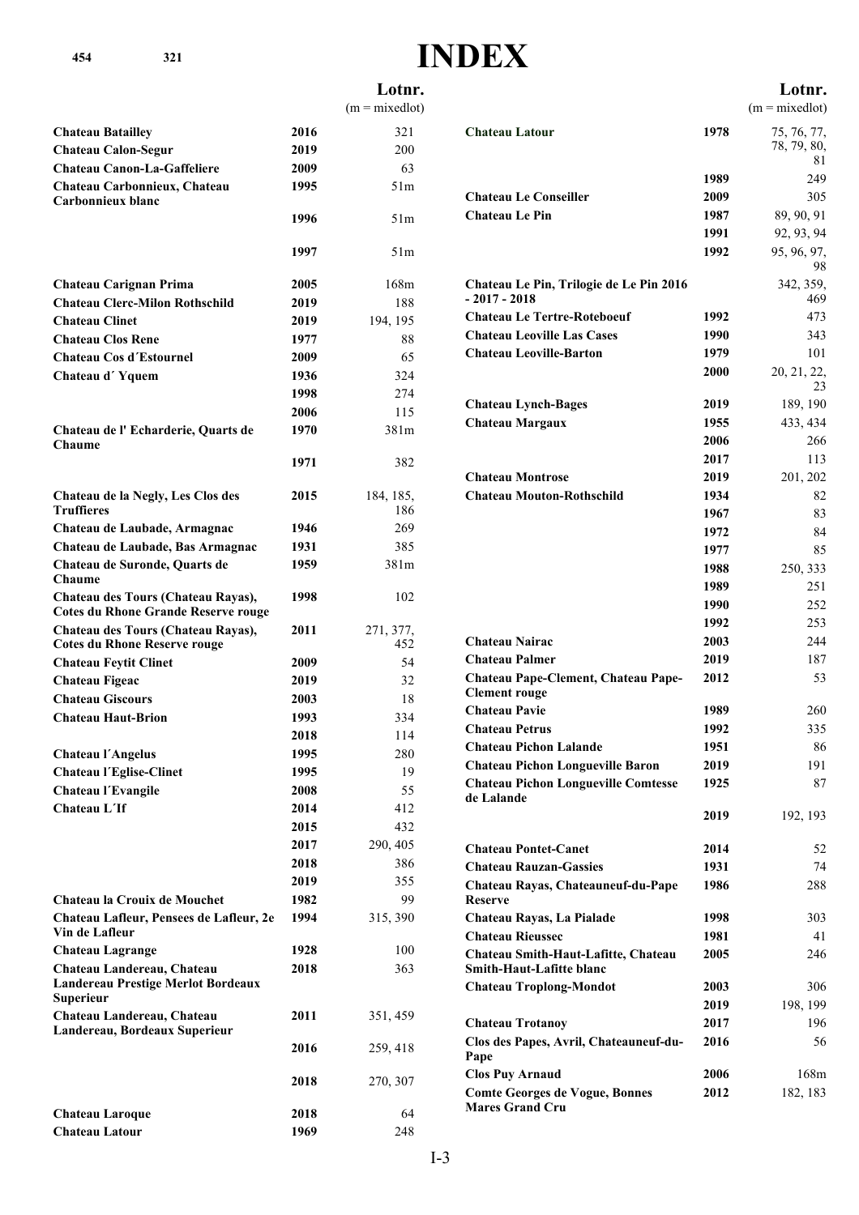# INDEX

| | | Lotnr. (m = mixedlot) |
|---|---|---|
| **Chateau Batailley** | **2016** | 321 |
| **Chateau Calon-Segur** | **2019** | 200 |
| **Chateau Canon-La-Gaffeliere** | **2009** | 63 |
| **Chateau Carbonnieux, Chateau Carbonnieux blanc** | **1995** | 51m |
| | **1996** | 51m |
| | **1997** | 51m |
| **Chateau Carignan Prima** | **2005** | 168m |
| **Chateau Clerc-Milon Rothschild** | **2019** | 188 |
| **Chateau Clinet** | **2019** | 194, 195 |
| **Chateau Clos Rene** | **1977** | 88 |
| **Chateau Cos d´Estournel** | **2009** | 65 |
| **Chateau d´ Yquem** | **1936** | 324 |
| | **1998** | 274 |
| | **2006** | 115 |
| **Chateau de l' Echarderie, Quarts de Chaume** | **1970** | 381m |
| | **1971** | 382 |
| **Chateau de la Negly, Les Clos des Truffieres** | **2015** | 184, 185, 186 |
| **Chateau de Laubade, Armagnac** | **1946** | 269 |
| **Chateau de Laubade, Bas Armagnac** | **1931** | 385 |
| **Chateau de Suronde, Quarts de Chaume** | **1959** | 381m |
| **Chateau des Tours (Chateau Rayas), Cotes du Rhone Grande Reserve rouge** | **1998** | 102 |
| **Chateau des Tours (Chateau Rayas), Cotes du Rhone Reserve rouge** | **2011** | 271, 377, 452 |
| **Chateau Feytit Clinet** | **2009** | 54 |
| **Chateau Figeac** | **2019** | 32 |
| **Chateau Giscours** | **2003** | 18 |
| **Chateau Haut-Brion** | **1993** | 334 |
| | **2018** | 114 |
| **Chateau l´Angelus** | **1995** | 280 |
| **Chateau l´Eglise-Clinet** | **1995** | 19 |
| **Chateau l´Evangile** | **2008** | 55 |
| **Chateau L´If** | **2014** | 412 |
| | **2015** | 432 |
| | **2017** | 290, 405 |
| | **2018** | 386 |
| | **2019** | 355 |
| **Chateau la Crouix de Mouchet** | **1982** | 99 |
| **Chateau Lafleur, Pensees de Lafleur, 2e Vin de Lafleur** | **1994** | 315, 390 |
| **Chateau Lagrange** | **1928** | 100 |
| **Chateau Landereau, Chateau Landereau Prestige Merlot Bordeaux Superieur** | **2018** | 363 |
| **Chateau Landereau, Chateau Landereau, Bordeaux Superieur** | **2011** | 351, 459 |
| | **2016** | 259, 418 |
| | **2018** | 270, 307 |
| **Chateau Laroque** | **2018** | 64 |
| **Chateau Latour** | **1969** | 248 |
| **Chateau Latour** | **1978** | 75, 76, 77, 78, 79, 80, 81 |
| | **1989** | 249 |
| **Chateau Le Conseiller** | **2009** | 305 |
| **Chateau Le Pin** | **1987** | 89, 90, 91 |
| | **1991** | 92, 93, 94 |
| | **1992** | 95, 96, 97, 98 |
| **Chateau Le Pin, Trilogie de Le Pin 2016 - 2017 - 2018** | | 342, 359, 469 |
| **Chateau Le Tertre-Roteboeuf** | **1992** | 473 |
| **Chateau Leoville Las Cases** | **1990** | 343 |
| **Chateau Leoville-Barton** | **1979** | 101 |
| | **2000** | 20, 21, 22, 23 |
| **Chateau Lynch-Bages** | **2019** | 189, 190 |
| **Chateau Margaux** | **1955** | 433, 434 |
| | **2006** | 266 |
| | **2017** | 113 |
| **Chateau Montrose** | **2019** | 201, 202 |
| **Chateau Mouton-Rothschild** | **1934** | 82 |
| | **1967** | 83 |
| | **1972** | 84 |
| | **1977** | 85 |
| | **1988** | 250, 333 |
| | **1989** | 251 |
| | **1990** | 252 |
| | **1992** | 253 |
| **Chateau Nairac** | **2003** | 244 |
| **Chateau Palmer** | **2019** | 187 |
| **Chateau Pape-Clement, Chateau Pape-Clement rouge** | **2012** | 53 |
| **Chateau Pavie** | **1989** | 260 |
| **Chateau Petrus** | **1992** | 335 |
| **Chateau Pichon Lalande** | **1951** | 86 |
| **Chateau Pichon Longueville Baron** | **2019** | 191 |
| **Chateau Pichon Longueville Comtesse de Lalande** | **1925** | 87 |
| | **2019** | 192, 193 |
| **Chateau Pontet-Canet** | **2014** | 52 |
| **Chateau Rauzan-Gassies** | **1931** | 74 |
| **Chateau Rayas, Chateauneuf-du-Pape Reserve** | **1986** | 288 |
| **Chateau Rayas, La Pialade** | **1998** | 303 |
| **Chateau Rieussec** | **1981** | 41 |
| **Chateau Smith-Haut-Lafitte, Chateau Smith-Haut-Lafitte blanc** | **2005** | 246 |
| **Chateau Troplong-Mondot** | **2003** | 306 |
| | **2019** | 198, 199 |
| **Chateau Trotanoy** | **2017** | 196 |
| **Clos des Papes, Avril, Chateauneuf-du-Pape** | **2016** | 56 |
| **Clos Puy Arnaud** | **2006** | 168m |
| **Comte Georges de Vogue, Bonnes Mares Grand Cru** | **2012** | 182, 183 |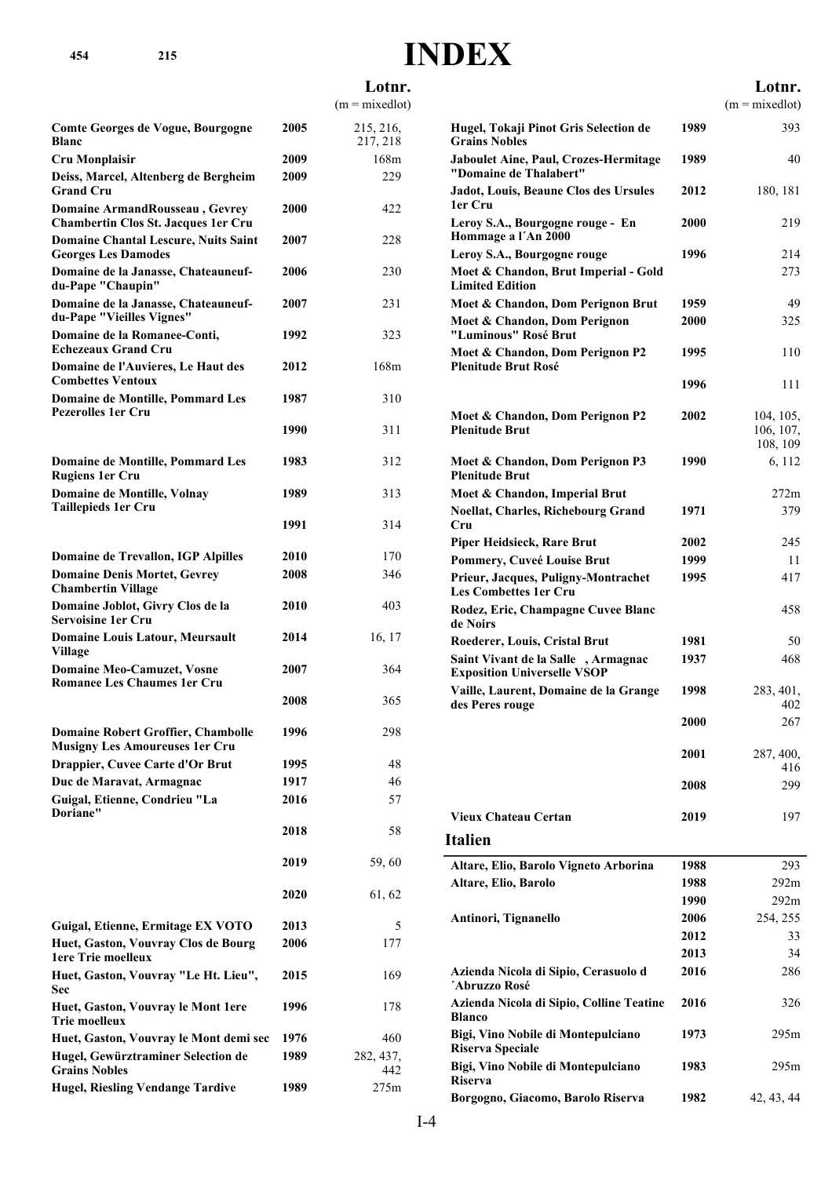# INDEX

| | | Lotnr. (m = mixedlot) |
|---|---|---|
| Comte Georges de Vogue, Bourgogne Blanc | 2005 | 215, 216, 217, 218 |
| Cru Monplaisir | 2009 | 168m |
| Deiss, Marcel, Altenberg de Bergheim Grand Cru | 2009 | 229 |
| Domaine ArmandRousseau , Gevrey Chambertin Clos St. Jacques 1er Cru | 2000 | 422 |
| Domaine Chantal Lescure, Nuits Saint Georges Les Damodes | 2007 | 228 |
| Domaine de la Janasse, Chateauneuf-du-Pape "Chaupin" | 2006 | 230 |
| Domaine de la Janasse, Chateauneuf-du-Pape "Vieilles Vignes" | 2007 | 231 |
| Domaine de la Romanee-Conti, Echezeaux Grand Cru | 1992 | 323 |
| Domaine de l'Auvieres, Le Haut des Combettes Ventoux | 2012 | 168m |
| Domaine de Montille, Pommard Les Pezerolles 1er Cru | 1987 | 310 |
| | 1990 | 311 |
| Domaine de Montille, Pommard Les Rugiens 1er Cru | 1983 | 312 |
| Domaine de Montille, Volnay Taillepieds 1er Cru | 1989 | 313 |
| | 1991 | 314 |
| Domaine de Trevallon, IGP Alpilles | 2010 | 170 |
| Domaine Denis Mortet, Gevrey Chambertin Village | 2008 | 346 |
| Domaine Joblot, Givry Clos de la Servoisine 1er Cru | 2010 | 403 |
| Domaine Louis Latour, Meursault Village | 2014 | 16, 17 |
| Domaine Meo-Camuzet, Vosne Romanee Les Chaumes 1er Cru | 2007 | 364 |
| | 2008 | 365 |
| Domaine Robert Groffier, Chambolle Musigny Les Amoureuses 1er Cru | 1996 | 298 |
| Drappier, Cuvee Carte d'Or Brut | 1995 | 48 |
| Duc de Maravat, Armagnac | 1917 | 46 |
| Guigal, Etienne, Condrieu "La Doriane" | 2016 | 57 |
| | 2018 | 58 |
| | 2019 | 59, 60 |
| | 2020 | 61, 62 |
| Guigal, Etienne, Ermitage EX VOTO | 2013 | 5 |
| Huet, Gaston, Vouvray Clos de Bourg 1ere Trie moelleux | 2006 | 177 |
| Huet, Gaston, Vouvray "Le Ht. Lieu", Sec | 2015 | 169 |
| Huet, Gaston, Vouvray le Mont 1ere Trie moelleux | 1996 | 178 |
| Huet, Gaston, Vouvray le Mont demi sec | 1976 | 460 |
| Hugel, Gewürztraminer Selection de Grains Nobles | 1989 | 282, 437, 442 |
| Hugel, Riesling Vendange Tardive | 1989 | 275m |
| Hugel, Tokaji Pinot Gris Selection de Grains Nobles | 1989 | 393 |
| Jaboulet Aine, Paul, Crozes-Hermitage "Domaine de Thalabert" | 1989 | 40 |
| Jadot, Louis, Beaune Clos des Ursules 1er Cru | 2012 | 180, 181 |
| Leroy S.A., Bourgogne rouge - En Hommage a l´An 2000 | 2000 | 219 |
| Leroy S.A., Bourgogne rouge | 1996 | 214 |
| Moet & Chandon, Brut Imperial - Gold Limited Edition | | 273 |
| Moet & Chandon, Dom Perignon Brut | 1959 | 49 |
| Moet & Chandon, Dom Perignon "Luminous" Rosé Brut | 2000 | 325 |
| Moet & Chandon, Dom Perignon P2 Plenitude Brut Rosé | 1995 | 110 |
| | 1996 | 111 |
| Moet & Chandon, Dom Perignon P2 Plenitude Brut | 2002 | 104, 105, 106, 107, 108, 109 |
| Moet & Chandon, Dom Perignon P3 Plenitude Brut | 1990 | 6, 112 |
| Moet & Chandon, Imperial Brut | | 272m |
| Noellat, Charles, Richebourg Grand Cru | 1971 | 379 |
| Piper Heidsieck, Rare Brut | 2002 | 245 |
| Pommery, Cuveé Louise Brut | 1999 | 11 |
| Prieur, Jacques, Puligny-Montrachet Les Combettes 1er Cru | 1995 | 417 |
| Rodez, Eric, Champagne Cuvee Blanc de Noirs | | 458 |
| Roederer, Louis, Cristal Brut | 1981 | 50 |
| Saint Vivant de la Salle , Armagnac Exposition Universelle VSOP | 1937 | 468 |
| Vaille, Laurent, Domaine de la Grange des Peres rouge | 1998 | 283, 401, 402 |
| | 2000 | 267 |
| | 2001 | 287, 400, 416 |
| | 2008 | 299 |
| Vieux Chateau Certan | 2019 | 197 |

## Italien

| | | |
|---|---|---|
| Altare, Elio, Barolo Vigneto Arborina | 1988 | 293 |
| Altare, Elio, Barolo | 1988 | 292m |
| | 1990 | 292m |
| Antinori, Tignanello | 2006 | 254, 255 |
| | 2012 | 33 |
| | 2013 | 34 |
| Azienda Nicola di Sipio, Cerasuolo d´Abruzzo Rosé | 2016 | 286 |
| Azienda Nicola di Sipio, Colline Teatine Blanco | 2016 | 326 |
| Bigi, Vino Nobile di Montepulciano Riserva Speciale | 1973 | 295m |
| Bigi, Vino Nobile di Montepulciano Riserva | 1983 | 295m |
| Borgogno, Giacomo, Barolo Riserva | 1982 | 42, 43, 44 |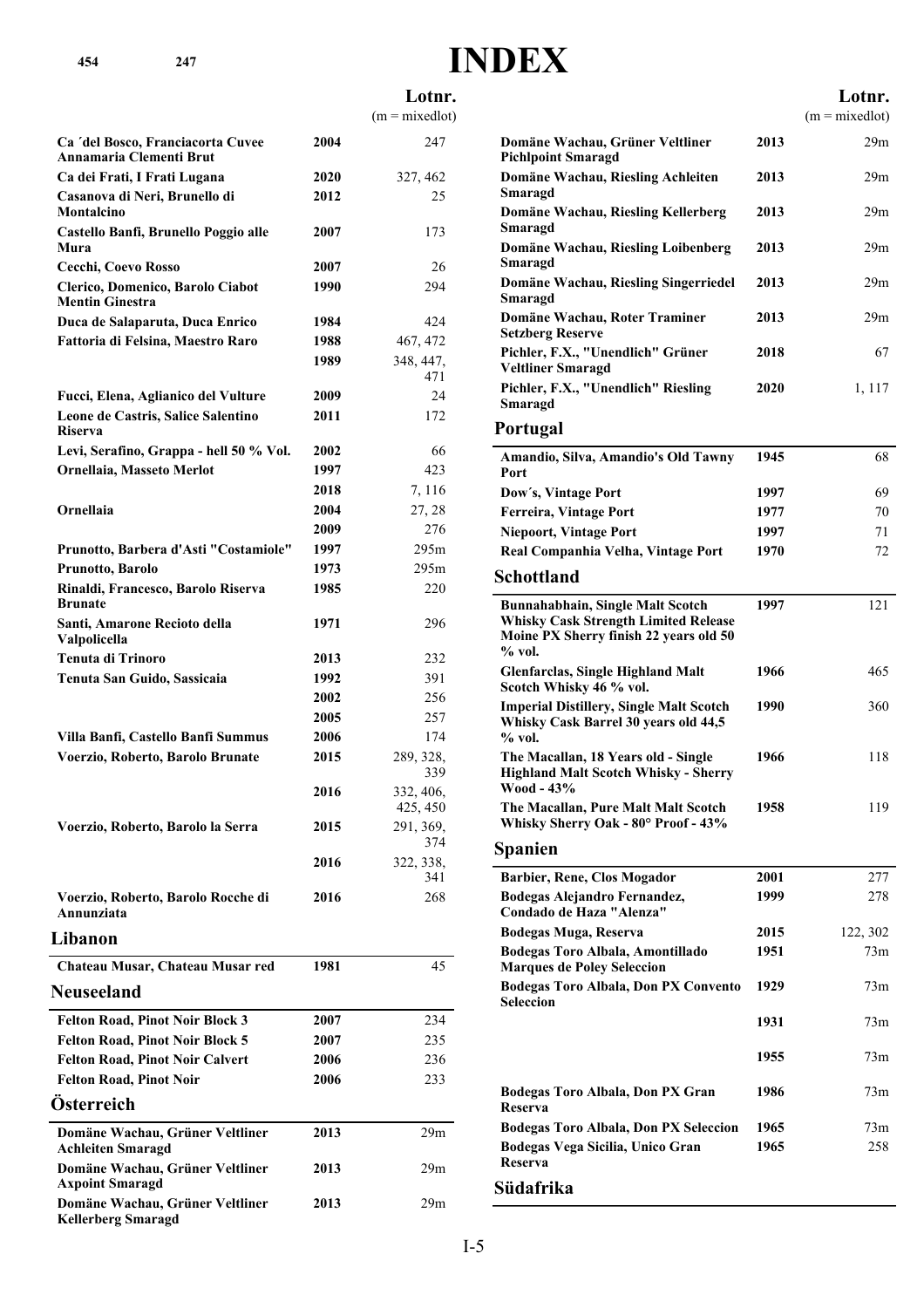# INDEX

| | | Lotnr. (m = mixedlot) |
|---|---|---|
| **Ca ´del Bosco, Franciacorta Cuvee Annamaria Clementi Brut** | **2004** | 247 |
| **Ca dei Frati, I Frati Lugana** | **2020** | 327, 462 |
| **Casanova di Neri, Brunello di Montalcino** | **2012** | 25 |
| **Castello Banfi, Brunello Poggio alle Mura** | **2007** | 173 |
| **Cecchi, Coevo Rosso** | **2007** | 26 |
| **Clerico, Domenico, Barolo Ciabot Mentin Ginestra** | **1990** | 294 |
| **Duca de Salaparuta, Duca Enrico** | **1984** | 424 |
| **Fattoria di Felsina, Maestro Raro** | **1988** | 467, 472 |
| | **1989** | 348, 447, 471 |
| **Fucci, Elena, Aglianico del Vulture** | **2009** | 24 |
| **Leone de Castris, Salice Salentino Riserva** | **2011** | 172 |
| **Levi, Serafino, Grappa - hell 50 % Vol.** | **2002** | 66 |
| **Ornellaia, Masseto Merlot** | **1997** | 423 |
| | **2018** | 7, 116 |
| **Ornellaia** | **2004** | 27, 28 |
| | **2009** | 276 |
| **Prunotto, Barbera d'Asti "Costamiole"** | **1997** | 295m |
| **Prunotto, Barolo** | **1973** | 295m |
| **Rinaldi, Francesco, Barolo Riserva Brunate** | **1985** | 220 |
| **Santi, Amarone Recioto della Valpolicella** | **1971** | 296 |
| **Tenuta di Trinoro** | **2013** | 232 |
| **Tenuta San Guido, Sassicaia** | **1992** | 391 |
| | **2002** | 256 |
| | **2005** | 257 |
| **Villa Banfi, Castello Banfi Summus** | **2006** | 174 |
| **Voerzio, Roberto, Barolo Brunate** | **2015** | 289, 328, 339 |
| | **2016** | 332, 406, 425, 450 |
| **Voerzio, Roberto, Barolo la Serra** | **2015** | 291, 369, 374 |
| | **2016** | 322, 338, 341 |
| **Voerzio, Roberto, Barolo Rocche di Annunziata** | **2016** | 268 |

## Libanon

| | | |
|---|---|---|
| **Chateau Musar, Chateau Musar red** | **1981** | 45 |

## Neuseeland

| | | |
|---|---|---|
| **Felton Road, Pinot Noir Block 3** | **2007** | 234 |
| **Felton Road, Pinot Noir Block 5** | **2007** | 235 |
| **Felton Road, Pinot Noir Calvert** | **2006** | 236 |
| **Felton Road, Pinot Noir** | **2006** | 233 |

## Österreich

| | | |
|---|---|---|
| **Domäne Wachau, Grüner Veltliner Achleiten Smaragd** | **2013** | 29m |
| **Domäne Wachau, Grüner Veltliner Axpoint Smaragd** | **2013** | 29m |
| **Domäne Wachau, Grüner Veltliner Kellerberg Smaragd** | **2013** | 29m |
| **Domäne Wachau, Grüner Veltliner Pichlpoint Smaragd** | **2013** | 29m |
| **Domäne Wachau, Riesling Achleiten Smaragd** | **2013** | 29m |
| **Domäne Wachau, Riesling Kellerberg Smaragd** | **2013** | 29m |
| **Domäne Wachau, Riesling Loibenberg Smaragd** | **2013** | 29m |
| **Domäne Wachau, Riesling Singerriedel Smaragd** | **2013** | 29m |
| **Domäne Wachau, Roter Traminer Setzberg Reserve** | **2013** | 29m |
| **Pichler, F.X., "Unendlich" Grüner Veltliner Smaragd** | **2018** | 67 |
| **Pichler, F.X., "Unendlich" Riesling Smaragd** | **2020** | 1, 117 |

## Portugal

| | | |
|---|---|---|
| **Amandio, Silva, Amandio's Old Tawny Port** | **1945** | 68 |
| **Dow´s, Vintage Port** | **1997** | 69 |
| **Ferreira, Vintage Port** | **1977** | 70 |
| **Niepoort, Vintage Port** | **1997** | 71 |
| **Real Companhia Velha, Vintage Port** | **1970** | 72 |

## Schottland

| | | |
|---|---|---|
| **Bunnahabhain, Single Malt Scotch Whisky Cask Strength Limited Release Moine PX Sherry finish 22 years old 50 % vol.** | **1997** | 121 |
| **Glenfarclas, Single Highland Malt Scotch Whisky 46 % vol.** | **1966** | 465 |
| **Imperial Distillery, Single Malt Scotch Whisky Cask Barrel 30 years old 44,5 % vol.** | **1990** | 360 |
| **The Macallan, 18 Years old - Single Highland Malt Scotch Whisky - Sherry Wood - 43%** | **1966** | 118 |
| **The Macallan, Pure Malt Malt Scotch Whisky Sherry Oak - 80° Proof - 43%** | **1958** | 119 |

## Spanien

| | | |
|---|---|---|
| **Barbier, Rene, Clos Mogador** | **2001** | 277 |
| **Bodegas Alejandro Fernandez, Condado de Haza "Alenza"** | **1999** | 278 |
| **Bodegas Muga, Reserva** | **2015** | 122, 302 |
| **Bodegas Toro Albala, Amontillado Marques de Poley Seleccion** | **1951** | 73m |
| **Bodegas Toro Albala, Don PX Convento Seleccion** | **1929** | 73m |
| | **1931** | 73m |
| | **1955** | 73m |
| **Bodegas Toro Albala, Don PX Gran Reserva** | **1986** | 73m |
| **Bodegas Toro Albala, Don PX Seleccion** | **1965** | 73m |
| **Bodegas Vega Sicilia, Unico Gran Reserva** | **1965** | 258 |

## Südafrika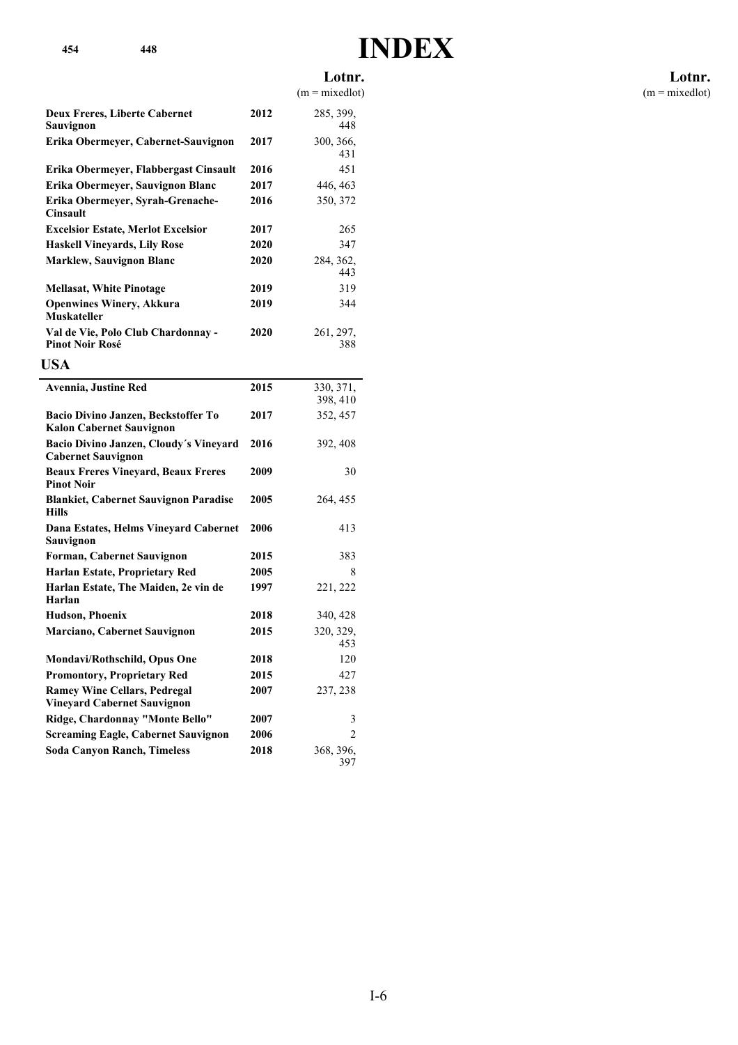# INDEX

| | | Lotnr. (m = mixedlot) |
|---|---|---|
| **Deux Freres, Liberte Cabernet Sauvignon** | **2012** | 285, 399, 448 |
| **Erika Obermeyer, Cabernet-Sauvignon** | **2017** | 300, 366, 431 |
| **Erika Obermeyer, Flabbergast Cinsault** | **2016** | 451 |
| **Erika Obermeyer, Sauvignon Blanc** | **2017** | 446, 463 |
| **Erika Obermeyer, Syrah-Grenache-Cinsault** | **2016** | 350, 372 |
| **Excelsior Estate, Merlot Excelsior** | **2017** | 265 |
| **Haskell Vineyards, Lily Rose** | **2020** | 347 |
| **Marklew, Sauvignon Blanc** | **2020** | 284, 362, 443 |
| **Mellasat, White Pinotage** | **2019** | 319 |
| **Openwines Winery, Akkura Muskateller** | **2019** | 344 |
| **Val de Vie, Polo Club Chardonnay - Pinot Noir Rosé** | **2020** | 261, 297, 388 |

## USA

| | | Lotnr. (m = mixedlot) |
|---|---|---|
| **Avennia, Justine Red** | **2015** | 330, 371, 398, 410 |
| **Bacio Divino Janzen, Beckstoffer To Kalon Cabernet Sauvignon** | **2017** | 352, 457 |
| **Bacio Divino Janzen, Cloudy´s Vineyard Cabernet Sauvignon** | **2016** | 392, 408 |
| **Beaux Freres Vineyard, Beaux Freres Pinot Noir** | **2009** | 30 |
| **Blankiet, Cabernet Sauvignon Paradise Hills** | **2005** | 264, 455 |
| **Dana Estates, Helms Vineyard Cabernet Sauvignon** | **2006** | 413 |
| **Forman, Cabernet Sauvignon** | **2015** | 383 |
| **Harlan Estate, Proprietary Red** | **2005** | 8 |
| **Harlan Estate, The Maiden, 2e vin de Harlan** | **1997** | 221, 222 |
| **Hudson, Phoenix** | **2018** | 340, 428 |
| **Marciano, Cabernet Sauvignon** | **2015** | 320, 329, 453 |
| **Mondavi/Rothschild, Opus One** | **2018** | 120 |
| **Promontory, Proprietary Red** | **2015** | 427 |
| **Ramey Wine Cellars, Pedregal Vineyard Cabernet Sauvignon** | **2007** | 237, 238 |
| **Ridge, Chardonnay "Monte Bello"** | **2007** | 3 |
| **Screaming Eagle, Cabernet Sauvignon** | **2006** | 2 |
| **Soda Canyon Ranch, Timeless** | **2018** | 368, 396, 397 |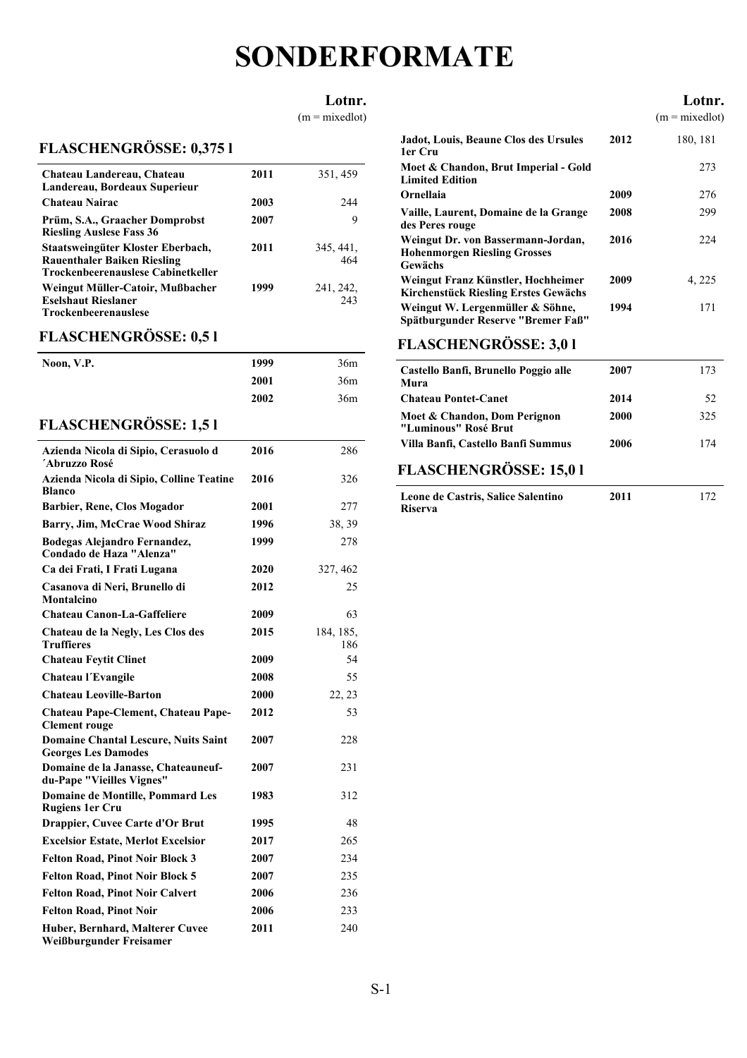# SONDERFORMATE

## FLASCHENGRÖSSE: 0,375 l

| | | Lotnr. (m = mixedlot) |
|---|---|---|
| Chateau Landereau, Chateau Landereau, Bordeaux Superieur | 2011 | 351, 459 |
| Chateau Nairac | 2003 | 244 |
| Prüm, S.A., Graacher Domprobst Riesling Auslese Fass 36 | 2007 | 9 |
| Staatsweingüter Kloster Eberbach, Rauenthaler Baiken Riesling Trockenbeerenauslese Cabinetkeller | 2011 | 345, 441, 464 |
| Weingut Müller-Catoir, Mußbacher Eselshaut Rieslaner Trockenbeerenauslese | 1999 | 241, 242, 243 |

## FLASCHENGRÖSSE: 0,5 l

| | | Lotnr. (m = mixedlot) |
|---|---|---|
| Noon, V.P. | 1999 | 36m |
| | 2001 | 36m |
| | 2002 | 36m |

## FLASCHENGRÖSSE: 1,5 l

| | | Lotnr. (m = mixedlot) |
|---|---|---|
| Azienda Nicola di Sipio, Cerasuolo d´Abruzzo Rosé | 2016 | 286 |
| Azienda Nicola di Sipio, Colline Teatine Blanco | 2016 | 326 |
| Barbier, Rene, Clos Mogador | 2001 | 277 |
| Barry, Jim, McCrae Wood Shiraz | 1996 | 38, 39 |
| Bodegas Alejandro Fernandez, Condado de Haza "Alenza" | 1999 | 278 |
| Ca dei Frati, I Frati Lugana | 2020 | 327, 462 |
| Casanova di Neri, Brunello di Montalcino | 2012 | 25 |
| Chateau Canon-La-Gaffeliere | 2009 | 63 |
| Chateau de la Negly, Les Clos des Truffieres | 2015 | 184, 185, 186 |
| Chateau Feytit Clinet | 2009 | 54 |
| Chateau l´Evangile | 2008 | 55 |
| Chateau Leoville-Barton | 2000 | 22, 23 |
| Chateau Pape-Clement, Chateau Pape-Clement rouge | 2012 | 53 |
| Domaine Chantal Lescure, Nuits Saint Georges Les Damodes | 2007 | 228 |
| Domaine de la Janasse, Chateauneuf-du-Pape "Vieilles Vignes" | 2007 | 231 |
| Domaine de Montille, Pommard Les Rugiens 1er Cru | 1983 | 312 |
| Drappier, Cuvee Carte d'Or Brut | 1995 | 48 |
| Excelsior Estate, Merlot Excelsior | 2017 | 265 |
| Felton Road, Pinot Noir Block 3 | 2007 | 234 |
| Felton Road, Pinot Noir Block 5 | 2007 | 235 |
| Felton Road, Pinot Noir Calvert | 2006 | 236 |
| Felton Road, Pinot Noir | 2006 | 233 |
| Huber, Bernhard, Malterer Cuvee Weißburgunder Freisamer | 2011 | 240 |
| Jadot, Louis, Beaune Clos des Ursules 1er Cru | 2012 | 180, 181 |
| Moet & Chandon, Brut Imperial - Gold Limited Edition | | 273 |
| Ornellaia | 2009 | 276 |
| Vaille, Laurent, Domaine de la Grange des Peres rouge | 2008 | 299 |
| Weingut Dr. von Bassermann-Jordan, Hohenmorgen Riesling Grosses Gewächs | 2016 | 224 |
| Weingut Franz Künstler, Hochheimer Kirchenstück Riesling Erstes Gewächs | 2009 | 4, 225 |
| Weingut W. Lergenmüller & Söhne, Spätburgunder Reserve "Bremer Faß" | 1994 | 171 |

## FLASCHENGRÖSSE: 3,0 l

| | | Lotnr. (m = mixedlot) |
|---|---|---|
| Castello Banfi, Brunello Poggio alle Mura | 2007 | 173 |
| Chateau Pontet-Canet | 2014 | 52 |
| Moet & Chandon, Dom Perignon "Luminous" Rosé Brut | 2000 | 325 |
| Villa Banfi, Castello Banfi Summus | 2006 | 174 |

## FLASCHENGRÖSSE: 15,0 l

| | | Lotnr. (m = mixedlot) |
|---|---|---|
| Leone de Castris, Salice Salentino Riserva | 2011 | 172 |